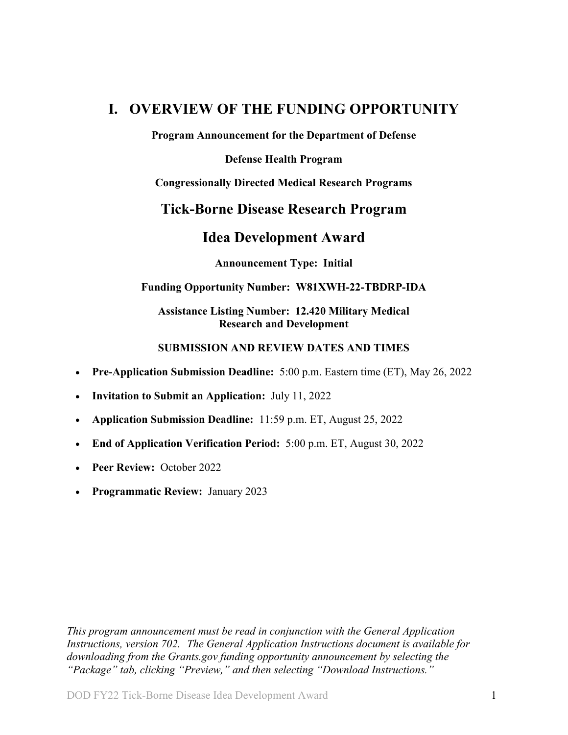# I. OVERVIEW OF THE FUNDING OPPORTUNITY

**Program Announcement for the Department of Defense**

**Defense Health Program**

**Congressionally Directed Medical Research Programs**

## Tick-Borne Disease Research Program

## Idea Development Award

**Announcement Type: Initial**

**Funding Opportunity Number: W81XWH-22-TBDRP-IDA**

**Assistance Listing Number: 12.420 Military Medical Research and Development**

**SUBMISSION AND REVIEW DATES AND TIMES**

- **Pre-Application Submission Deadline:** 5:00 p.m. Eastern time (ET), May 26, 2022
- **Invitation to Submit an Application:** July 11, 2022
- **Application Submission Deadline:** 11:59 p.m. ET, August 25, 2022
- **End of Application Verification Period:** 5:00 p.m. ET, August 30, 2022
- **Peer Review:** October 2022
- **Programmatic Review:** January 2023

*This program announcement must be read in conjunction with the General Application Instructions, version 702. The General Application Instructions document is available for downloading from the Grants.gov funding opportunity announcement by selecting the "Package" tab, clicking "Preview," and then selecting "Download Instructions."*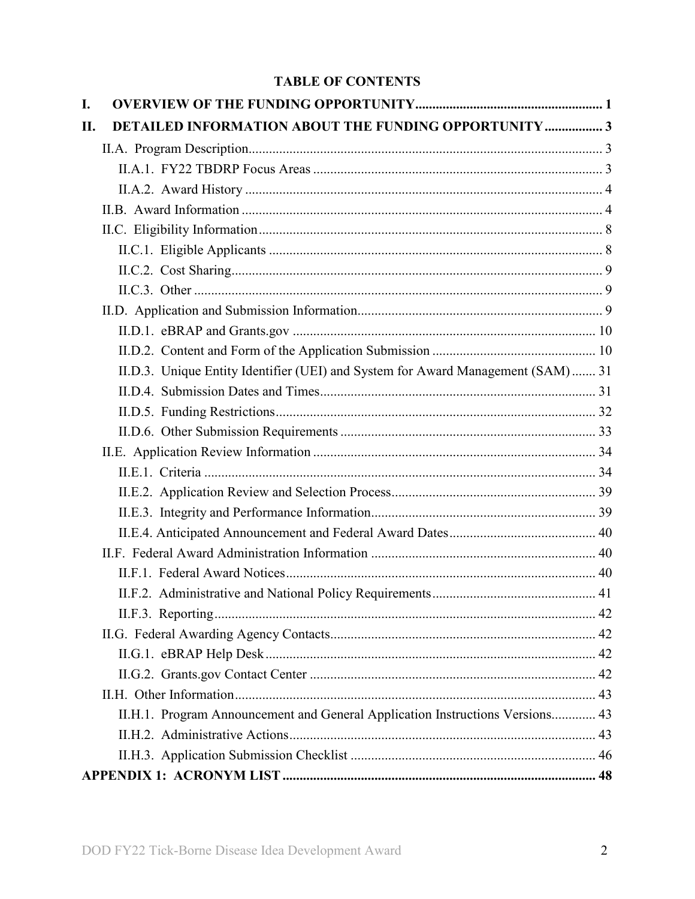# TABLE OF CONTENTS

**I. OVERVIEW OF THE FUNDING OPPORTUNITY ........................................................ 1**

**II. DETAILED INFORMATION ABOUT THE FUNDING OPPORTUNITY ................. 3**

- II.A. Program Description ........................................................................................ 3
  - II.A.1. FY22 TBDRP Focus Areas ..................................................................... 3
  - II.A.2. Award History ......................................................................................... 4
- II.B. Award Information ........................................................................................... 4
- II.C. Eligibility Information ..................................................................................... 8
  - II.C.1. Eligible Applicants .................................................................................. 8
  - II.C.2. Cost Sharing ............................................................................................. 9
  - II.C.3. Other ........................................................................................................ 9
- II.D. Application and Submission Information ........................................................ 9
  - II.D.1. eBRAP and Grants.gov ......................................................................... 10
  - II.D.2. Content and Form of the Application Submission ................................ 10
  - II.D.3. Unique Entity Identifier (UEI) and System for Award Management (SAM) ....... 31
  - II.D.4. Submission Dates and Times ................................................................. 31
  - II.D.5. Funding Restrictions .............................................................................. 32
  - II.D.6. Other Submission Requirements ........................................................... 33
- II.E. Application Review Information ................................................................... 34
  - II.E.1. Criteria ................................................................................................... 34
  - II.E.2. Application Review and Selection Process ............................................ 39
  - II.E.3. Integrity and Performance Information .................................................. 39
  - II.E.4. Anticipated Announcement and Federal Award Dates ........................... 40
- II.F. Federal Award Administration Information .................................................. 40
  - II.F.1. Federal Award Notices ........................................................................... 40
  - II.F.2. Administrative and National Policy Requirements ................................ 41
  - II.F.3. Reporting ................................................................................................ 42
- II.G. Federal Awarding Agency Contacts .............................................................. 42
  - II.G.1. eBRAP Help Desk ................................................................................. 42
  - II.G.2. Grants.gov Contact Center .................................................................... 42
- II.H. Other Information .......................................................................................... 43
  - II.H.1. Program Announcement and General Application Instructions Versions ............. 43
  - II.H.2. Administrative Actions .......................................................................... 43
  - II.H.3. Application Submission Checklist ........................................................ 46

**APPENDIX 1: ACRONYM LIST ............................................................................ 48**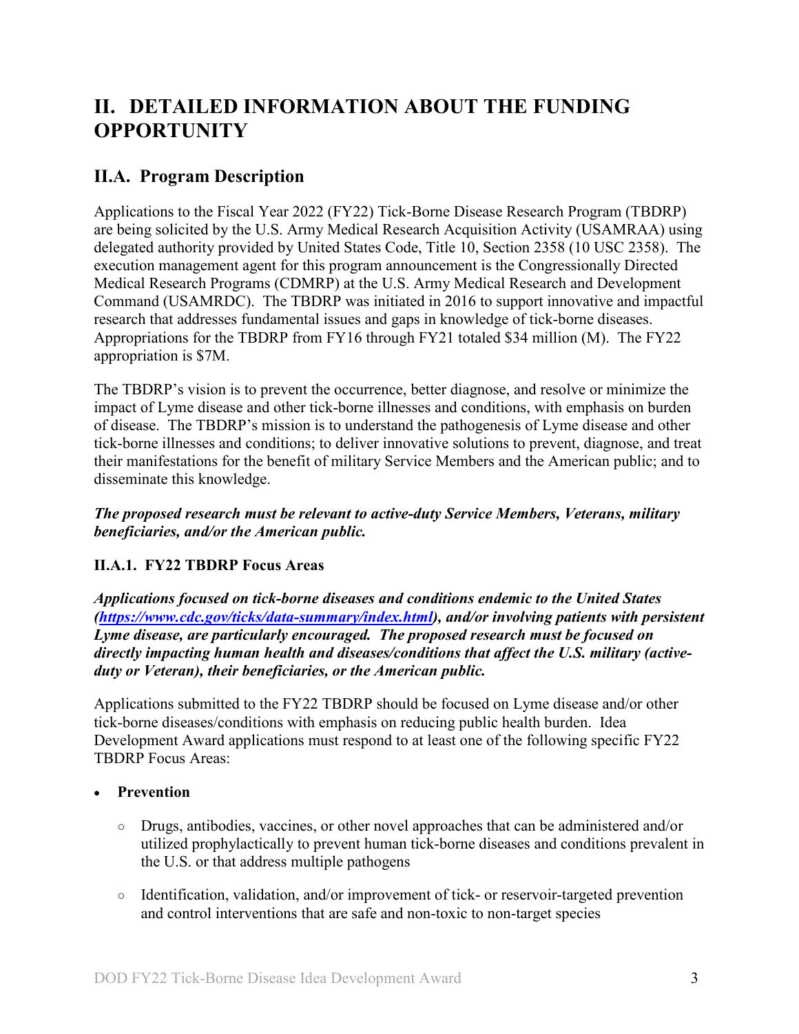# II. DETAILED INFORMATION ABOUT THE FUNDING OPPORTUNITY

## II.A. Program Description

Applications to the Fiscal Year 2022 (FY22) Tick-Borne Disease Research Program (TBDRP) are being solicited by the U.S. Army Medical Research Acquisition Activity (USAMRAA) using delegated authority provided by United States Code, Title 10, Section 2358 (10 USC 2358). The execution management agent for this program announcement is the Congressionally Directed Medical Research Programs (CDMRP) at the U.S. Army Medical Research and Development Command (USAMRDC). The TBDRP was initiated in 2016 to support innovative and impactful research that addresses fundamental issues and gaps in knowledge of tick-borne diseases. Appropriations for the TBDRP from FY16 through FY21 totaled $34 million (M). The FY22 appropriation is $7M.

The TBDRP's vision is to prevent the occurrence, better diagnose, and resolve or minimize the impact of Lyme disease and other tick-borne illnesses and conditions, with emphasis on burden of disease. The TBDRP's mission is to understand the pathogenesis of Lyme disease and other tick-borne illnesses and conditions; to deliver innovative solutions to prevent, diagnose, and treat their manifestations for the benefit of military Service Members and the American public; and to disseminate this knowledge.

***The proposed research must be relevant to active-duty Service Members, Veterans, military beneficiaries, and/or the American public.***

### II.A.1. FY22 TBDRP Focus Areas

***Applications focused on tick-borne diseases and conditions endemic to the United States ([https://www.cdc.gov/ticks/data-summary/index.html](https://www.cdc.gov/ticks/data-summary/index.html)), and/or involving patients with persistent Lyme disease, are particularly encouraged. The proposed research must be focused on directly impacting human health and diseases/conditions that affect the U.S. military (active-duty or Veteran), their beneficiaries, or the American public.***

Applications submitted to the FY22 TBDRP should be focused on Lyme disease and/or other tick-borne diseases/conditions with emphasis on reducing public health burden. Idea Development Award applications must respond to at least one of the following specific FY22 TBDRP Focus Areas:

- **Prevention**
  - Drugs, antibodies, vaccines, or other novel approaches that can be administered and/or utilized prophylactically to prevent human tick-borne diseases and conditions prevalent in the U.S. or that address multiple pathogens
  - Identification, validation, and/or improvement of tick- or reservoir-targeted prevention and control interventions that are safe and non-toxic to non-target species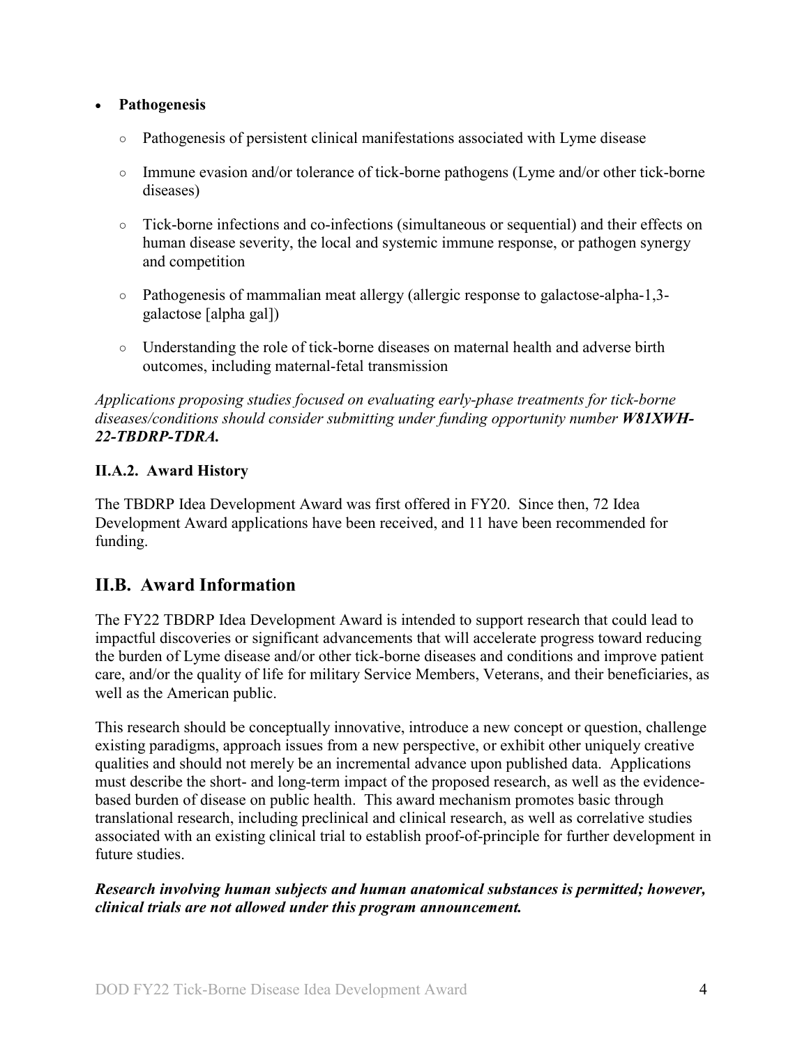- **Pathogenesis**
  - Pathogenesis of persistent clinical manifestations associated with Lyme disease
  - Immune evasion and/or tolerance of tick-borne pathogens (Lyme and/or other tick-borne diseases)
  - Tick-borne infections and co-infections (simultaneous or sequential) and their effects on human disease severity, the local and systemic immune response, or pathogen synergy and competition
  - Pathogenesis of mammalian meat allergy (allergic response to galactose-alpha-1,3-galactose [alpha gal])
  - Understanding the role of tick-borne diseases on maternal health and adverse birth outcomes, including maternal-fetal transmission

*Applications proposing studies focused on evaluating early-phase treatments for tick-borne diseases/conditions should consider submitting under funding opportunity number **W81XWH-22-TBDRP-TDRA.***

### II.A.2. Award History

The TBDRP Idea Development Award was first offered in FY20. Since then, 72 Idea Development Award applications have been received, and 11 have been recommended for funding.

## II.B. Award Information

The FY22 TBDRP Idea Development Award is intended to support research that could lead to impactful discoveries or significant advancements that will accelerate progress toward reducing the burden of Lyme disease and/or other tick-borne diseases and conditions and improve patient care, and/or the quality of life for military Service Members, Veterans, and their beneficiaries, as well as the American public.

This research should be conceptually innovative, introduce a new concept or question, challenge existing paradigms, approach issues from a new perspective, or exhibit other uniquely creative qualities and should not merely be an incremental advance upon published data. Applications must describe the short- and long-term impact of the proposed research, as well as the evidence-based burden of disease on public health. This award mechanism promotes basic through translational research, including preclinical and clinical research, as well as correlative studies associated with an existing clinical trial to establish proof-of-principle for further development in future studies.

***Research involving human subjects and human anatomical substances is permitted; however, clinical trials are not allowed under this program announcement.***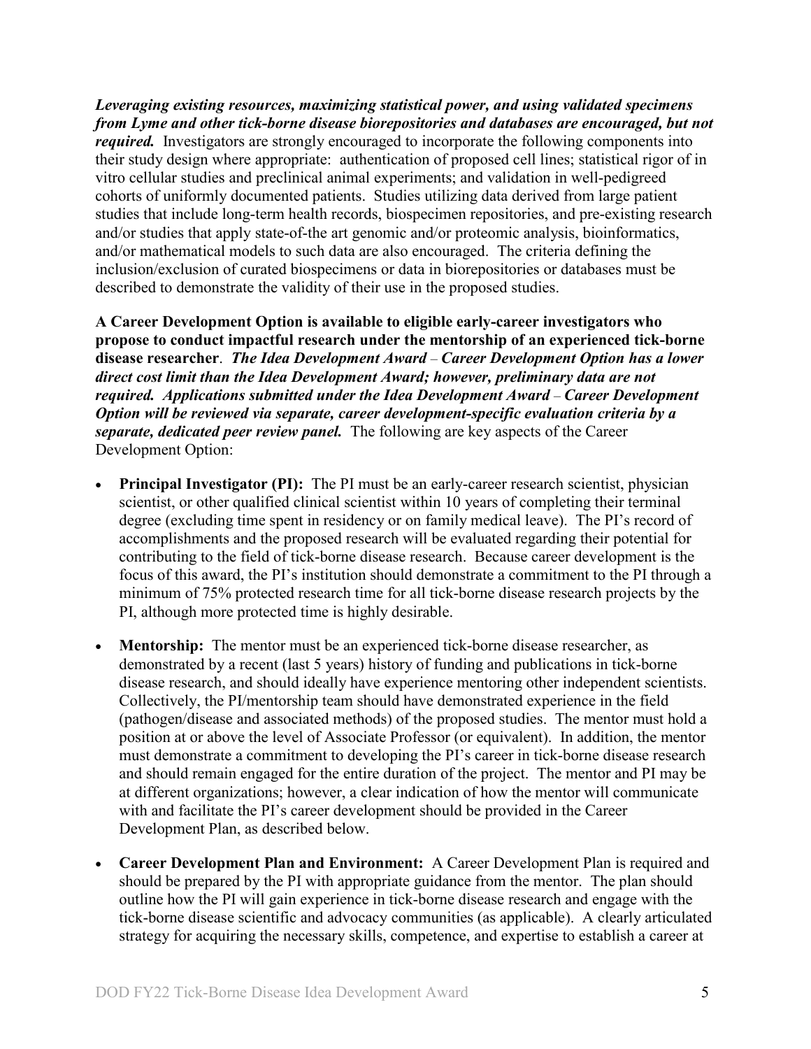***Leveraging existing resources, maximizing statistical power, and using validated specimens from Lyme and other tick-borne disease biorepositories and databases are encouraged, but not required.*** Investigators are strongly encouraged to incorporate the following components into their study design where appropriate: authentication of proposed cell lines; statistical rigor of in vitro cellular studies and preclinical animal experiments; and validation in well-pedigreed cohorts of uniformly documented patients. Studies utilizing data derived from large patient studies that include long-term health records, biospecimen repositories, and pre-existing research and/or studies that apply state-of-the art genomic and/or proteomic analysis, bioinformatics, and/or mathematical models to such data are also encouraged. The criteria defining the inclusion/exclusion of curated biospecimens or data in biorepositories or databases must be described to demonstrate the validity of their use in the proposed studies.

**A Career Development Option is available to eligible early-career investigators who propose to conduct impactful research under the mentorship of an experienced tick-borne disease researcher**. ***The Idea Development Award – Career Development Option has a lower direct cost limit than the Idea Development Award; however, preliminary data are not required. Applications submitted under the Idea Development Award – Career Development Option will be reviewed via separate, career development-specific evaluation criteria by a separate, dedicated peer review panel.*** The following are key aspects of the Career Development Option:

- **Principal Investigator (PI):** The PI must be an early-career research scientist, physician scientist, or other qualified clinical scientist within 10 years of completing their terminal degree (excluding time spent in residency or on family medical leave). The PI's record of accomplishments and the proposed research will be evaluated regarding their potential for contributing to the field of tick-borne disease research. Because career development is the focus of this award, the PI's institution should demonstrate a commitment to the PI through a minimum of 75% protected research time for all tick-borne disease research projects by the PI, although more protected time is highly desirable.
- **Mentorship:** The mentor must be an experienced tick-borne disease researcher, as demonstrated by a recent (last 5 years) history of funding and publications in tick-borne disease research, and should ideally have experience mentoring other independent scientists. Collectively, the PI/mentorship team should have demonstrated experience in the field (pathogen/disease and associated methods) of the proposed studies. The mentor must hold a position at or above the level of Associate Professor (or equivalent). In addition, the mentor must demonstrate a commitment to developing the PI's career in tick-borne disease research and should remain engaged for the entire duration of the project. The mentor and PI may be at different organizations; however, a clear indication of how the mentor will communicate with and facilitate the PI's career development should be provided in the Career Development Plan, as described below.
- **Career Development Plan and Environment:** A Career Development Plan is required and should be prepared by the PI with appropriate guidance from the mentor. The plan should outline how the PI will gain experience in tick-borne disease research and engage with the tick-borne disease scientific and advocacy communities (as applicable). A clearly articulated strategy for acquiring the necessary skills, competence, and expertise to establish a career at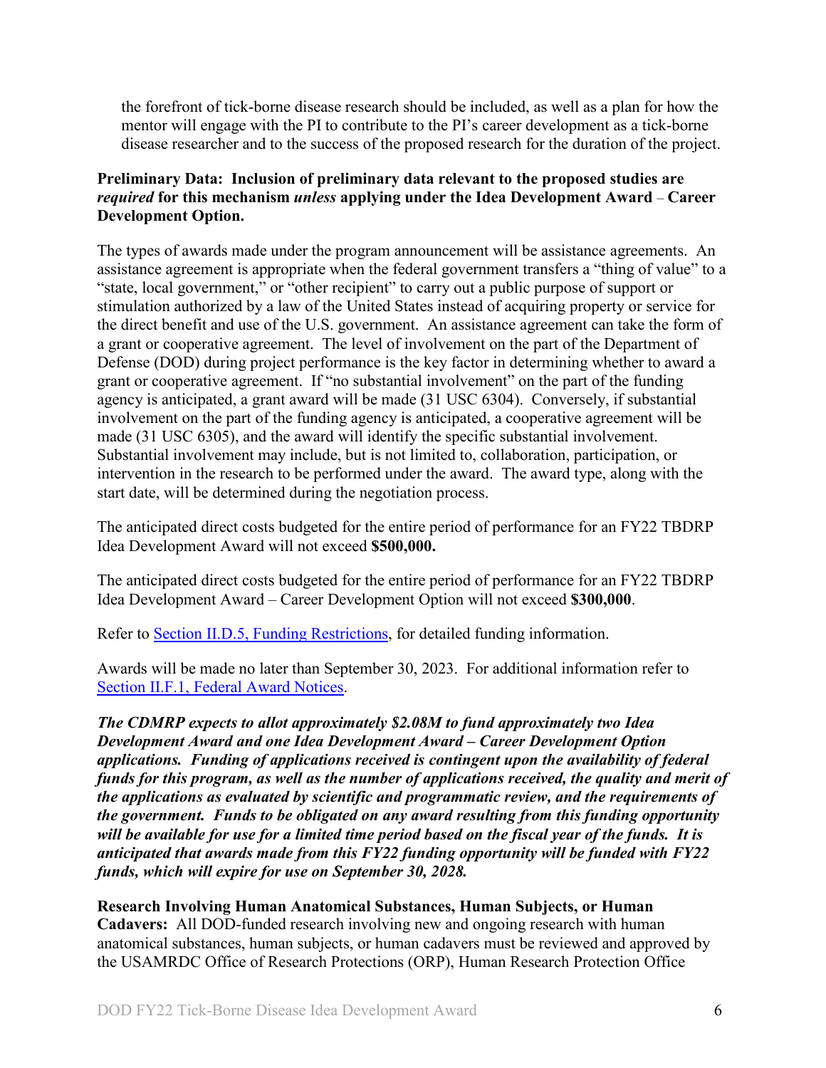the forefront of tick-borne disease research should be included, as well as a plan for how the mentor will engage with the PI to contribute to the PI's career development as a tick-borne disease researcher and to the success of the proposed research for the duration of the project.

**Preliminary Data: Inclusion of preliminary data relevant to the proposed studies are *required* for this mechanism *unless* applying under the Idea Development Award – Career Development Option.**

The types of awards made under the program announcement will be assistance agreements. An assistance agreement is appropriate when the federal government transfers a "thing of value" to a "state, local government," or "other recipient" to carry out a public purpose of support or stimulation authorized by a law of the United States instead of acquiring property or service for the direct benefit and use of the U.S. government. An assistance agreement can take the form of a grant or cooperative agreement. The level of involvement on the part of the Department of Defense (DOD) during project performance is the key factor in determining whether to award a grant or cooperative agreement. If "no substantial involvement" on the part of the funding agency is anticipated, a grant award will be made (31 USC 6304). Conversely, if substantial involvement on the part of the funding agency is anticipated, a cooperative agreement will be made (31 USC 6305), and the award will identify the specific substantial involvement. Substantial involvement may include, but is not limited to, collaboration, participation, or intervention in the research to be performed under the award. The award type, along with the start date, will be determined during the negotiation process.

The anticipated direct costs budgeted for the entire period of performance for an FY22 TBDRP Idea Development Award will not exceed **$500,000.**

The anticipated direct costs budgeted for the entire period of performance for an FY22 TBDRP Idea Development Award – Career Development Option will not exceed **$300,000**.

Refer to [Section II.D.5, Funding Restrictions](), for detailed funding information.

Awards will be made no later than September 30, 2023. For additional information refer to [Section II.F.1, Federal Award Notices]().

***The CDMRP expects to allot approximately $2.08M to fund approximately two Idea Development Award and one Idea Development Award – Career Development Option applications. Funding of applications received is contingent upon the availability of federal funds for this program, as well as the number of applications received, the quality and merit of the applications as evaluated by scientific and programmatic review, and the requirements of the government. Funds to be obligated on any award resulting from this funding opportunity will be available for use for a limited time period based on the fiscal year of the funds. It is anticipated that awards made from this FY22 funding opportunity will be funded with FY22 funds, which will expire for use on September 30, 2028.***

**Research Involving Human Anatomical Substances, Human Subjects, or Human Cadavers:** All DOD-funded research involving new and ongoing research with human anatomical substances, human subjects, or human cadavers must be reviewed and approved by the USAMRDC Office of Research Protections (ORP), Human Research Protection Office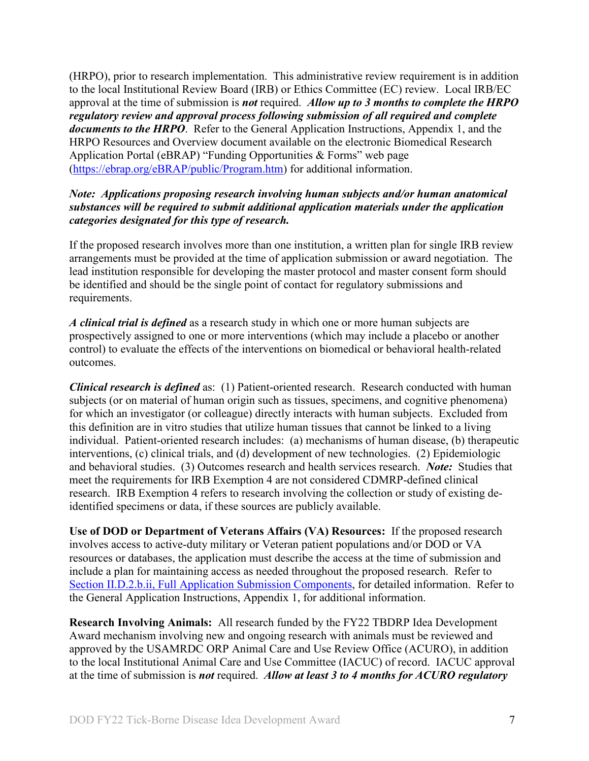(HRPO), prior to research implementation. This administrative review requirement is in addition to the local Institutional Review Board (IRB) or Ethics Committee (EC) review. Local IRB/EC approval at the time of submission is ***not*** required. ***Allow up to 3 months to complete the HRPO regulatory review and approval process following submission of all required and complete documents to the HRPO***. Refer to the General Application Instructions, Appendix 1, and the HRPO Resources and Overview document available on the electronic Biomedical Research Application Portal (eBRAP) "Funding Opportunities & Forms" web page (https://ebrap.org/eBRAP/public/Program.htm) for additional information.

***Note: Applications proposing research involving human subjects and/or human anatomical substances will be required to submit additional application materials under the application categories designated for this type of research.***

If the proposed research involves more than one institution, a written plan for single IRB review arrangements must be provided at the time of application submission or award negotiation. The lead institution responsible for developing the master protocol and master consent form should be identified and should be the single point of contact for regulatory submissions and requirements.

***A clinical trial is defined*** as a research study in which one or more human subjects are prospectively assigned to one or more interventions (which may include a placebo or another control) to evaluate the effects of the interventions on biomedical or behavioral health-related outcomes.

***Clinical research is defined*** as: (1) Patient-oriented research. Research conducted with human subjects (or on material of human origin such as tissues, specimens, and cognitive phenomena) for which an investigator (or colleague) directly interacts with human subjects. Excluded from this definition are in vitro studies that utilize human tissues that cannot be linked to a living individual. Patient-oriented research includes: (a) mechanisms of human disease, (b) therapeutic interventions, (c) clinical trials, and (d) development of new technologies. (2) Epidemiologic and behavioral studies. (3) Outcomes research and health services research. ***Note:*** Studies that meet the requirements for IRB Exemption 4 are not considered CDMRP-defined clinical research. IRB Exemption 4 refers to research involving the collection or study of existing de-identified specimens or data, if these sources are publicly available.

**Use of DOD or Department of Veterans Affairs (VA) Resources:** If the proposed research involves access to active-duty military or Veteran patient populations and/or DOD or VA resources or databases, the application must describe the access at the time of submission and include a plan for maintaining access as needed throughout the proposed research. Refer to Section II.D.2.b.ii, Full Application Submission Components, for detailed information. Refer to the General Application Instructions, Appendix 1, for additional information.

**Research Involving Animals:** All research funded by the FY22 TBDRP Idea Development Award mechanism involving new and ongoing research with animals must be reviewed and approved by the USAMRDC ORP Animal Care and Use Review Office (ACURO), in addition to the local Institutional Animal Care and Use Committee (IACUC) of record. IACUC approval at the time of submission is ***not*** required. ***Allow at least 3 to 4 months for ACURO regulatory***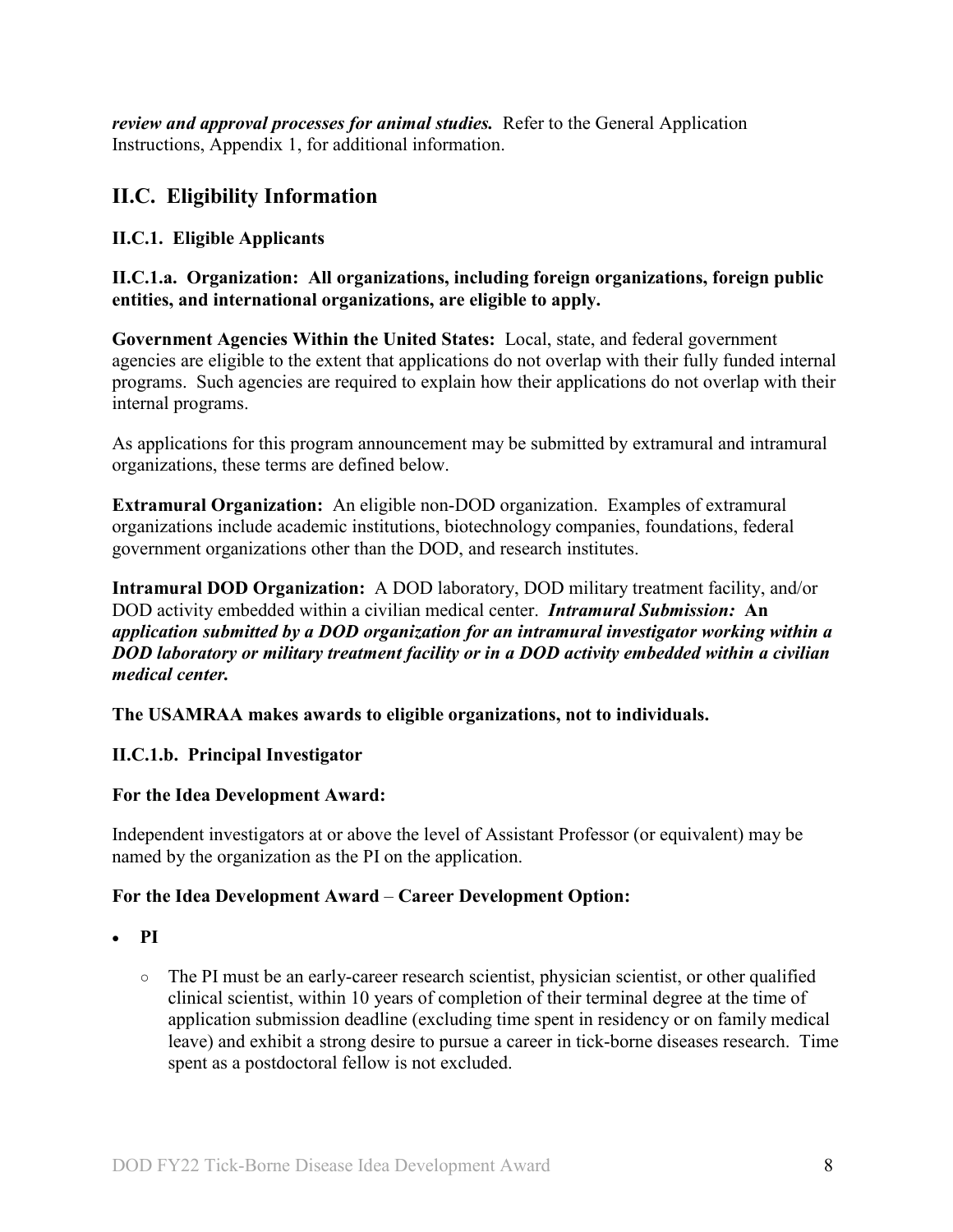***review and approval processes for animal studies.*** Refer to the General Application Instructions, Appendix 1, for additional information.

## II.C. Eligibility Information

### II.C.1. Eligible Applicants

**II.C.1.a. Organization: All organizations, including foreign organizations, foreign public entities, and international organizations, are eligible to apply.**

**Government Agencies Within the United States:** Local, state, and federal government agencies are eligible to the extent that applications do not overlap with their fully funded internal programs. Such agencies are required to explain how their applications do not overlap with their internal programs.

As applications for this program announcement may be submitted by extramural and intramural organizations, these terms are defined below.

**Extramural Organization:** An eligible non-DOD organization. Examples of extramural organizations include academic institutions, biotechnology companies, foundations, federal government organizations other than the DOD, and research institutes.

**Intramural DOD Organization:** A DOD laboratory, DOD military treatment facility, and/or DOD activity embedded within a civilian medical center. ***Intramural Submission:* *An application submitted by a DOD organization for an intramural investigator working within a DOD laboratory or military treatment facility or in a DOD activity embedded within a civilian medical center.***

**The USAMRAA makes awards to eligible organizations, not to individuals.**

**II.C.1.b. Principal Investigator**

**For the Idea Development Award:**

Independent investigators at or above the level of Assistant Professor (or equivalent) may be named by the organization as the PI on the application.

**For the Idea Development Award** – **Career Development Option:**

- **PI**
  - The PI must be an early-career research scientist, physician scientist, or other qualified clinical scientist, within 10 years of completion of their terminal degree at the time of application submission deadline (excluding time spent in residency or on family medical leave) and exhibit a strong desire to pursue a career in tick-borne diseases research. Time spent as a postdoctoral fellow is not excluded.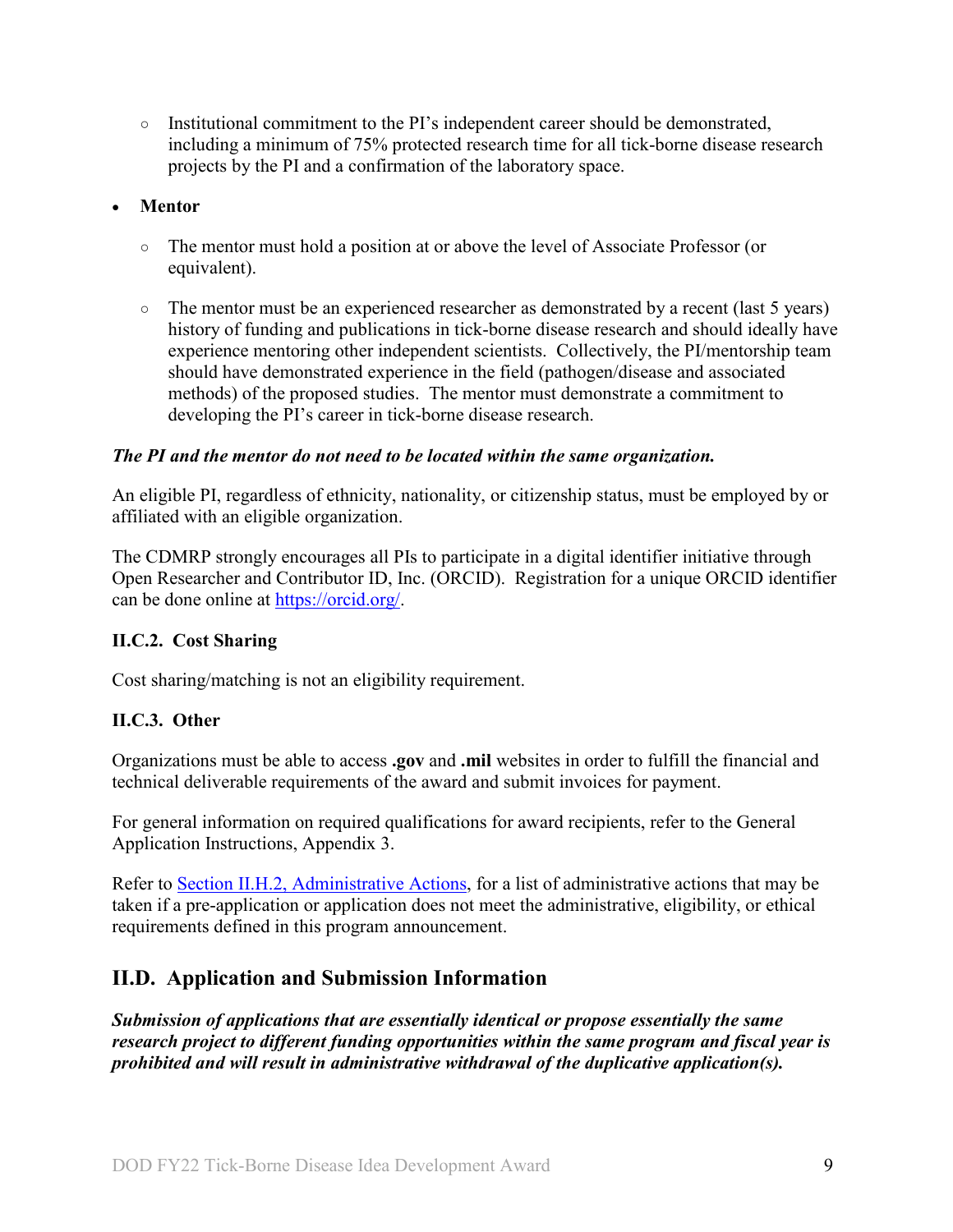- Institutional commitment to the PI's independent career should be demonstrated, including a minimum of 75% protected research time for all tick-borne disease research projects by the PI and a confirmation of the laboratory space.

- **Mentor**
  - The mentor must hold a position at or above the level of Associate Professor (or equivalent).
  - The mentor must be an experienced researcher as demonstrated by a recent (last 5 years) history of funding and publications in tick-borne disease research and should ideally have experience mentoring other independent scientists. Collectively, the PI/mentorship team should have demonstrated experience in the field (pathogen/disease and associated methods) of the proposed studies. The mentor must demonstrate a commitment to developing the PI's career in tick-borne disease research.

***The PI and the mentor do not need to be located within the same organization.***

An eligible PI, regardless of ethnicity, nationality, or citizenship status, must be employed by or affiliated with an eligible organization.

The CDMRP strongly encourages all PIs to participate in a digital identifier initiative through Open Researcher and Contributor ID, Inc. (ORCID). Registration for a unique ORCID identifier can be done online at https://orcid.org/.

### II.C.2. Cost Sharing

Cost sharing/matching is not an eligibility requirement.

### II.C.3. Other

Organizations must be able to access **.gov** and **.mil** websites in order to fulfill the financial and technical deliverable requirements of the award and submit invoices for payment.

For general information on required qualifications for award recipients, refer to the General Application Instructions, Appendix 3.

Refer to Section II.H.2, Administrative Actions, for a list of administrative actions that may be taken if a pre-application or application does not meet the administrative, eligibility, or ethical requirements defined in this program announcement.

## II.D. Application and Submission Information

***Submission of applications that are essentially identical or propose essentially the same research project to different funding opportunities within the same program and fiscal year is prohibited and will result in administrative withdrawal of the duplicative application(s).***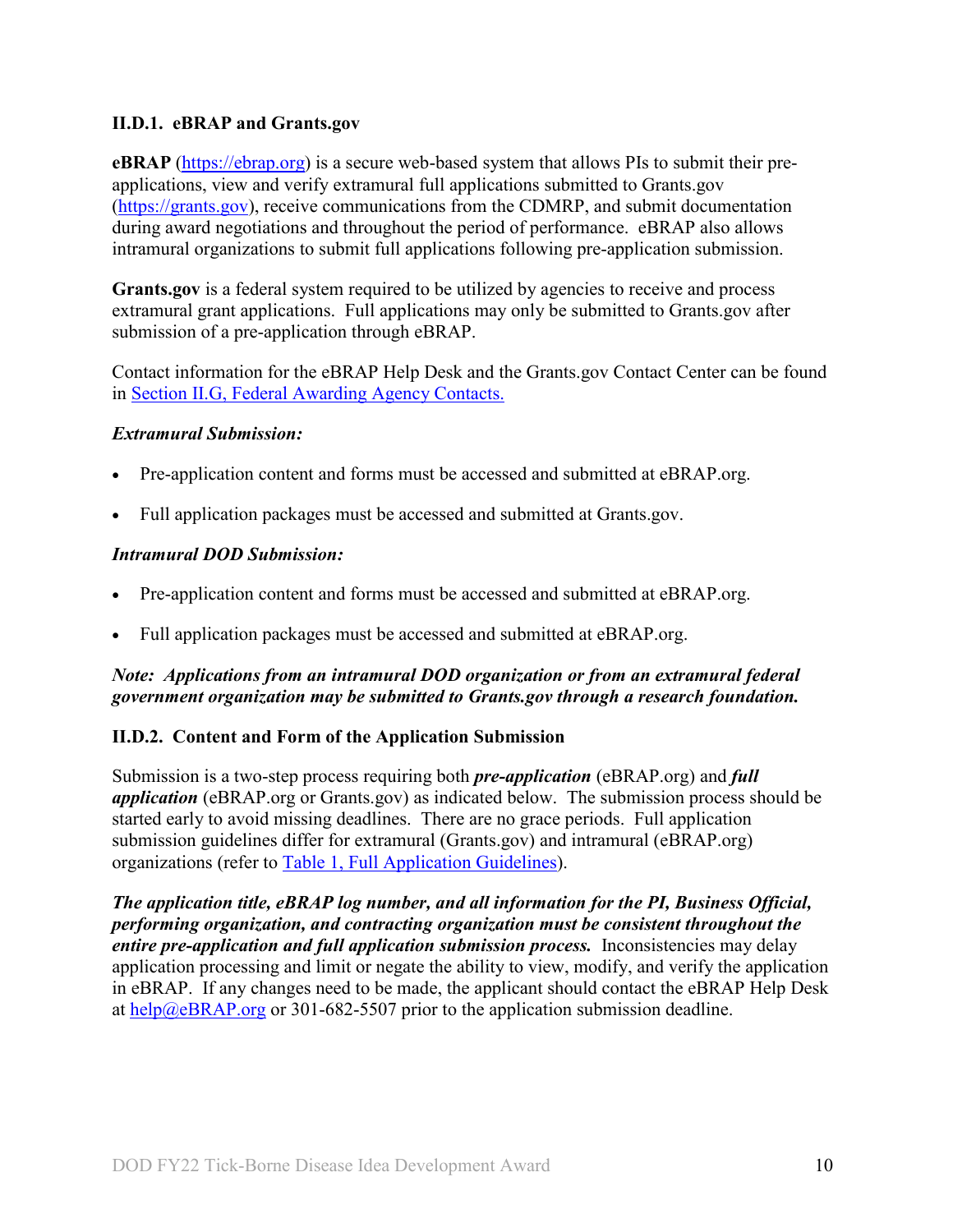### II.D.1. eBRAP and Grants.gov

**eBRAP** (https://ebrap.org) is a secure web-based system that allows PIs to submit their pre-applications, view and verify extramural full applications submitted to Grants.gov (https://grants.gov), receive communications from the CDMRP, and submit documentation during award negotiations and throughout the period of performance. eBRAP also allows intramural organizations to submit full applications following pre-application submission.

**Grants.gov** is a federal system required to be utilized by agencies to receive and process extramural grant applications. Full applications may only be submitted to Grants.gov after submission of a pre-application through eBRAP.

Contact information for the eBRAP Help Desk and the Grants.gov Contact Center can be found in Section II.G, Federal Awarding Agency Contacts.

***Extramural Submission:***

- Pre-application content and forms must be accessed and submitted at eBRAP.org.
- Full application packages must be accessed and submitted at Grants.gov.

***Intramural DOD Submission:***

- Pre-application content and forms must be accessed and submitted at eBRAP.org.
- Full application packages must be accessed and submitted at eBRAP.org.

***Note: Applications from an intramural DOD organization or from an extramural federal government organization may be submitted to Grants.gov through a research foundation.***

### II.D.2. Content and Form of the Application Submission

Submission is a two-step process requiring both ***pre-application*** (eBRAP.org) and ***full application*** (eBRAP.org or Grants.gov) as indicated below. The submission process should be started early to avoid missing deadlines. There are no grace periods. Full application submission guidelines differ for extramural (Grants.gov) and intramural (eBRAP.org) organizations (refer to Table 1, Full Application Guidelines).

***The application title, eBRAP log number, and all information for the PI, Business Official, performing organization, and contracting organization must be consistent throughout the entire pre-application and full application submission process.*** Inconsistencies may delay application processing and limit or negate the ability to view, modify, and verify the application in eBRAP. If any changes need to be made, the applicant should contact the eBRAP Help Desk at help@eBRAP.org or 301-682-5507 prior to the application submission deadline.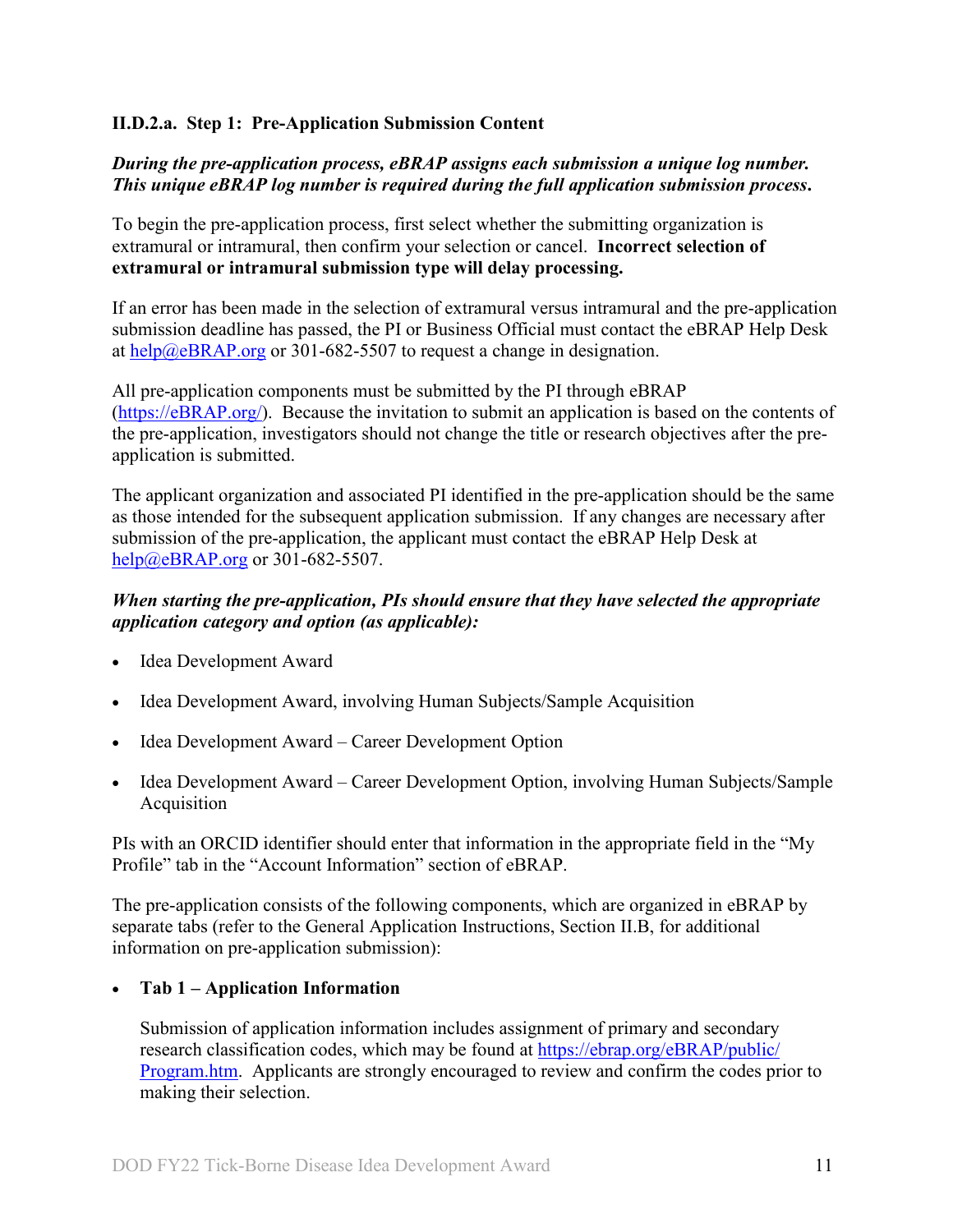### II.D.2.a. Step 1: Pre-Application Submission Content

***During the pre-application process, eBRAP assigns each submission a unique log number. This unique eBRAP log number is required during the full application submission process.***

To begin the pre-application process, first select whether the submitting organization is extramural or intramural, then confirm your selection or cancel. **Incorrect selection of extramural or intramural submission type will delay processing.**

If an error has been made in the selection of extramural versus intramural and the pre-application submission deadline has passed, the PI or Business Official must contact the eBRAP Help Desk at help@eBRAP.org or 301-682-5507 to request a change in designation.

All pre-application components must be submitted by the PI through eBRAP (https://eBRAP.org/). Because the invitation to submit an application is based on the contents of the pre-application, investigators should not change the title or research objectives after the pre-application is submitted.

The applicant organization and associated PI identified in the pre-application should be the same as those intended for the subsequent application submission. If any changes are necessary after submission of the pre-application, the applicant must contact the eBRAP Help Desk at help@eBRAP.org or 301-682-5507.

***When starting the pre-application, PIs should ensure that they have selected the appropriate application category and option (as applicable):***

- Idea Development Award
- Idea Development Award, involving Human Subjects/Sample Acquisition
- Idea Development Award – Career Development Option
- Idea Development Award – Career Development Option, involving Human Subjects/Sample Acquisition

PIs with an ORCID identifier should enter that information in the appropriate field in the "My Profile" tab in the "Account Information" section of eBRAP.

The pre-application consists of the following components, which are organized in eBRAP by separate tabs (refer to the General Application Instructions, Section II.B, for additional information on pre-application submission):

- **Tab 1 – Application Information**

  Submission of application information includes assignment of primary and secondary research classification codes, which may be found at https://ebrap.org/eBRAP/public/Program.htm. Applicants are strongly encouraged to review and confirm the codes prior to making their selection.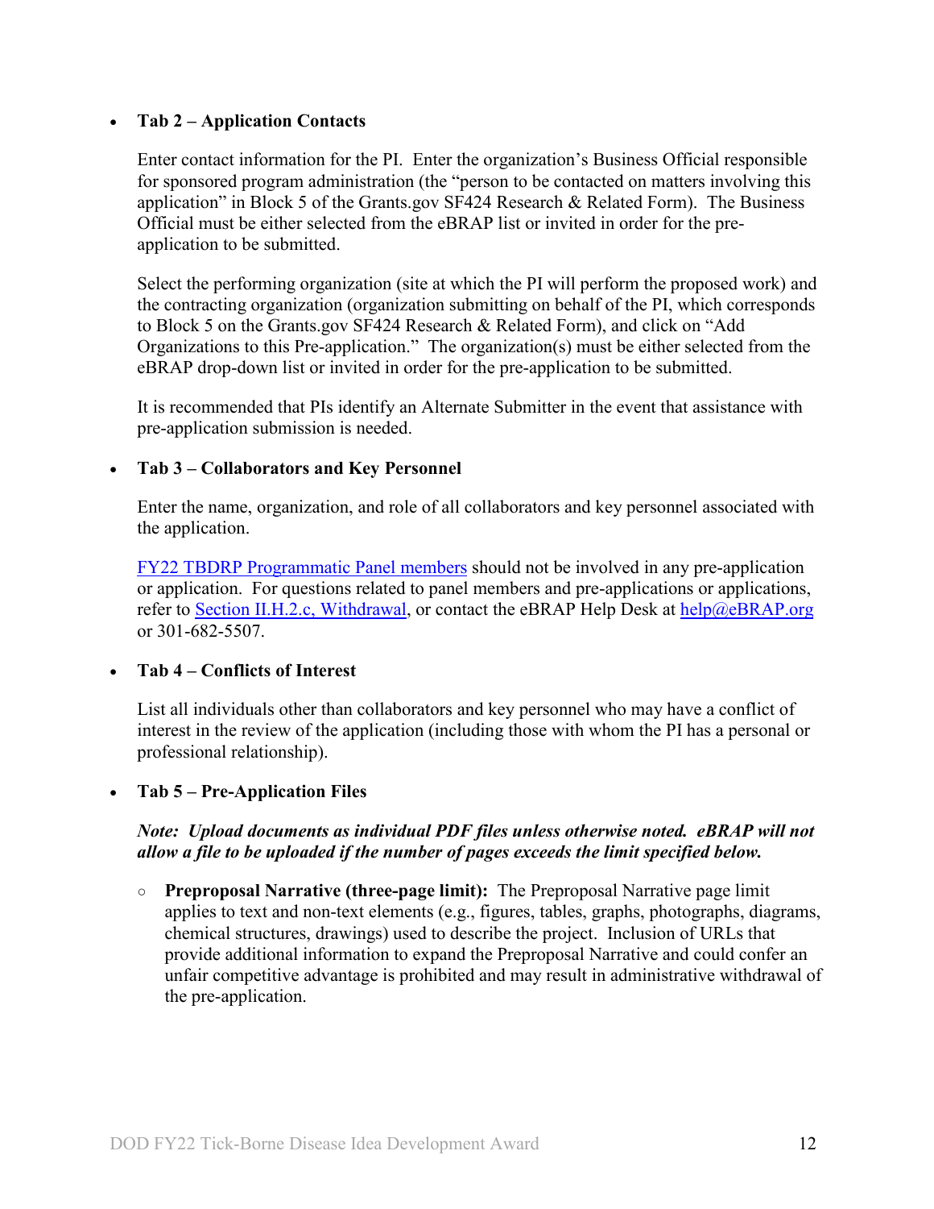- **Tab 2 – Application Contacts**

  Enter contact information for the PI. Enter the organization's Business Official responsible for sponsored program administration (the "person to be contacted on matters involving this application" in Block 5 of the Grants.gov SF424 Research & Related Form). The Business Official must be either selected from the eBRAP list or invited in order for the pre-application to be submitted.

  Select the performing organization (site at which the PI will perform the proposed work) and the contracting organization (organization submitting on behalf of the PI, which corresponds to Block 5 on the Grants.gov SF424 Research & Related Form), and click on "Add Organizations to this Pre-application." The organization(s) must be either selected from the eBRAP drop-down list or invited in order for the pre-application to be submitted.

  It is recommended that PIs identify an Alternate Submitter in the event that assistance with pre-application submission is needed.

- **Tab 3 – Collaborators and Key Personnel**

  Enter the name, organization, and role of all collaborators and key personnel associated with the application.

  FY22 TBDRP Programmatic Panel members should not be involved in any pre-application or application. For questions related to panel members and pre-applications or applications, refer to Section II.H.2.c, Withdrawal, or contact the eBRAP Help Desk at help@eBRAP.org or 301-682-5507.

- **Tab 4 – Conflicts of Interest**

  List all individuals other than collaborators and key personnel who may have a conflict of interest in the review of the application (including those with whom the PI has a personal or professional relationship).

- **Tab 5 – Pre-Application Files**

  ***Note: Upload documents as individual PDF files unless otherwise noted. eBRAP will not allow a file to be uploaded if the number of pages exceeds the limit specified below.***

  - **Preproposal Narrative (three-page limit):** The Preproposal Narrative page limit applies to text and non-text elements (e.g., figures, tables, graphs, photographs, diagrams, chemical structures, drawings) used to describe the project. Inclusion of URLs that provide additional information to expand the Preproposal Narrative and could confer an unfair competitive advantage is prohibited and may result in administrative withdrawal of the pre-application.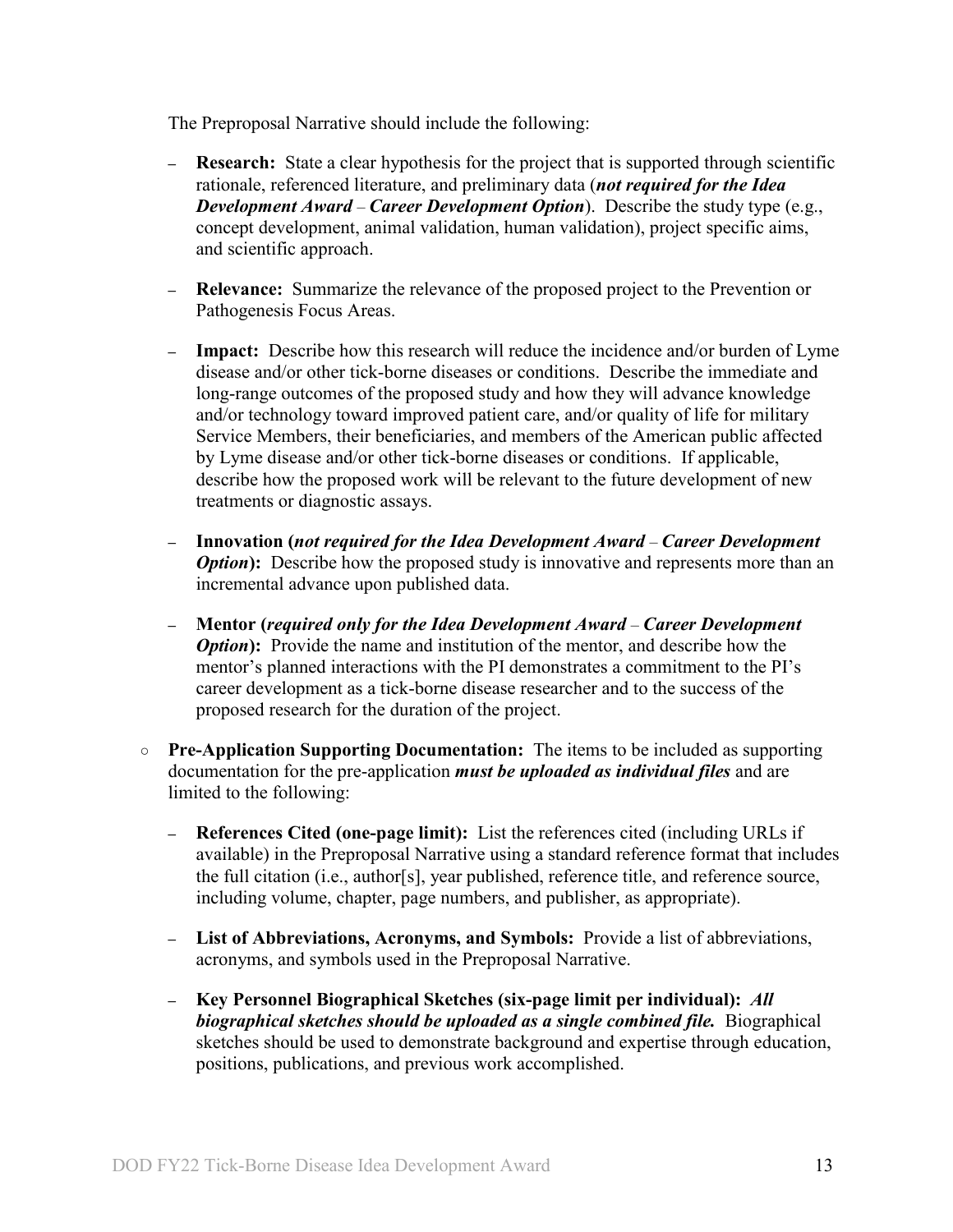The Preproposal Narrative should include the following:

- **Research:** State a clear hypothesis for the project that is supported through scientific rationale, referenced literature, and preliminary data (***not required for the Idea Development Award – Career Development Option***). Describe the study type (e.g., concept development, animal validation, human validation), project specific aims, and scientific approach.
- **Relevance:** Summarize the relevance of the proposed project to the Prevention or Pathogenesis Focus Areas.
- **Impact:** Describe how this research will reduce the incidence and/or burden of Lyme disease and/or other tick-borne diseases or conditions. Describe the immediate and long-range outcomes of the proposed study and how they will advance knowledge and/or technology toward improved patient care, and/or quality of life for military Service Members, their beneficiaries, and members of the American public affected by Lyme disease and/or other tick-borne diseases or conditions. If applicable, describe how the proposed work will be relevant to the future development of new treatments or diagnostic assays.
- **Innovation (*not required for the Idea Development Award – Career Development Option*):** Describe how the proposed study is innovative and represents more than an incremental advance upon published data.
- **Mentor (*required only for the Idea Development Award – Career Development Option*):** Provide the name and institution of the mentor, and describe how the mentor's planned interactions with the PI demonstrates a commitment to the PI's career development as a tick-borne disease researcher and to the success of the proposed research for the duration of the project.

○ **Pre-Application Supporting Documentation:** The items to be included as supporting documentation for the pre-application ***must be uploaded as individual files*** and are limited to the following:

- **References Cited (one-page limit):** List the references cited (including URLs if available) in the Preproposal Narrative using a standard reference format that includes the full citation (i.e., author[s], year published, reference title, and reference source, including volume, chapter, page numbers, and publisher, as appropriate).
- **List of Abbreviations, Acronyms, and Symbols:** Provide a list of abbreviations, acronyms, and symbols used in the Preproposal Narrative.
- **Key Personnel Biographical Sketches (six-page limit per individual):** ***All biographical sketches should be uploaded as a single combined file.*** Biographical sketches should be used to demonstrate background and expertise through education, positions, publications, and previous work accomplished.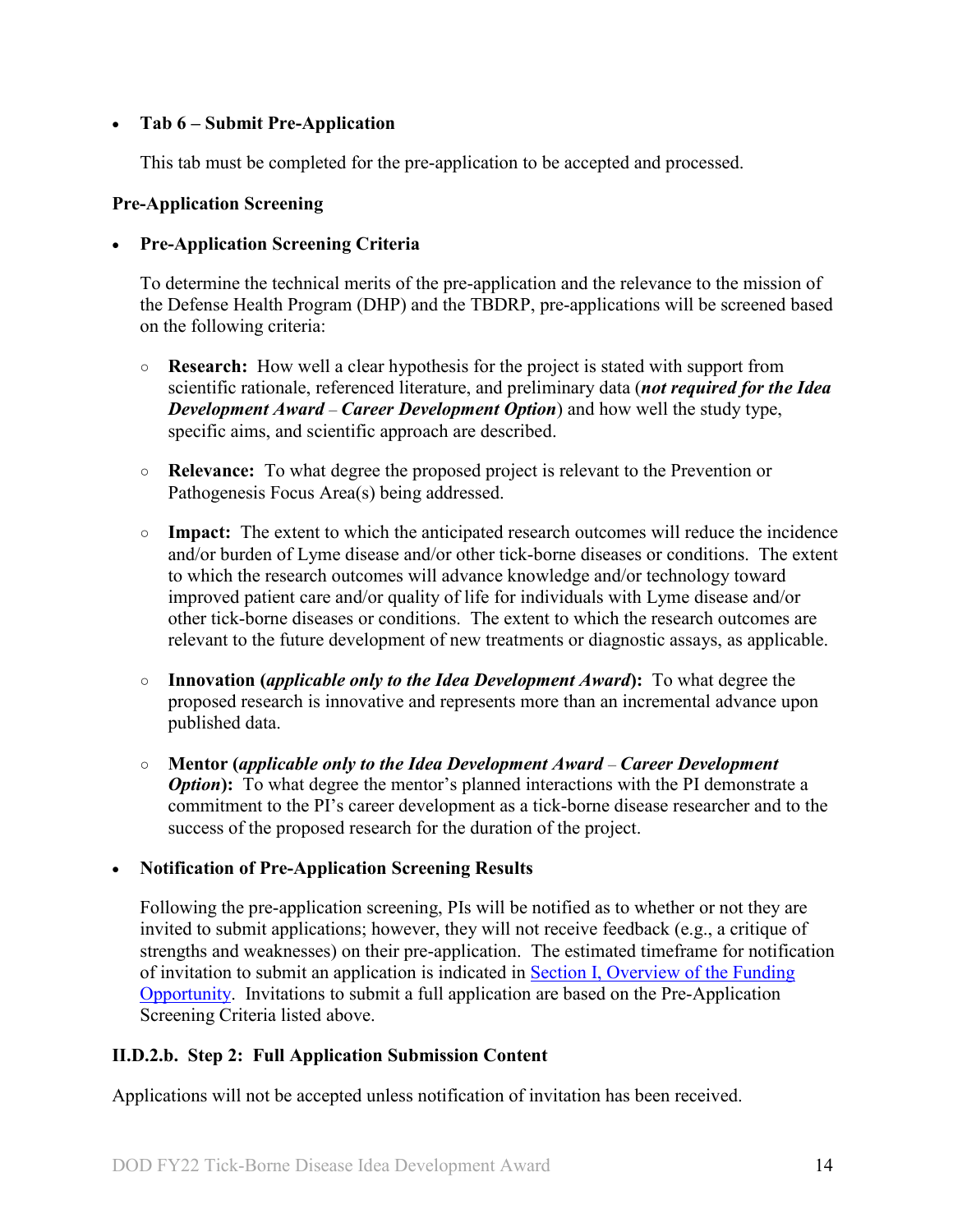- **Tab 6 – Submit Pre-Application**

  This tab must be completed for the pre-application to be accepted and processed.

**Pre-Application Screening**

- **Pre-Application Screening Criteria**

  To determine the technical merits of the pre-application and the relevance to the mission of the Defense Health Program (DHP) and the TBDRP, pre-applications will be screened based on the following criteria:

  - **Research:** How well a clear hypothesis for the project is stated with support from scientific rationale, referenced literature, and preliminary data (***not required for the Idea Development Award** – **Career Development Option***) and how well the study type, specific aims, and scientific approach are described.

  - **Relevance:** To what degree the proposed project is relevant to the Prevention or Pathogenesis Focus Area(s) being addressed.

  - **Impact:** The extent to which the anticipated research outcomes will reduce the incidence and/or burden of Lyme disease and/or other tick-borne diseases or conditions. The extent to which the research outcomes will advance knowledge and/or technology toward improved patient care and/or quality of life for individuals with Lyme disease and/or other tick-borne diseases or conditions. The extent to which the research outcomes are relevant to the future development of new treatments or diagnostic assays, as applicable.

  - **Innovation (*applicable only to the Idea Development Award*):** To what degree the proposed research is innovative and represents more than an incremental advance upon published data.

  - **Mentor (*applicable only to the Idea Development Award* – *Career Development Option*):** To what degree the mentor's planned interactions with the PI demonstrate a commitment to the PI's career development as a tick-borne disease researcher and to the success of the proposed research for the duration of the project.

- **Notification of Pre-Application Screening Results**

  Following the pre-application screening, PIs will be notified as to whether or not they are invited to submit applications; however, they will not receive feedback (e.g., a critique of strengths and weaknesses) on their pre-application. The estimated timeframe for notification of invitation to submit an application is indicated in Section I, Overview of the Funding Opportunity. Invitations to submit a full application are based on the Pre-Application Screening Criteria listed above.

### II.D.2.b. Step 2: Full Application Submission Content

Applications will not be accepted unless notification of invitation has been received.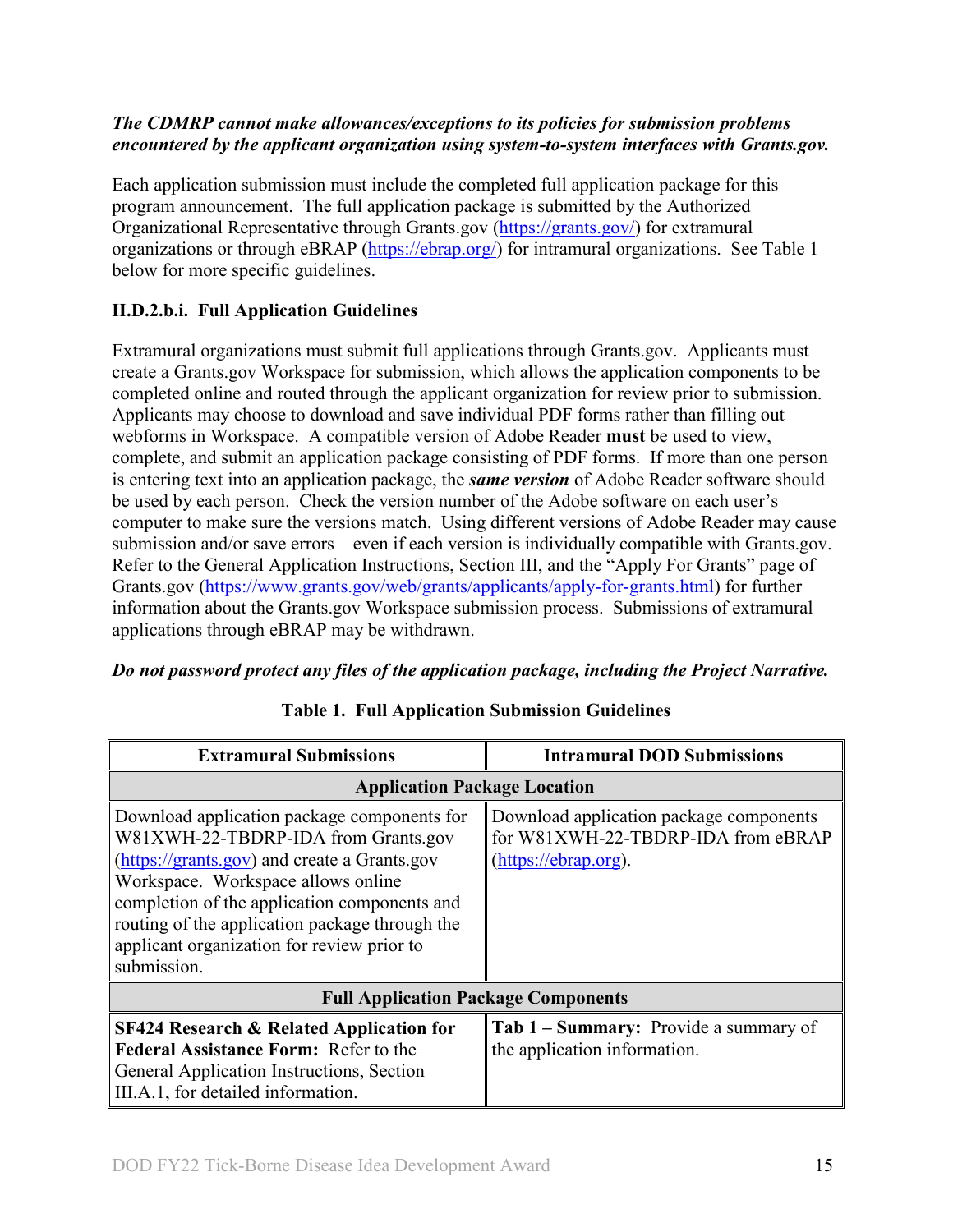***The CDMRP cannot make allowances/exceptions to its policies for submission problems encountered by the applicant organization using system-to-system interfaces with Grants.gov.***

Each application submission must include the completed full application package for this program announcement. The full application package is submitted by the Authorized Organizational Representative through Grants.gov (https://grants.gov/) for extramural organizations or through eBRAP (https://ebrap.org/) for intramural organizations. See Table 1 below for more specific guidelines.

### II.D.2.b.i. Full Application Guidelines

Extramural organizations must submit full applications through Grants.gov. Applicants must create a Grants.gov Workspace for submission, which allows the application components to be completed online and routed through the applicant organization for review prior to submission. Applicants may choose to download and save individual PDF forms rather than filling out webforms in Workspace. A compatible version of Adobe Reader **must** be used to view, complete, and submit an application package consisting of PDF forms. If more than one person is entering text into an application package, the ***same version*** of Adobe Reader software should be used by each person. Check the version number of the Adobe software on each user's computer to make sure the versions match. Using different versions of Adobe Reader may cause submission and/or save errors – even if each version is individually compatible with Grants.gov. Refer to the General Application Instructions, Section III, and the "Apply For Grants" page of Grants.gov (https://www.grants.gov/web/grants/applicants/apply-for-grants.html) for further information about the Grants.gov Workspace submission process. Submissions of extramural applications through eBRAP may be withdrawn.

***Do not password protect any files of the application package, including the Project Narrative.***

**Table 1. Full Application Submission Guidelines**

| Extramural Submissions | Intramural DOD Submissions |
|---|---|
| **Application Package Location** | |
| Download application package components for W81XWH-22-TBDRP-IDA from Grants.gov (https://grants.gov) and create a Grants.gov Workspace. Workspace allows online completion of the application components and routing of the application package through the applicant organization for review prior to submission. | Download application package components for W81XWH-22-TBDRP-IDA from eBRAP (https://ebrap.org). |
| **Full Application Package Components** | |
| **SF424 Research & Related Application for Federal Assistance Form:** Refer to the General Application Instructions, Section III.A.1, for detailed information. | **Tab 1 – Summary:** Provide a summary of the application information. |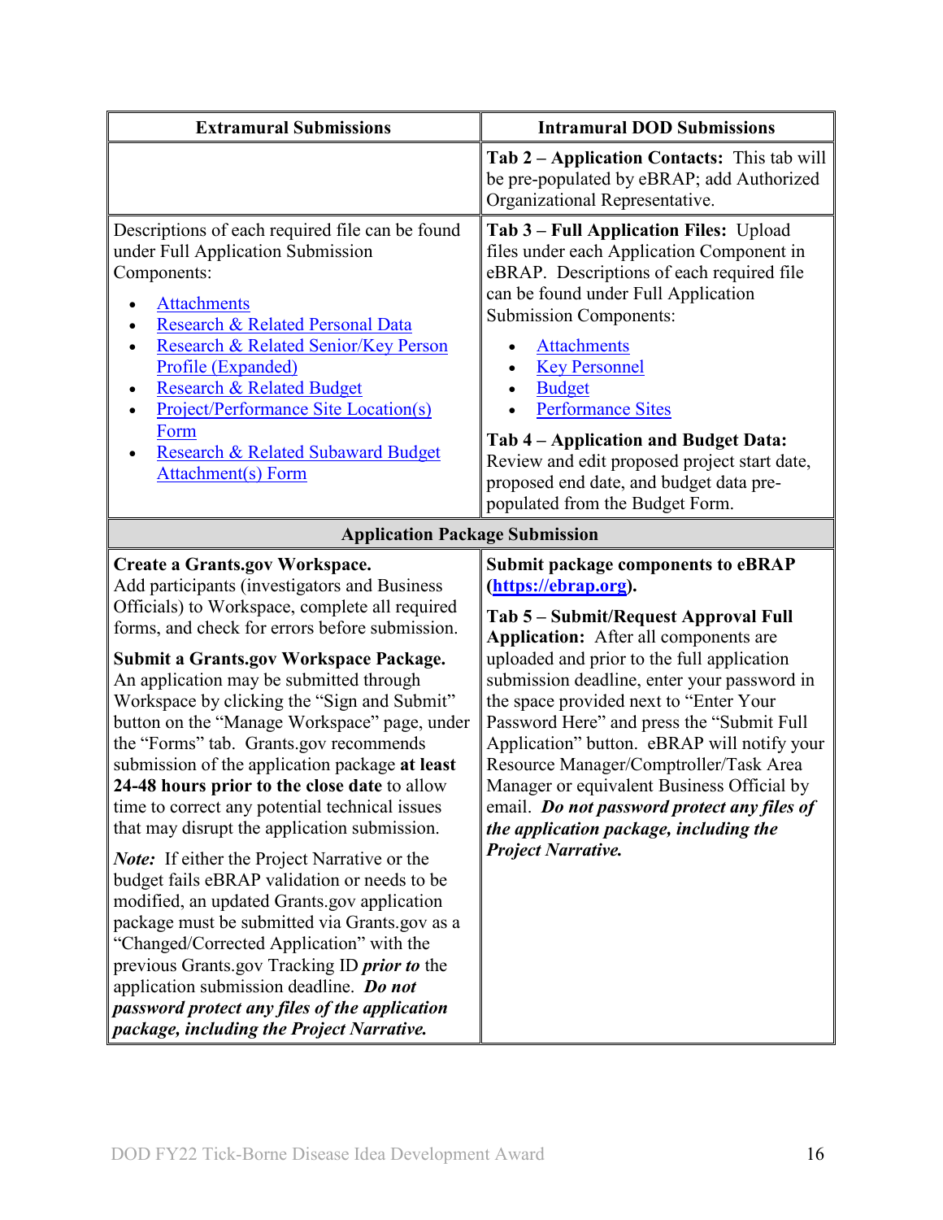| Extramural Submissions | Intramural DOD Submissions |
| --- | --- |
| | **Tab 2 – Application Contacts:** This tab will be pre-populated by eBRAP; add Authorized Organizational Representative. |
| Descriptions of each required file can be found under Full Application Submission Components:<br>• Attachments<br>• Research & Related Personal Data<br>• Research & Related Senior/Key Person Profile (Expanded)<br>• Research & Related Budget<br>• Project/Performance Site Location(s) Form<br>• Research & Related Subaward Budget Attachment(s) Form | **Tab 3 – Full Application Files:** Upload files under each Application Component in eBRAP. Descriptions of each required file can be found under Full Application Submission Components:<br>• Attachments<br>• Key Personnel<br>• Budget<br>• Performance Sites<br><br>**Tab 4 – Application and Budget Data:** Review and edit proposed project start date, proposed end date, and budget data pre-populated from the Budget Form. |
| **Application Package Submission** | |
| **Create a Grants.gov Workspace.** Add participants (investigators and Business Officials) to Workspace, complete all required forms, and check for errors before submission.<br><br>**Submit a Grants.gov Workspace Package.** An application may be submitted through Workspace by clicking the "Sign and Submit" button on the "Manage Workspace" page, under the "Forms" tab. Grants.gov recommends submission of the application package **at least 24-48 hours prior to the close date** to allow time to correct any potential technical issues that may disrupt the application submission.<br><br>***Note:*** If either the Project Narrative or the budget fails eBRAP validation or needs to be modified, an updated Grants.gov application package must be submitted via Grants.gov as a "Changed/Corrected Application" with the previous Grants.gov Tracking ID ***prior to*** the application submission deadline. ***Do not password protect any files of the application package, including the Project Narrative.*** | **Submit package components to eBRAP (https://ebrap.org).**<br><br>**Tab 5 – Submit/Request Approval Full Application:** After all components are uploaded and prior to the full application submission deadline, enter your password in the space provided next to "Enter Your Password Here" and press the "Submit Full Application" button. eBRAP will notify your Resource Manager/Comptroller/Task Area Manager or equivalent Business Official by email. ***Do not password protect any files of the application package, including the Project Narrative.*** |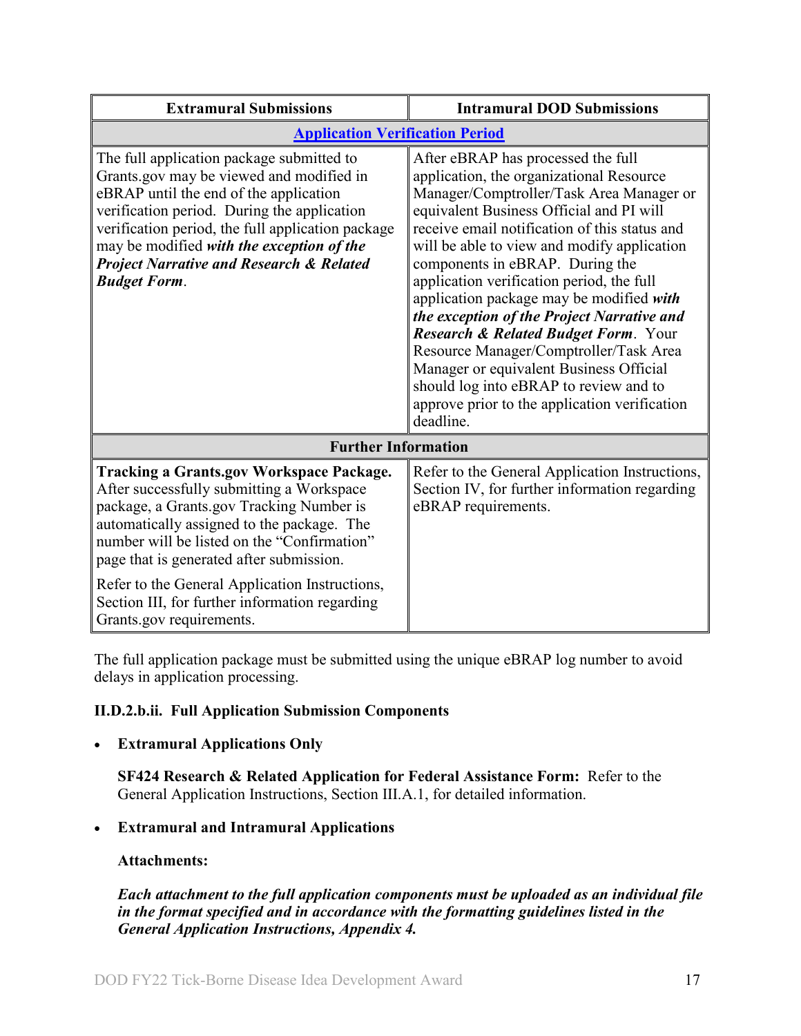| Extramural Submissions | Intramural DOD Submissions |
|---|---|
| **Application Verification Period** | |
| The full application package submitted to Grants.gov may be viewed and modified in eBRAP until the end of the application verification period. During the application verification period, the full application package may be modified ***with the exception of the Project Narrative and Research & Related Budget Form***. | After eBRAP has processed the full application, the organizational Resource Manager/Comptroller/Task Area Manager or equivalent Business Official and PI will receive email notification of this status and will be able to view and modify application components in eBRAP. During the application verification period, the full application package may be modified ***with the exception of the Project Narrative and Research & Related Budget Form***. Your Resource Manager/Comptroller/Task Area Manager or equivalent Business Official should log into eBRAP to review and to approve prior to the application verification deadline. |
| **Further Information** | |
| **Tracking a Grants.gov Workspace Package.** After successfully submitting a Workspace package, a Grants.gov Tracking Number is automatically assigned to the package. The number will be listed on the "Confirmation" page that is generated after submission.<br><br>Refer to the General Application Instructions, Section III, for further information regarding Grants.gov requirements. | Refer to the General Application Instructions, Section IV, for further information regarding eBRAP requirements. |

The full application package must be submitted using the unique eBRAP log number to avoid delays in application processing.

**II.D.2.b.ii. Full Application Submission Components**

- **Extramural Applications Only**

  **SF424 Research & Related Application for Federal Assistance Form:** Refer to the General Application Instructions, Section III.A.1, for detailed information.

- **Extramural and Intramural Applications**

  **Attachments:**

  ***Each attachment to the full application components must be uploaded as an individual file in the format specified and in accordance with the formatting guidelines listed in the General Application Instructions, Appendix 4.***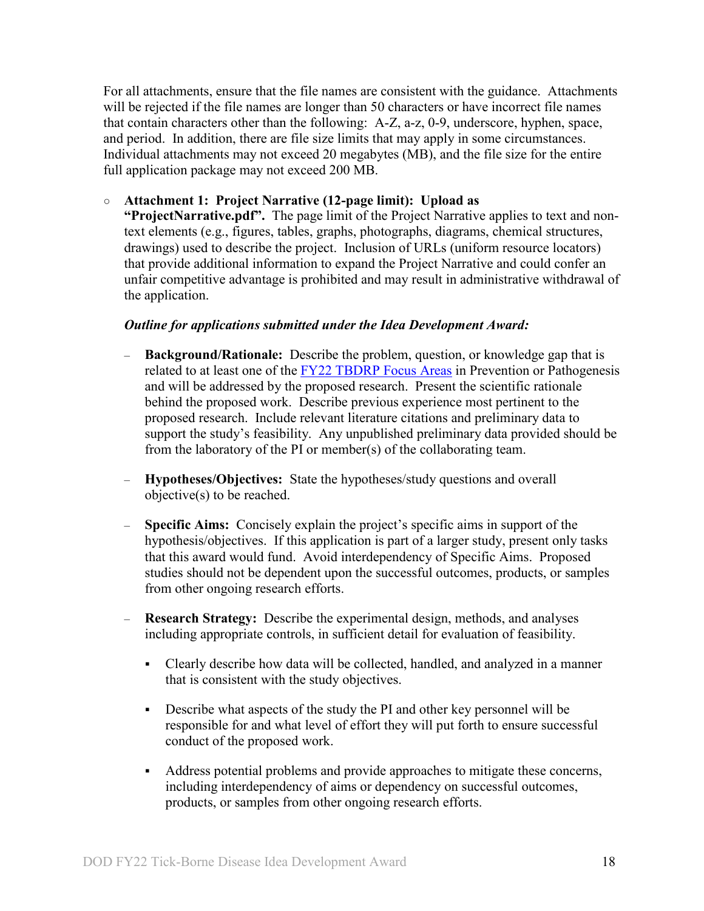For all attachments, ensure that the file names are consistent with the guidance. Attachments will be rejected if the file names are longer than 50 characters or have incorrect file names that contain characters other than the following: A-Z, a-z, 0-9, underscore, hyphen, space, and period. In addition, there are file size limits that may apply in some circumstances. Individual attachments may not exceed 20 megabytes (MB), and the file size for the entire full application package may not exceed 200 MB.

- **Attachment 1: Project Narrative (12-page limit): Upload as "ProjectNarrative.pdf".** The page limit of the Project Narrative applies to text and non-text elements (e.g., figures, tables, graphs, photographs, diagrams, chemical structures, drawings) used to describe the project. Inclusion of URLs (uniform resource locators) that provide additional information to expand the Project Narrative and could confer an unfair competitive advantage is prohibited and may result in administrative withdrawal of the application.

  ***Outline for applications submitted under the Idea Development Award:***

  - **Background/Rationale:** Describe the problem, question, or knowledge gap that is related to at least one of the [FY22 TBDRP Focus Areas](#) in Prevention or Pathogenesis and will be addressed by the proposed research. Present the scientific rationale behind the proposed work. Describe previous experience most pertinent to the proposed research. Include relevant literature citations and preliminary data to support the study's feasibility. Any unpublished preliminary data provided should be from the laboratory of the PI or member(s) of the collaborating team.

  - **Hypotheses/Objectives:** State the hypotheses/study questions and overall objective(s) to be reached.

  - **Specific Aims:** Concisely explain the project's specific aims in support of the hypothesis/objectives. If this application is part of a larger study, present only tasks that this award would fund. Avoid interdependency of Specific Aims. Proposed studies should not be dependent upon the successful outcomes, products, or samples from other ongoing research efforts.

  - **Research Strategy:** Describe the experimental design, methods, and analyses including appropriate controls, in sufficient detail for evaluation of feasibility.

    - Clearly describe how data will be collected, handled, and analyzed in a manner that is consistent with the study objectives.

    - Describe what aspects of the study the PI and other key personnel will be responsible for and what level of effort they will put forth to ensure successful conduct of the proposed work.

    - Address potential problems and provide approaches to mitigate these concerns, including interdependency of aims or dependency on successful outcomes, products, or samples from other ongoing research efforts.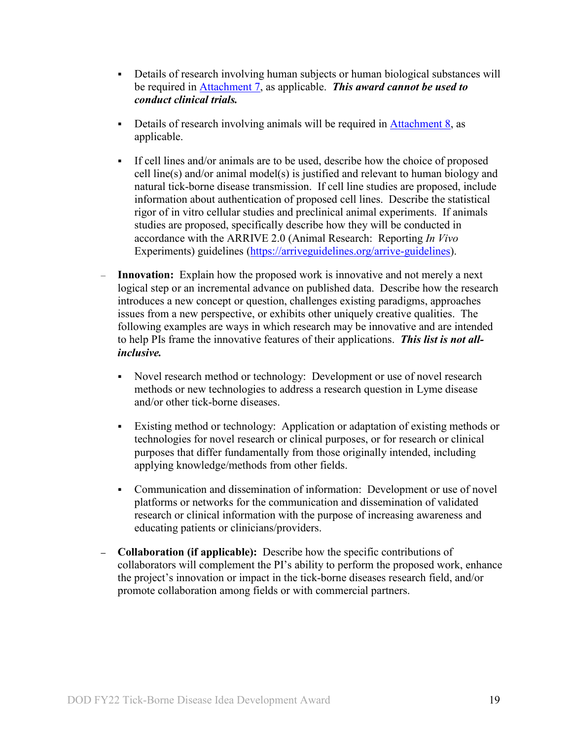- Details of research involving human subjects or human biological substances will be required in [Attachment 7](#), as applicable. ***This award cannot be used to conduct clinical trials.***

    - Details of research involving animals will be required in [Attachment 8](#), as applicable.

    - If cell lines and/or animals are to be used, describe how the choice of proposed cell line(s) and/or animal model(s) is justified and relevant to human biology and natural tick-borne disease transmission. If cell line studies are proposed, include information about authentication of proposed cell lines. Describe the statistical rigor of in vitro cellular studies and preclinical animal experiments. If animals studies are proposed, specifically describe how they will be conducted in accordance with the ARRIVE 2.0 (Animal Research: Reporting *In Vivo* Experiments) guidelines (https://arriveguidelines.org/arrive-guidelines).

- **Innovation:** Explain how the proposed work is innovative and not merely a next logical step or an incremental advance on published data. Describe how the research introduces a new concept or question, challenges existing paradigms, approaches issues from a new perspective, or exhibits other uniquely creative qualities. The following examples are ways in which research may be innovative and are intended to help PIs frame the innovative features of their applications. ***This list is not all-inclusive.***

    - Novel research method or technology: Development or use of novel research methods or new technologies to address a research question in Lyme disease and/or other tick-borne diseases.

    - Existing method or technology: Application or adaptation of existing methods or technologies for novel research or clinical purposes, or for research or clinical purposes that differ fundamentally from those originally intended, including applying knowledge/methods from other fields.

    - Communication and dissemination of information: Development or use of novel platforms or networks for the communication and dissemination of validated research or clinical information with the purpose of increasing awareness and educating patients or clinicians/providers.

- **Collaboration (if applicable):** Describe how the specific contributions of collaborators will complement the PI's ability to perform the proposed work, enhance the project's innovation or impact in the tick-borne diseases research field, and/or promote collaboration among fields or with commercial partners.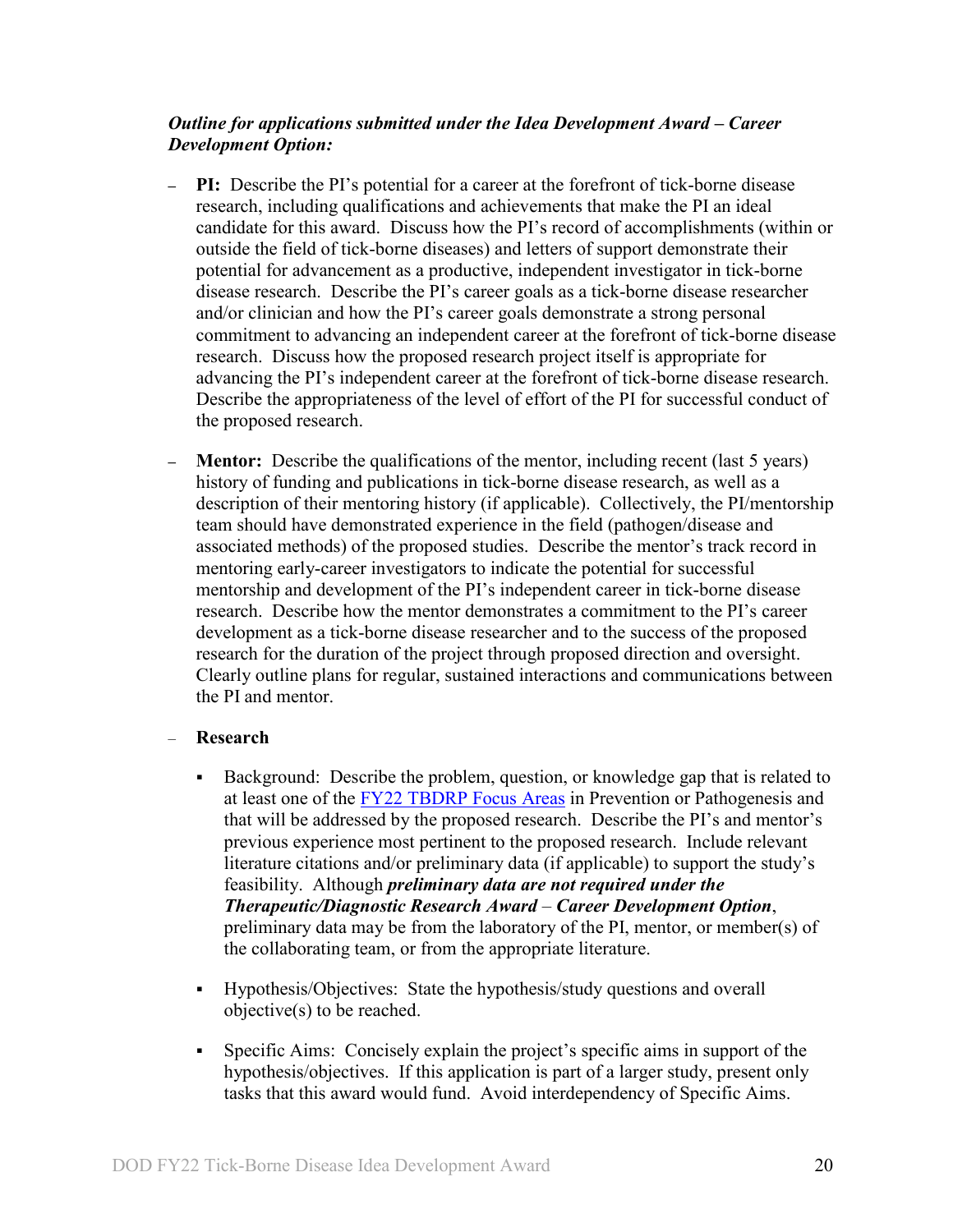***Outline for applications submitted under the Idea Development Award – Career Development Option:***

- **PI:** Describe the PI's potential for a career at the forefront of tick-borne disease research, including qualifications and achievements that make the PI an ideal candidate for this award. Discuss how the PI's record of accomplishments (within or outside the field of tick-borne diseases) and letters of support demonstrate their potential for advancement as a productive, independent investigator in tick-borne disease research. Describe the PI's career goals as a tick-borne disease researcher and/or clinician and how the PI's career goals demonstrate a strong personal commitment to advancing an independent career at the forefront of tick-borne disease research. Discuss how the proposed research project itself is appropriate for advancing the PI's independent career at the forefront of tick-borne disease research. Describe the appropriateness of the level of effort of the PI for successful conduct of the proposed research.

- **Mentor:** Describe the qualifications of the mentor, including recent (last 5 years) history of funding and publications in tick-borne disease research, as well as a description of their mentoring history (if applicable). Collectively, the PI/mentorship team should have demonstrated experience in the field (pathogen/disease and associated methods) of the proposed studies. Describe the mentor's track record in mentoring early-career investigators to indicate the potential for successful mentorship and development of the PI's independent career in tick-borne disease research. Describe how the mentor demonstrates a commitment to the PI's career development as a tick-borne disease researcher and to the success of the proposed research for the duration of the project through proposed direction and oversight. Clearly outline plans for regular, sustained interactions and communications between the PI and mentor.

- **Research**

  - Background: Describe the problem, question, or knowledge gap that is related to at least one of the [FY22 TBDRP Focus Areas] in Prevention or Pathogenesis and that will be addressed by the proposed research. Describe the PI's and mentor's previous experience most pertinent to the proposed research. Include relevant literature citations and/or preliminary data (if applicable) to support the study's feasibility. Although ***preliminary data are not required under the Therapeutic/Diagnostic Research Award*** – ***Career Development Option***, preliminary data may be from the laboratory of the PI, mentor, or member(s) of the collaborating team, or from the appropriate literature.

  - Hypothesis/Objectives: State the hypothesis/study questions and overall objective(s) to be reached.

  - Specific Aims: Concisely explain the project's specific aims in support of the hypothesis/objectives. If this application is part of a larger study, present only tasks that this award would fund. Avoid interdependency of Specific Aims.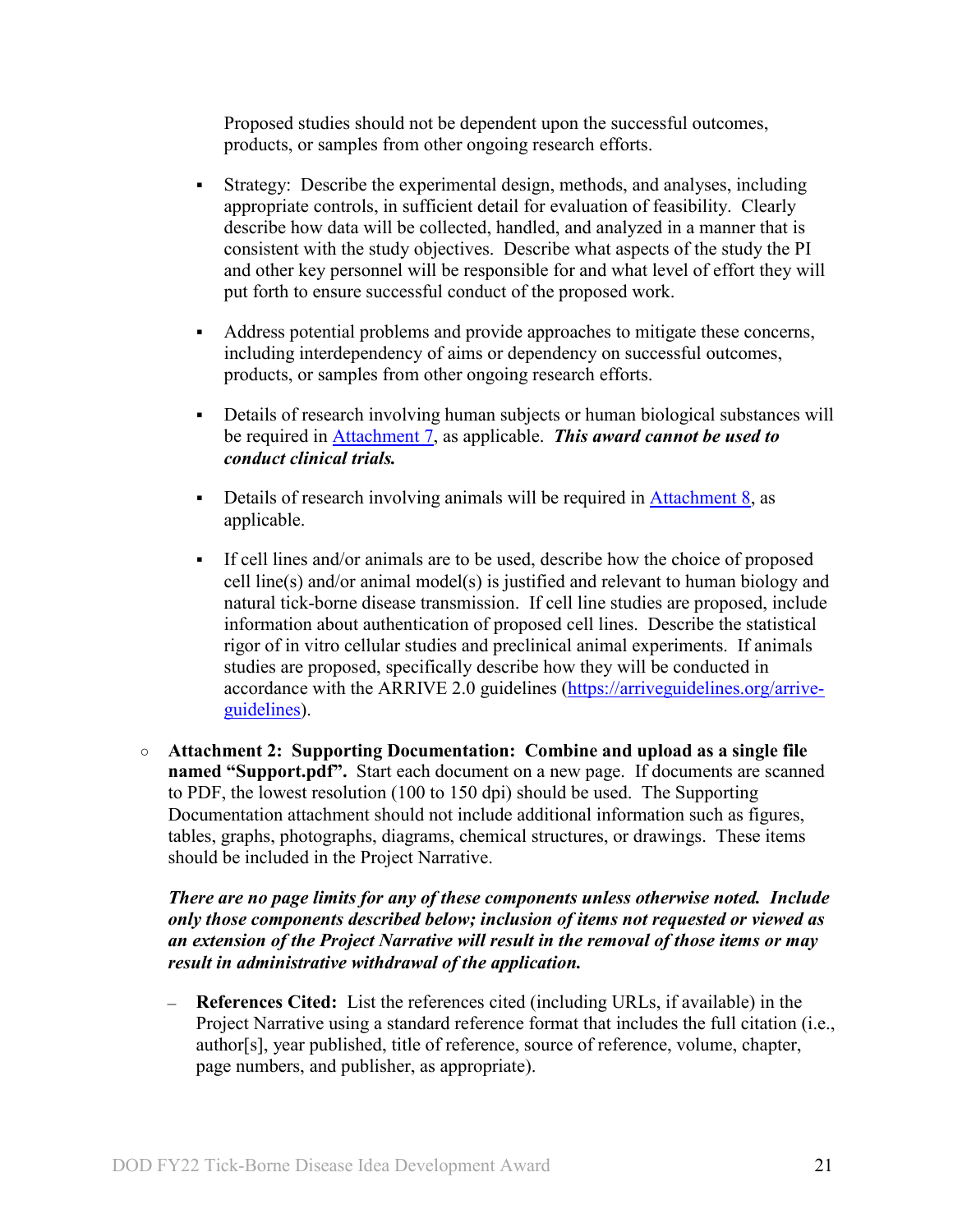Proposed studies should not be dependent upon the successful outcomes, products, or samples from other ongoing research efforts.

- Strategy: Describe the experimental design, methods, and analyses, including appropriate controls, in sufficient detail for evaluation of feasibility. Clearly describe how data will be collected, handled, and analyzed in a manner that is consistent with the study objectives. Describe what aspects of the study the PI and other key personnel will be responsible for and what level of effort they will put forth to ensure successful conduct of the proposed work.

- Address potential problems and provide approaches to mitigate these concerns, including interdependency of aims or dependency on successful outcomes, products, or samples from other ongoing research efforts.

- Details of research involving human subjects or human biological substances will be required in Attachment 7, as applicable. ***This award cannot be used to conduct clinical trials.***

- Details of research involving animals will be required in Attachment 8, as applicable.

- If cell lines and/or animals are to be used, describe how the choice of proposed cell line(s) and/or animal model(s) is justified and relevant to human biology and natural tick-borne disease transmission. If cell line studies are proposed, include information about authentication of proposed cell lines. Describe the statistical rigor of in vitro cellular studies and preclinical animal experiments. If animals studies are proposed, specifically describe how they will be conducted in accordance with the ARRIVE 2.0 guidelines (https://arriveguidelines.org/arrive-guidelines).

○ **Attachment 2: Supporting Documentation: Combine and upload as a single file named "Support.pdf".** Start each document on a new page. If documents are scanned to PDF, the lowest resolution (100 to 150 dpi) should be used. The Supporting Documentation attachment should not include additional information such as figures, tables, graphs, photographs, diagrams, chemical structures, or drawings. These items should be included in the Project Narrative.

***There are no page limits for any of these components unless otherwise noted. Include only those components described below; inclusion of items not requested or viewed as an extension of the Project Narrative will result in the removal of those items or may result in administrative withdrawal of the application.***

– **References Cited:** List the references cited (including URLs, if available) in the Project Narrative using a standard reference format that includes the full citation (i.e., author[s], year published, title of reference, source of reference, volume, chapter, page numbers, and publisher, as appropriate).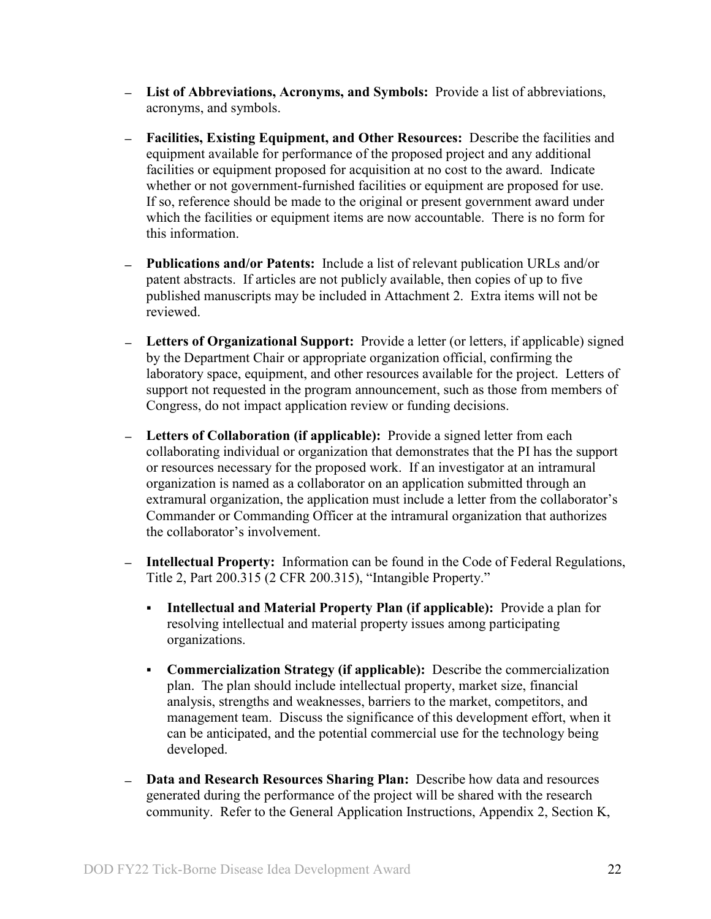- **List of Abbreviations, Acronyms, and Symbols:** Provide a list of abbreviations, acronyms, and symbols.

- **Facilities, Existing Equipment, and Other Resources:** Describe the facilities and equipment available for performance of the proposed project and any additional facilities or equipment proposed for acquisition at no cost to the award. Indicate whether or not government-furnished facilities or equipment are proposed for use. If so, reference should be made to the original or present government award under which the facilities or equipment items are now accountable. There is no form for this information.

- **Publications and/or Patents:** Include a list of relevant publication URLs and/or patent abstracts. If articles are not publicly available, then copies of up to five published manuscripts may be included in Attachment 2. Extra items will not be reviewed.

- **Letters of Organizational Support:** Provide a letter (or letters, if applicable) signed by the Department Chair or appropriate organization official, confirming the laboratory space, equipment, and other resources available for the project. Letters of support not requested in the program announcement, such as those from members of Congress, do not impact application review or funding decisions.

- **Letters of Collaboration (if applicable):** Provide a signed letter from each collaborating individual or organization that demonstrates that the PI has the support or resources necessary for the proposed work. If an investigator at an intramural organization is named as a collaborator on an application submitted through an extramural organization, the application must include a letter from the collaborator's Commander or Commanding Officer at the intramural organization that authorizes the collaborator's involvement.

- **Intellectual Property:** Information can be found in the Code of Federal Regulations, Title 2, Part 200.315 (2 CFR 200.315), "Intangible Property."

  - **Intellectual and Material Property Plan (if applicable):** Provide a plan for resolving intellectual and material property issues among participating organizations.

  - **Commercialization Strategy (if applicable):** Describe the commercialization plan. The plan should include intellectual property, market size, financial analysis, strengths and weaknesses, barriers to the market, competitors, and management team. Discuss the significance of this development effort, when it can be anticipated, and the potential commercial use for the technology being developed.

- **Data and Research Resources Sharing Plan:** Describe how data and resources generated during the performance of the project will be shared with the research community. Refer to the General Application Instructions, Appendix 2, Section K,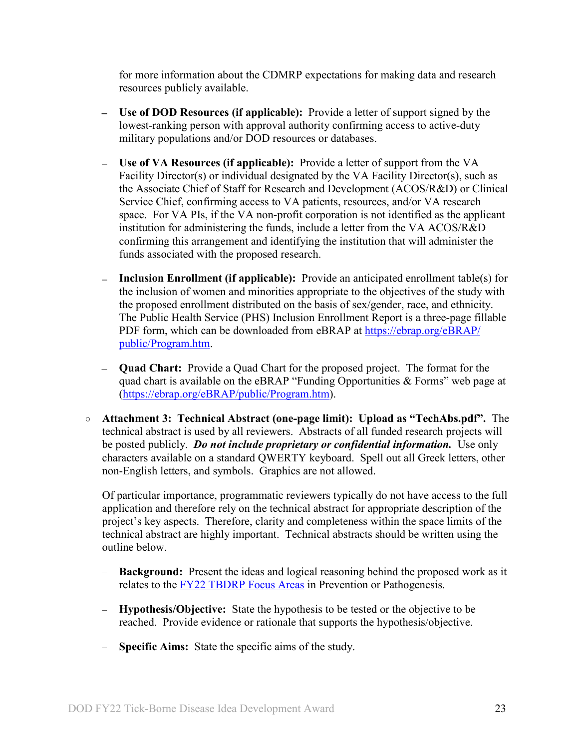for more information about the CDMRP expectations for making data and research resources publicly available.

  - **Use of DOD Resources (if applicable):** Provide a letter of support signed by the lowest-ranking person with approval authority confirming access to active-duty military populations and/or DOD resources or databases.

  - **Use of VA Resources (if applicable):** Provide a letter of support from the VA Facility Director(s) or individual designated by the VA Facility Director(s), such as the Associate Chief of Staff for Research and Development (ACOS/R&D) or Clinical Service Chief, confirming access to VA patients, resources, and/or VA research space. For VA PIs, if the VA non-profit corporation is not identified as the applicant institution for administering the funds, include a letter from the VA ACOS/R&D confirming this arrangement and identifying the institution that will administer the funds associated with the proposed research.

  - **Inclusion Enrollment (if applicable):** Provide an anticipated enrollment table(s) for the inclusion of women and minorities appropriate to the objectives of the study with the proposed enrollment distributed on the basis of sex/gender, race, and ethnicity. The Public Health Service (PHS) Inclusion Enrollment Report is a three-page fillable PDF form, which can be downloaded from eBRAP at [https://ebrap.org/eBRAP/public/Program.htm](https://ebrap.org/eBRAP/public/Program.htm).

  - **Quad Chart:** Provide a Quad Chart for the proposed project. The format for the quad chart is available on the eBRAP "Funding Opportunities & Forms" web page at ([https://ebrap.org/eBRAP/public/Program.htm](https://ebrap.org/eBRAP/public/Program.htm)).

- **Attachment 3: Technical Abstract (one-page limit): Upload as "TechAbs.pdf".** The technical abstract is used by all reviewers. Abstracts of all funded research projects will be posted publicly. ***Do not include proprietary or confidential information.*** Use only characters available on a standard QWERTY keyboard. Spell out all Greek letters, other non-English letters, and symbols. Graphics are not allowed.

  Of particular importance, programmatic reviewers typically do not have access to the full application and therefore rely on the technical abstract for appropriate description of the project's key aspects. Therefore, clarity and completeness within the space limits of the technical abstract are highly important. Technical abstracts should be written using the outline below.

  - **Background:** Present the ideas and logical reasoning behind the proposed work as it relates to the FY22 TBDRP Focus Areas in Prevention or Pathogenesis.

  - **Hypothesis/Objective:** State the hypothesis to be tested or the objective to be reached. Provide evidence or rationale that supports the hypothesis/objective.

  - **Specific Aims:** State the specific aims of the study.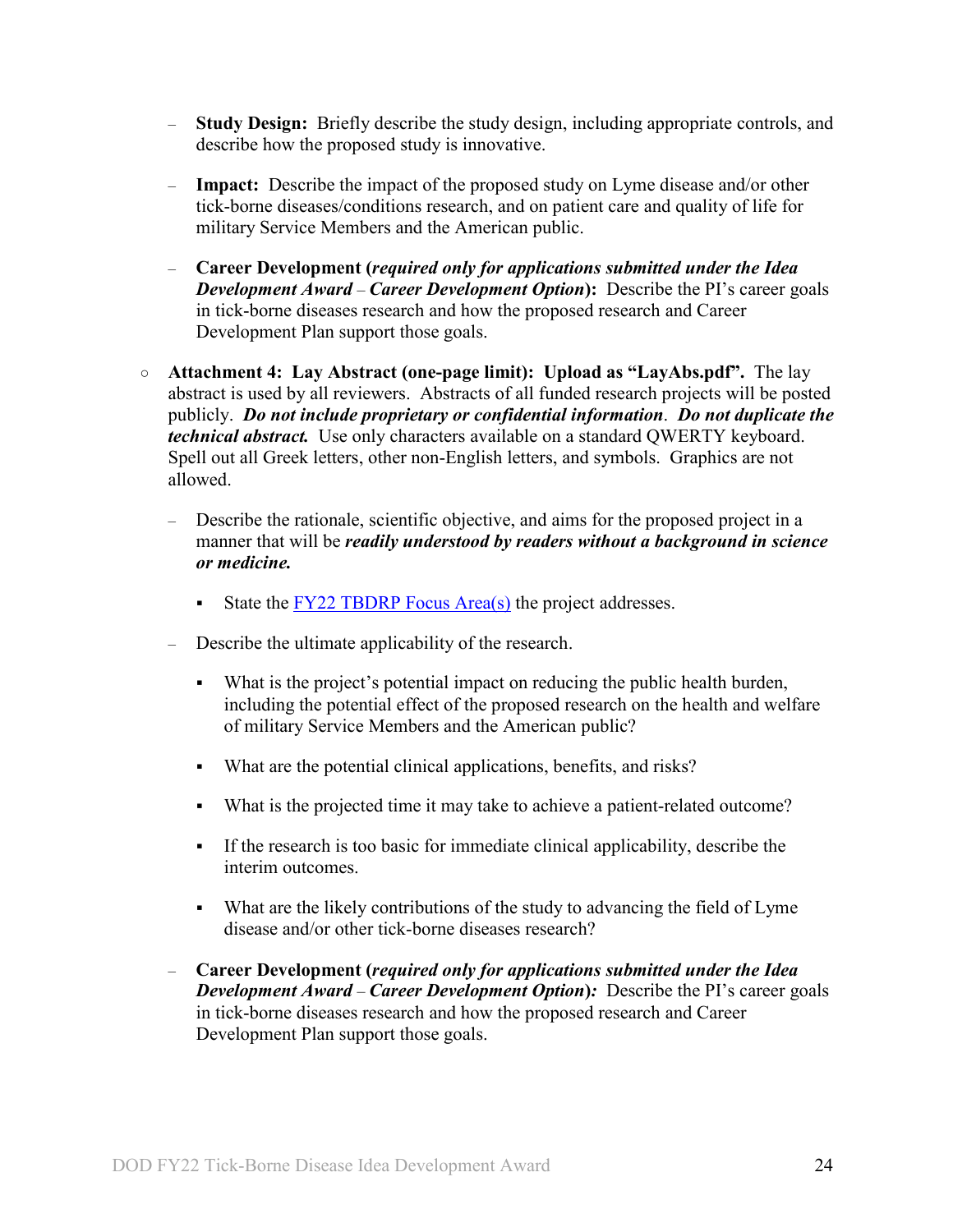- **Study Design:** Briefly describe the study design, including appropriate controls, and describe how the proposed study is innovative.

- **Impact:** Describe the impact of the proposed study on Lyme disease and/or other tick-borne diseases/conditions research, and on patient care and quality of life for military Service Members and the American public.

- **Career Development (*required only for applications submitted under the Idea Development Award – Career Development Option*):** Describe the PI's career goals in tick-borne diseases research and how the proposed research and Career Development Plan support those goals.

○ **Attachment 4: Lay Abstract (one-page limit): Upload as "LayAbs.pdf".** The lay abstract is used by all reviewers. Abstracts of all funded research projects will be posted publicly. ***Do not include proprietary or confidential information***. ***Do not duplicate the technical abstract.*** Use only characters available on a standard QWERTY keyboard. Spell out all Greek letters, other non-English letters, and symbols. Graphics are not allowed.

  - Describe the rationale, scientific objective, and aims for the proposed project in a manner that will be ***readily understood by readers without a background in science or medicine.***

    - State the FY22 TBDRP Focus Area(s) the project addresses.

  - Describe the ultimate applicability of the research.

    - What is the project's potential impact on reducing the public health burden, including the potential effect of the proposed research on the health and welfare of military Service Members and the American public?

    - What are the potential clinical applications, benefits, and risks?

    - What is the projected time it may take to achieve a patient-related outcome?

    - If the research is too basic for immediate clinical applicability, describe the interim outcomes.

    - What are the likely contributions of the study to advancing the field of Lyme disease and/or other tick-borne diseases research?

  - **Career Development (*required only for applications submitted under the Idea Development Award – Career Development Option*):** Describe the PI's career goals in tick-borne diseases research and how the proposed research and Career Development Plan support those goals.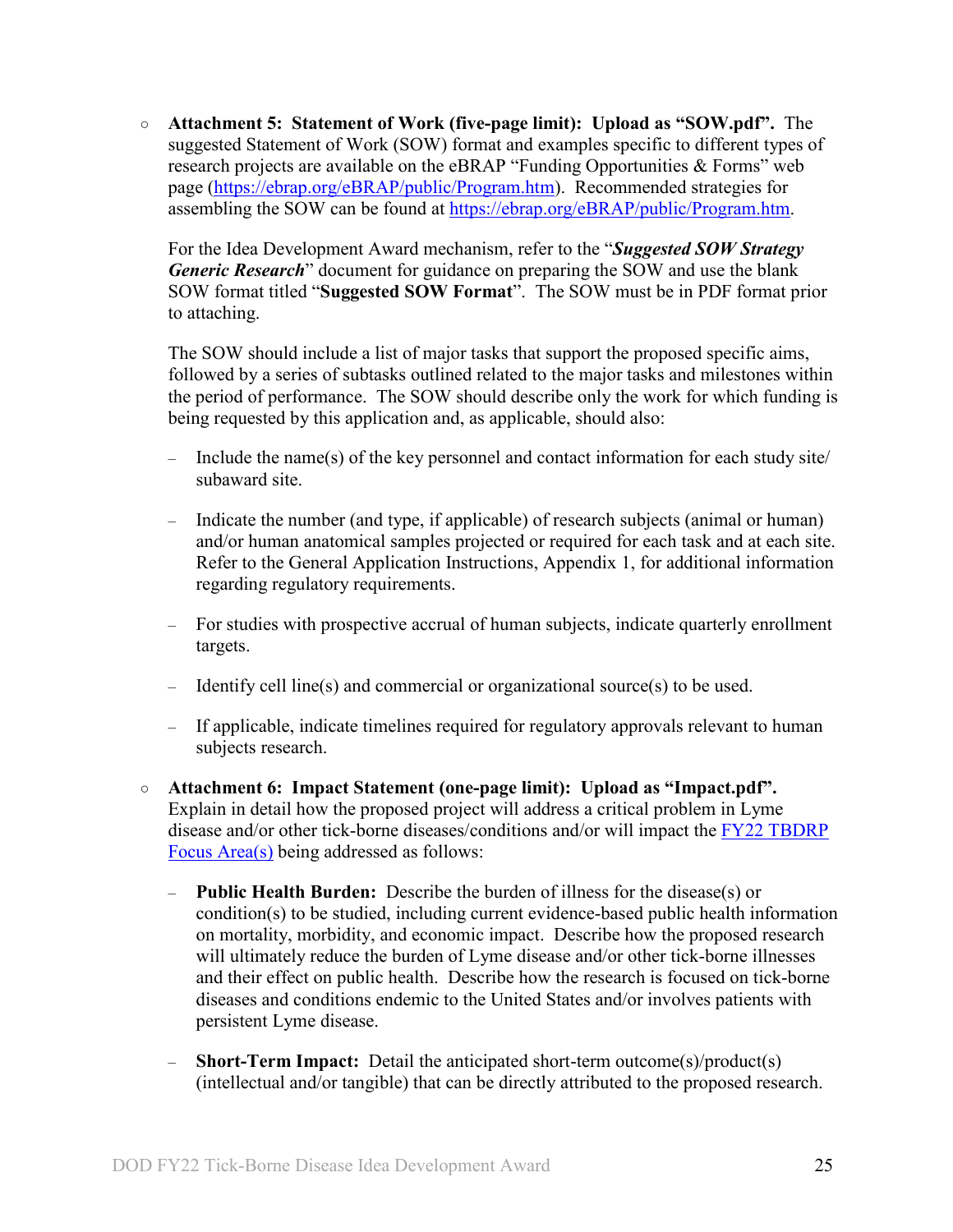- **Attachment 5: Statement of Work (five-page limit): Upload as "SOW.pdf".** The suggested Statement of Work (SOW) format and examples specific to different types of research projects are available on the eBRAP "Funding Opportunities & Forms" web page (https://ebrap.org/eBRAP/public/Program.htm). Recommended strategies for assembling the SOW can be found at https://ebrap.org/eBRAP/public/Program.htm.

  For the Idea Development Award mechanism, refer to the "***Suggested SOW Strategy Generic Research***" document for guidance on preparing the SOW and use the blank SOW format titled "**Suggested SOW Format**". The SOW must be in PDF format prior to attaching.

  The SOW should include a list of major tasks that support the proposed specific aims, followed by a series of subtasks outlined related to the major tasks and milestones within the period of performance. The SOW should describe only the work for which funding is being requested by this application and, as applicable, should also:

  - Include the name(s) of the key personnel and contact information for each study site/subaward site.
  - Indicate the number (and type, if applicable) of research subjects (animal or human) and/or human anatomical samples projected or required for each task and at each site. Refer to the General Application Instructions, Appendix 1, for additional information regarding regulatory requirements.
  - For studies with prospective accrual of human subjects, indicate quarterly enrollment targets.
  - Identify cell line(s) and commercial or organizational source(s) to be used.
  - If applicable, indicate timelines required for regulatory approvals relevant to human subjects research.

- **Attachment 6: Impact Statement (one-page limit): Upload as "Impact.pdf".** Explain in detail how the proposed project will address a critical problem in Lyme disease and/or other tick-borne diseases/conditions and/or will impact the FY22 TBDRP Focus Area(s) being addressed as follows:

  - **Public Health Burden:** Describe the burden of illness for the disease(s) or condition(s) to be studied, including current evidence-based public health information on mortality, morbidity, and economic impact. Describe how the proposed research will ultimately reduce the burden of Lyme disease and/or other tick-borne illnesses and their effect on public health. Describe how the research is focused on tick-borne diseases and conditions endemic to the United States and/or involves patients with persistent Lyme disease.
  - **Short-Term Impact:** Detail the anticipated short-term outcome(s)/product(s) (intellectual and/or tangible) that can be directly attributed to the proposed research.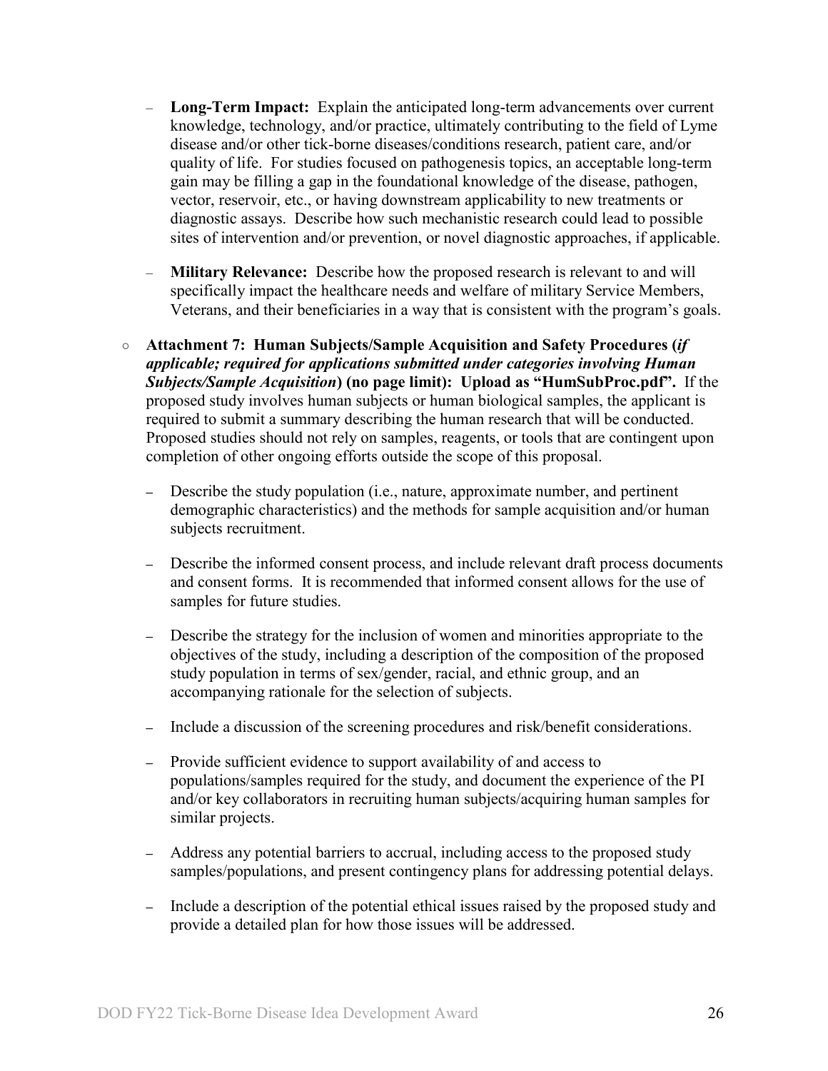- **Long-Term Impact:** Explain the anticipated long-term advancements over current knowledge, technology, and/or practice, ultimately contributing to the field of Lyme disease and/or other tick-borne diseases/conditions research, patient care, and/or quality of life. For studies focused on pathogenesis topics, an acceptable long-term gain may be filling a gap in the foundational knowledge of the disease, pathogen, vector, reservoir, etc., or having downstream applicability to new treatments or diagnostic assays. Describe how such mechanistic research could lead to possible sites of intervention and/or prevention, or novel diagnostic approaches, if applicable.

  - **Military Relevance:** Describe how the proposed research is relevant to and will specifically impact the healthcare needs and welfare of military Service Members, Veterans, and their beneficiaries in a way that is consistent with the program's goals.

- **Attachment 7: Human Subjects/Sample Acquisition and Safety Procedures (*if applicable; required for applications submitted under categories involving Human Subjects/Sample Acquisition*) (no page limit): Upload as "HumSubProc.pdf".** If the proposed study involves human subjects or human biological samples, the applicant is required to submit a summary describing the human research that will be conducted. Proposed studies should not rely on samples, reagents, or tools that are contingent upon completion of other ongoing efforts outside the scope of this proposal.

  - Describe the study population (i.e., nature, approximate number, and pertinent demographic characteristics) and the methods for sample acquisition and/or human subjects recruitment.

  - Describe the informed consent process, and include relevant draft process documents and consent forms. It is recommended that informed consent allows for the use of samples for future studies.

  - Describe the strategy for the inclusion of women and minorities appropriate to the objectives of the study, including a description of the composition of the proposed study population in terms of sex/gender, racial, and ethnic group, and an accompanying rationale for the selection of subjects.

  - Include a discussion of the screening procedures and risk/benefit considerations.

  - Provide sufficient evidence to support availability of and access to populations/samples required for the study, and document the experience of the PI and/or key collaborators in recruiting human subjects/acquiring human samples for similar projects.

  - Address any potential barriers to accrual, including access to the proposed study samples/populations, and present contingency plans for addressing potential delays.

  - Include a description of the potential ethical issues raised by the proposed study and provide a detailed plan for how those issues will be addressed.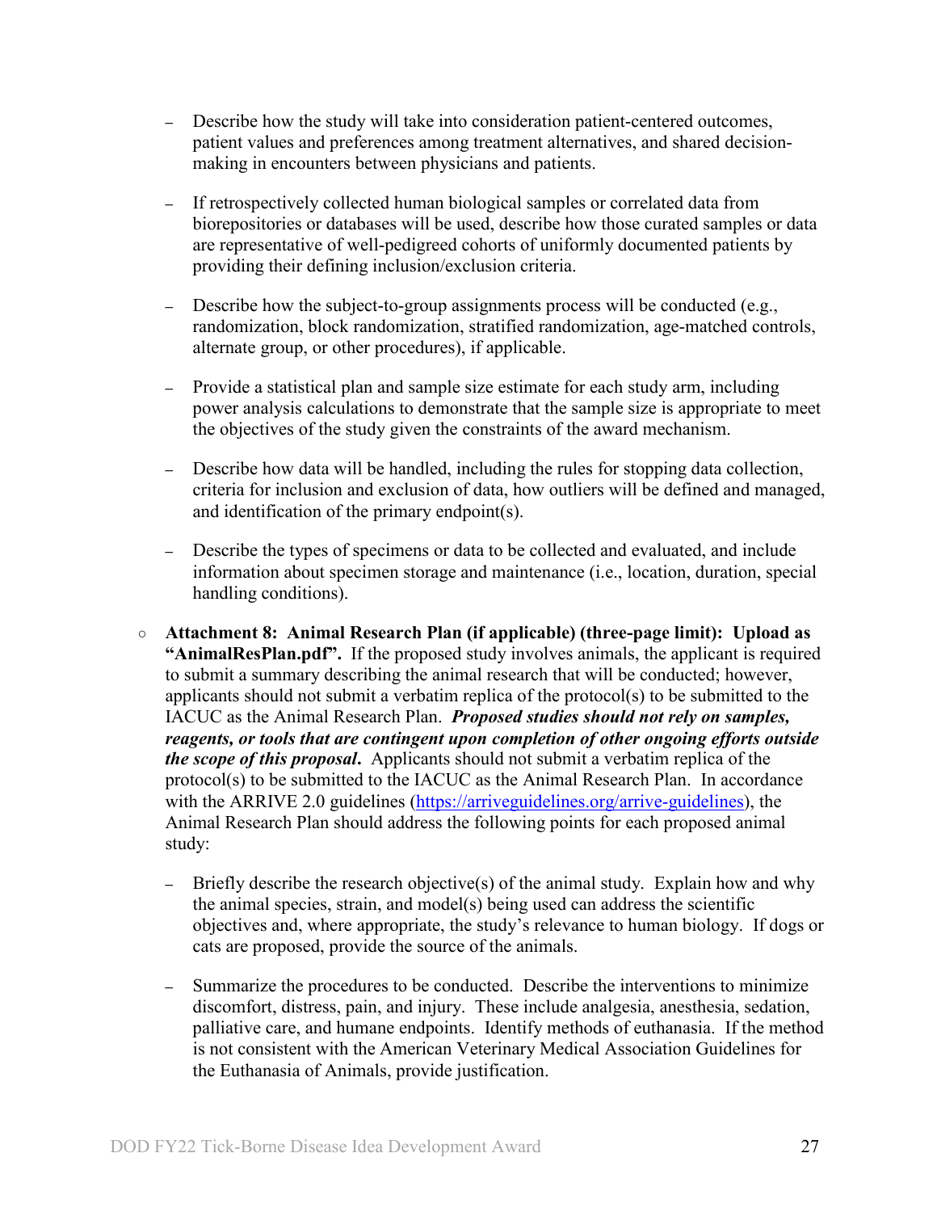- Describe how the study will take into consideration patient-centered outcomes, patient values and preferences among treatment alternatives, and shared decision-making in encounters between physicians and patients.

- If retrospectively collected human biological samples or correlated data from biorepositories or databases will be used, describe how those curated samples or data are representative of well-pedigreed cohorts of uniformly documented patients by providing their defining inclusion/exclusion criteria.

- Describe how the subject-to-group assignments process will be conducted (e.g., randomization, block randomization, stratified randomization, age-matched controls, alternate group, or other procedures), if applicable.

- Provide a statistical plan and sample size estimate for each study arm, including power analysis calculations to demonstrate that the sample size is appropriate to meet the objectives of the study given the constraints of the award mechanism.

- Describe how data will be handled, including the rules for stopping data collection, criteria for inclusion and exclusion of data, how outliers will be defined and managed, and identification of the primary endpoint(s).

- Describe the types of specimens or data to be collected and evaluated, and include information about specimen storage and maintenance (i.e., location, duration, special handling conditions).

○ **Attachment 8: Animal Research Plan (if applicable) (three-page limit): Upload as "AnimalResPlan.pdf".** If the proposed study involves animals, the applicant is required to submit a summary describing the animal research that will be conducted; however, applicants should not submit a verbatim replica of the protocol(s) to be submitted to the IACUC as the Animal Research Plan. ***Proposed studies should not rely on samples, reagents, or tools that are contingent upon completion of other ongoing efforts outside the scope of this proposal***. Applicants should not submit a verbatim replica of the protocol(s) to be submitted to the IACUC as the Animal Research Plan. In accordance with the ARRIVE 2.0 guidelines ([https://arriveguidelines.org/arrive-guidelines](https://arriveguidelines.org/arrive-guidelines)), the Animal Research Plan should address the following points for each proposed animal study:

  - Briefly describe the research objective(s) of the animal study. Explain how and why the animal species, strain, and model(s) being used can address the scientific objectives and, where appropriate, the study's relevance to human biology. If dogs or cats are proposed, provide the source of the animals.

  - Summarize the procedures to be conducted. Describe the interventions to minimize discomfort, distress, pain, and injury. These include analgesia, anesthesia, sedation, palliative care, and humane endpoints. Identify methods of euthanasia. If the method is not consistent with the American Veterinary Medical Association Guidelines for the Euthanasia of Animals, provide justification.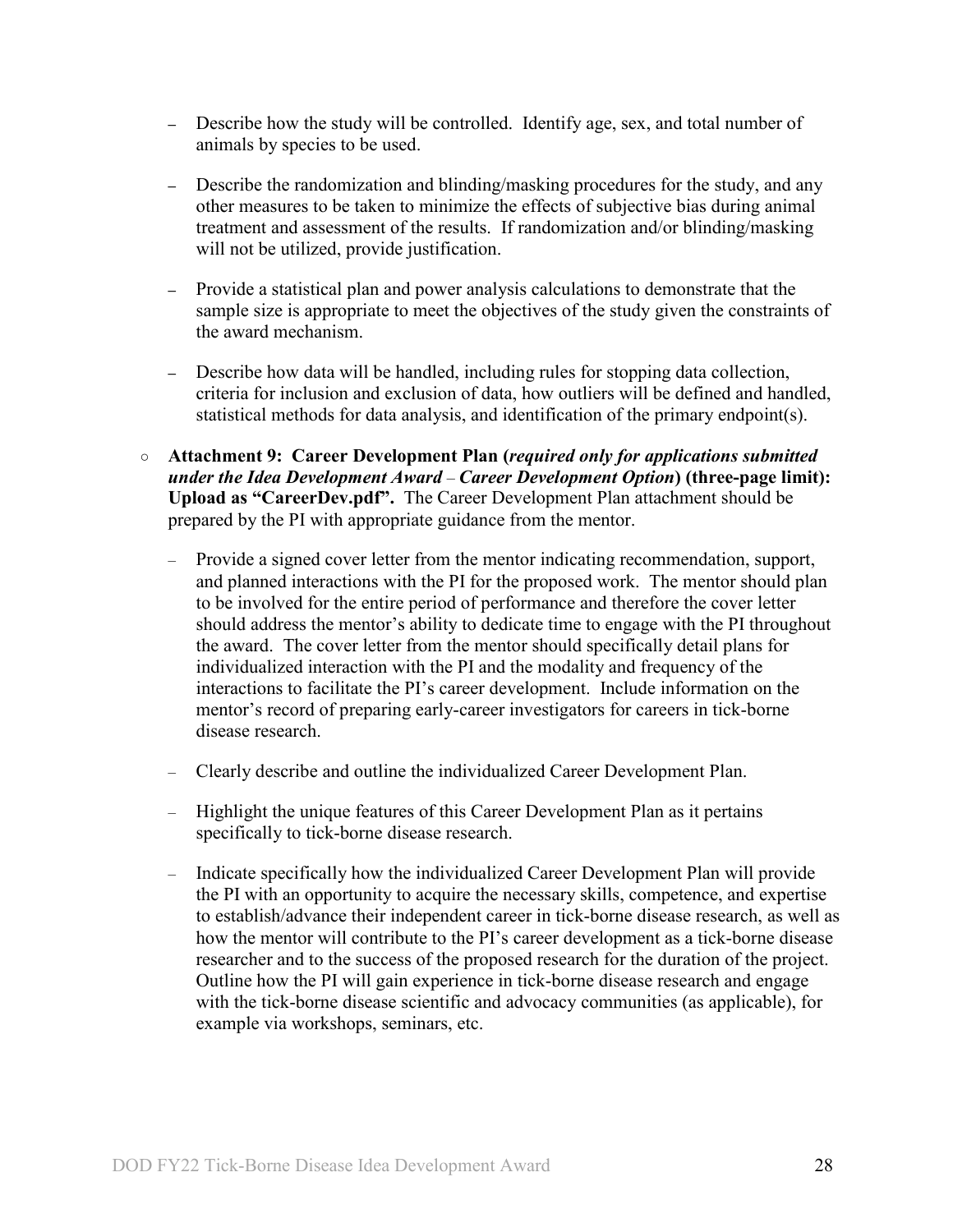- Describe how the study will be controlled. Identify age, sex, and total number of animals by species to be used.
- Describe the randomization and blinding/masking procedures for the study, and any other measures to be taken to minimize the effects of subjective bias during animal treatment and assessment of the results. If randomization and/or blinding/masking will not be utilized, provide justification.
- Provide a statistical plan and power analysis calculations to demonstrate that the sample size is appropriate to meet the objectives of the study given the constraints of the award mechanism.
- Describe how data will be handled, including rules for stopping data collection, criteria for inclusion and exclusion of data, how outliers will be defined and handled, statistical methods for data analysis, and identification of the primary endpoint(s).

○ **Attachment 9: Career Development Plan (*required only for applications submitted under the Idea Development Award – Career Development Option*) (three-page limit): Upload as "CareerDev.pdf".** The Career Development Plan attachment should be prepared by the PI with appropriate guidance from the mentor.

- Provide a signed cover letter from the mentor indicating recommendation, support, and planned interactions with the PI for the proposed work. The mentor should plan to be involved for the entire period of performance and therefore the cover letter should address the mentor's ability to dedicate time to engage with the PI throughout the award. The cover letter from the mentor should specifically detail plans for individualized interaction with the PI and the modality and frequency of the interactions to facilitate the PI's career development. Include information on the mentor's record of preparing early-career investigators for careers in tick-borne disease research.
- Clearly describe and outline the individualized Career Development Plan.
- Highlight the unique features of this Career Development Plan as it pertains specifically to tick-borne disease research.
- Indicate specifically how the individualized Career Development Plan will provide the PI with an opportunity to acquire the necessary skills, competence, and expertise to establish/advance their independent career in tick-borne disease research, as well as how the mentor will contribute to the PI's career development as a tick-borne disease researcher and to the success of the proposed research for the duration of the project. Outline how the PI will gain experience in tick-borne disease research and engage with the tick-borne disease scientific and advocacy communities (as applicable), for example via workshops, seminars, etc.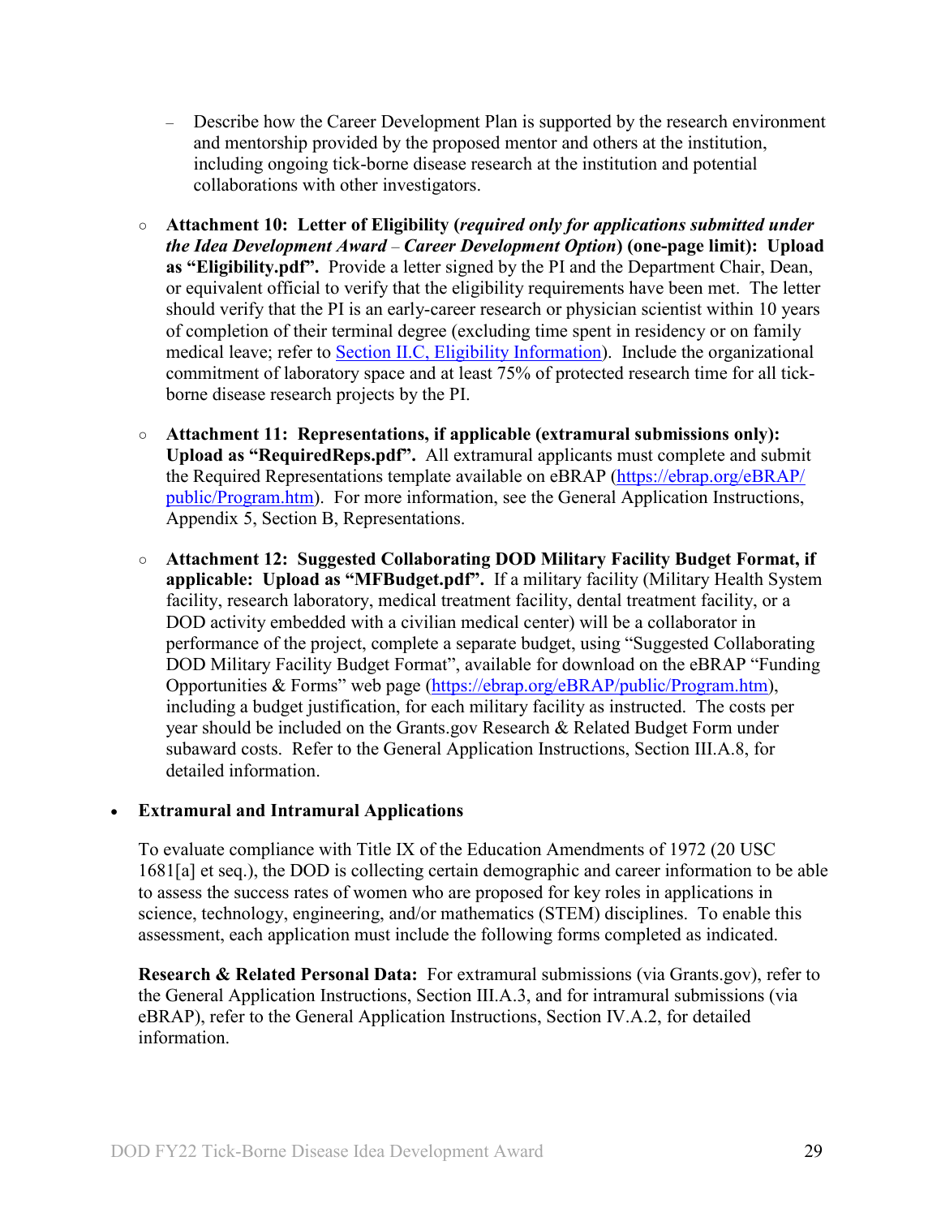- Describe how the Career Development Plan is supported by the research environment and mentorship provided by the proposed mentor and others at the institution, including ongoing tick-borne disease research at the institution and potential collaborations with other investigators.

- **Attachment 10: Letter of Eligibility (*required only for applications submitted under the Idea Development Award – Career Development Option*) (one-page limit): Upload as "Eligibility.pdf".** Provide a letter signed by the PI and the Department Chair, Dean, or equivalent official to verify that the eligibility requirements have been met. The letter should verify that the PI is an early-career research or physician scientist within 10 years of completion of their terminal degree (excluding time spent in residency or on family medical leave; refer to Section II.C, Eligibility Information). Include the organizational commitment of laboratory space and at least 75% of protected research time for all tick-borne disease research projects by the PI.

- **Attachment 11: Representations, if applicable (extramural submissions only): Upload as "RequiredReps.pdf".** All extramural applicants must complete and submit the Required Representations template available on eBRAP (https://ebrap.org/eBRAP/public/Program.htm). For more information, see the General Application Instructions, Appendix 5, Section B, Representations.

- **Attachment 12: Suggested Collaborating DOD Military Facility Budget Format, if applicable: Upload as "MFBudget.pdf".** If a military facility (Military Health System facility, research laboratory, medical treatment facility, dental treatment facility, or a DOD activity embedded with a civilian medical center) will be a collaborator in performance of the project, complete a separate budget, using "Suggested Collaborating DOD Military Facility Budget Format", available for download on the eBRAP "Funding Opportunities & Forms" web page (https://ebrap.org/eBRAP/public/Program.htm), including a budget justification, for each military facility as instructed. The costs per year should be included on the Grants.gov Research & Related Budget Form under subaward costs. Refer to the General Application Instructions, Section III.A.8, for detailed information.

- **Extramural and Intramural Applications**

  To evaluate compliance with Title IX of the Education Amendments of 1972 (20 USC 1681[a] et seq.), the DOD is collecting certain demographic and career information to be able to assess the success rates of women who are proposed for key roles in applications in science, technology, engineering, and/or mathematics (STEM) disciplines. To enable this assessment, each application must include the following forms completed as indicated.

  **Research & Related Personal Data:** For extramural submissions (via Grants.gov), refer to the General Application Instructions, Section III.A.3, and for intramural submissions (via eBRAP), refer to the General Application Instructions, Section IV.A.2, for detailed information.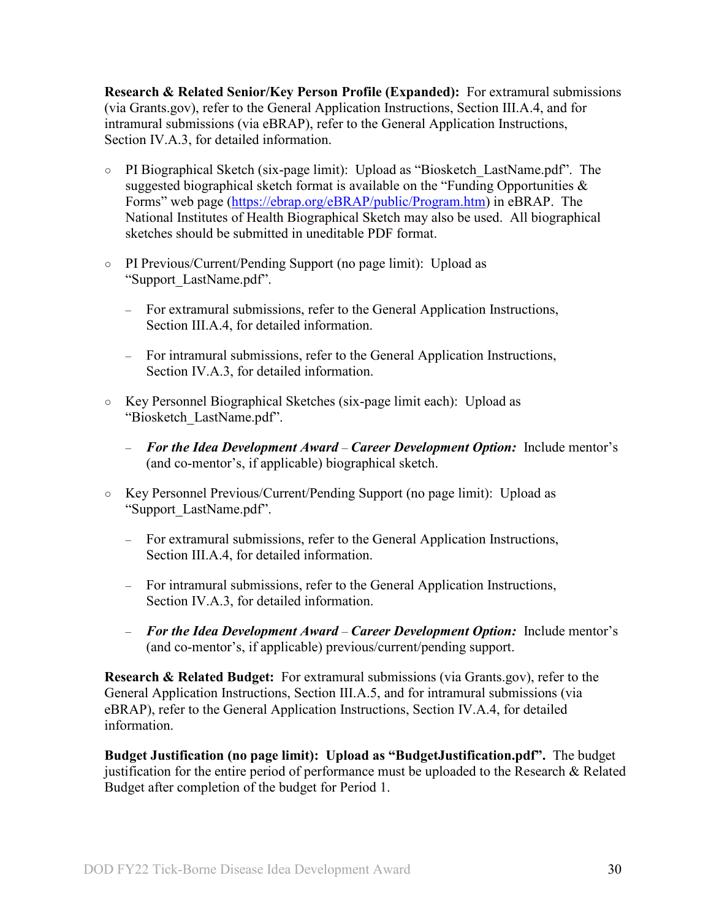**Research & Related Senior/Key Person Profile (Expanded):** For extramural submissions (via Grants.gov), refer to the General Application Instructions, Section III.A.4, and for intramural submissions (via eBRAP), refer to the General Application Instructions, Section IV.A.3, for detailed information.

- PI Biographical Sketch (six-page limit): Upload as "Biosketch_LastName.pdf". The suggested biographical sketch format is available on the "Funding Opportunities & Forms" web page ([https://ebrap.org/eBRAP/public/Program.htm](https://ebrap.org/eBRAP/public/Program.htm)) in eBRAP. The National Institutes of Health Biographical Sketch may also be used. All biographical sketches should be submitted in uneditable PDF format.

- PI Previous/Current/Pending Support (no page limit): Upload as "Support_LastName.pdf".
  - For extramural submissions, refer to the General Application Instructions, Section III.A.4, for detailed information.
  - For intramural submissions, refer to the General Application Instructions, Section IV.A.3, for detailed information.

- Key Personnel Biographical Sketches (six-page limit each): Upload as "Biosketch_LastName.pdf".
  - ***For the Idea Development Award*** – ***Career Development Option:*** Include mentor's (and co-mentor's, if applicable) biographical sketch.

- Key Personnel Previous/Current/Pending Support (no page limit): Upload as "Support_LastName.pdf".
  - For extramural submissions, refer to the General Application Instructions, Section III.A.4, for detailed information.
  - For intramural submissions, refer to the General Application Instructions, Section IV.A.3, for detailed information.
  - ***For the Idea Development Award*** – ***Career Development Option:*** Include mentor's (and co-mentor's, if applicable) previous/current/pending support.

**Research & Related Budget:** For extramural submissions (via Grants.gov), refer to the General Application Instructions, Section III.A.5, and for intramural submissions (via eBRAP), refer to the General Application Instructions, Section IV.A.4, for detailed information.

**Budget Justification (no page limit): Upload as "BudgetJustification.pdf".** The budget justification for the entire period of performance must be uploaded to the Research & Related Budget after completion of the budget for Period 1.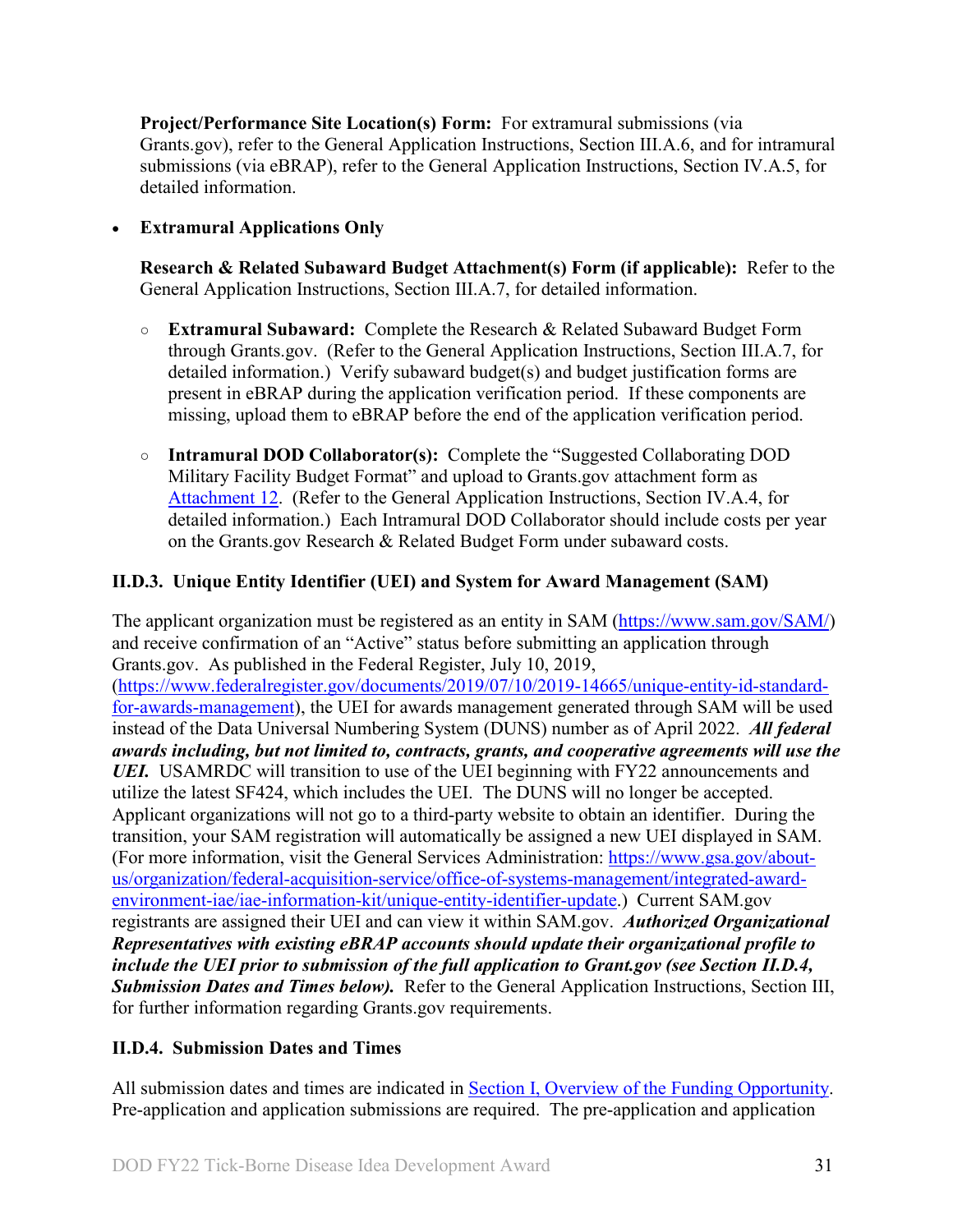**Project/Performance Site Location(s) Form:** For extramural submissions (via Grants.gov), refer to the General Application Instructions, Section III.A.6, and for intramural submissions (via eBRAP), refer to the General Application Instructions, Section IV.A.5, for detailed information.

- **Extramural Applications Only**

  **Research & Related Subaward Budget Attachment(s) Form (if applicable):** Refer to the General Application Instructions, Section III.A.7, for detailed information.

  - **Extramural Subaward:** Complete the Research & Related Subaward Budget Form through Grants.gov. (Refer to the General Application Instructions, Section III.A.7, for detailed information.) Verify subaward budget(s) and budget justification forms are present in eBRAP during the application verification period. If these components are missing, upload them to eBRAP before the end of the application verification period.
  - **Intramural DOD Collaborator(s):** Complete the "Suggested Collaborating DOD Military Facility Budget Format" and upload to Grants.gov attachment form as Attachment 12. (Refer to the General Application Instructions, Section IV.A.4, for detailed information.) Each Intramural DOD Collaborator should include costs per year on the Grants.gov Research & Related Budget Form under subaward costs.

### II.D.3. Unique Entity Identifier (UEI) and System for Award Management (SAM)

The applicant organization must be registered as an entity in SAM (https://www.sam.gov/SAM/) and receive confirmation of an "Active" status before submitting an application through Grants.gov. As published in the Federal Register, July 10, 2019, (https://www.federalregister.gov/documents/2019/07/10/2019-14665/unique-entity-id-standard-for-awards-management), the UEI for awards management generated through SAM will be used instead of the Data Universal Numbering System (DUNS) number as of April 2022. ***All federal awards including, but not limited to, contracts, grants, and cooperative agreements will use the UEI.*** USAMRDC will transition to use of the UEI beginning with FY22 announcements and utilize the latest SF424, which includes the UEI. The DUNS will no longer be accepted. Applicant organizations will not go to a third-party website to obtain an identifier. During the transition, your SAM registration will automatically be assigned a new UEI displayed in SAM. (For more information, visit the General Services Administration: https://www.gsa.gov/about-us/organization/federal-acquisition-service/office-of-systems-management/integrated-award-environment-iae/iae-information-kit/unique-entity-identifier-update.) Current SAM.gov registrants are assigned their UEI and can view it within SAM.gov. ***Authorized Organizational Representatives with existing eBRAP accounts should update their organizational profile to include the UEI prior to submission of the full application to Grant.gov (see Section II.D.4, Submission Dates and Times below).*** Refer to the General Application Instructions, Section III, for further information regarding Grants.gov requirements.

### II.D.4. Submission Dates and Times

All submission dates and times are indicated in Section I, Overview of the Funding Opportunity. Pre-application and application submissions are required. The pre-application and application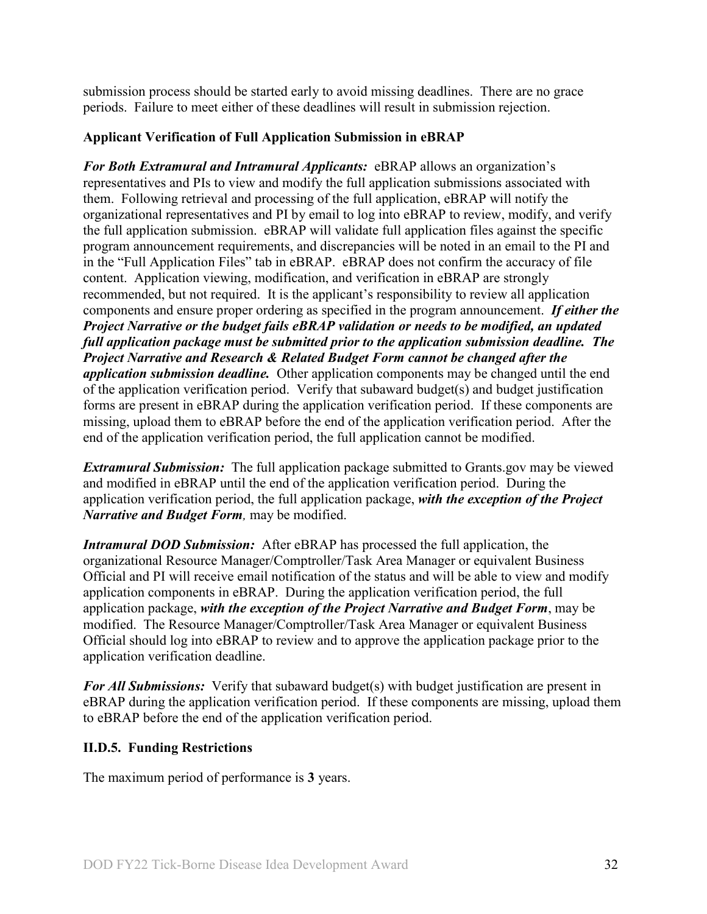submission process should be started early to avoid missing deadlines. There are no grace periods. Failure to meet either of these deadlines will result in submission rejection.

**Applicant Verification of Full Application Submission in eBRAP**

***For Both Extramural and Intramural Applicants:*** eBRAP allows an organization's representatives and PIs to view and modify the full application submissions associated with them. Following retrieval and processing of the full application, eBRAP will notify the organizational representatives and PI by email to log into eBRAP to review, modify, and verify the full application submission. eBRAP will validate full application files against the specific program announcement requirements, and discrepancies will be noted in an email to the PI and in the "Full Application Files" tab in eBRAP. eBRAP does not confirm the accuracy of file content. Application viewing, modification, and verification in eBRAP are strongly recommended, but not required. It is the applicant's responsibility to review all application components and ensure proper ordering as specified in the program announcement. ***If either the Project Narrative or the budget fails eBRAP validation or needs to be modified, an updated full application package must be submitted prior to the application submission deadline. The Project Narrative and Research & Related Budget Form cannot be changed after the application submission deadline.*** Other application components may be changed until the end of the application verification period. Verify that subaward budget(s) and budget justification forms are present in eBRAP during the application verification period. If these components are missing, upload them to eBRAP before the end of the application verification period. After the end of the application verification period, the full application cannot be modified.

***Extramural Submission:*** The full application package submitted to Grants.gov may be viewed and modified in eBRAP until the end of the application verification period. During the application verification period, the full application package, ***with the exception of the Project Narrative and Budget Form,*** may be modified.

***Intramural DOD Submission:*** After eBRAP has processed the full application, the organizational Resource Manager/Comptroller/Task Area Manager or equivalent Business Official and PI will receive email notification of the status and will be able to view and modify application components in eBRAP. During the application verification period, the full application package, ***with the exception of the Project Narrative and Budget Form***, may be modified. The Resource Manager/Comptroller/Task Area Manager or equivalent Business Official should log into eBRAP to review and to approve the application package prior to the application verification deadline.

***For All Submissions:*** Verify that subaward budget(s) with budget justification are present in eBRAP during the application verification period. If these components are missing, upload them to eBRAP before the end of the application verification period.

### II.D.5. Funding Restrictions

The maximum period of performance is **3** years.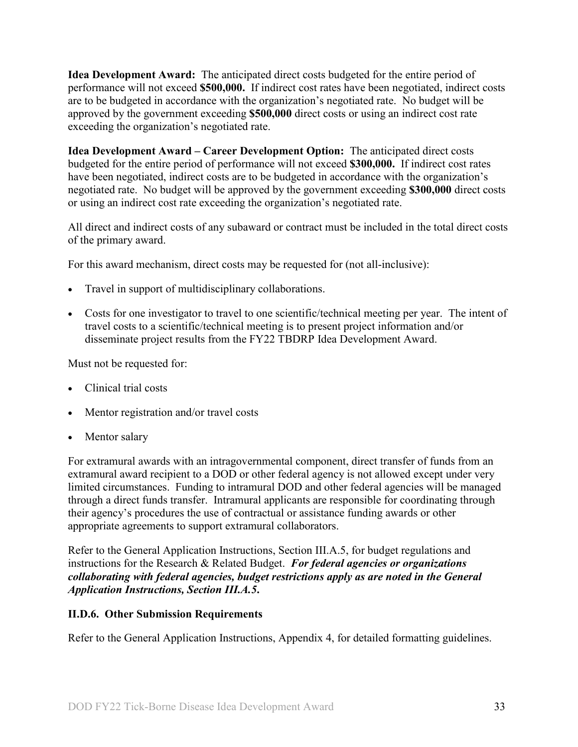**Idea Development Award:** The anticipated direct costs budgeted for the entire period of performance will not exceed **$500,000.** If indirect cost rates have been negotiated, indirect costs are to be budgeted in accordance with the organization's negotiated rate. No budget will be approved by the government exceeding **$500,000** direct costs or using an indirect cost rate exceeding the organization's negotiated rate.

**Idea Development Award – Career Development Option:** The anticipated direct costs budgeted for the entire period of performance will not exceed **$300,000.** If indirect cost rates have been negotiated, indirect costs are to be budgeted in accordance with the organization's negotiated rate. No budget will be approved by the government exceeding **$300,000** direct costs or using an indirect cost rate exceeding the organization's negotiated rate.

All direct and indirect costs of any subaward or contract must be included in the total direct costs of the primary award.

For this award mechanism, direct costs may be requested for (not all-inclusive):

- Travel in support of multidisciplinary collaborations.
- Costs for one investigator to travel to one scientific/technical meeting per year. The intent of travel costs to a scientific/technical meeting is to present project information and/or disseminate project results from the FY22 TBDRP Idea Development Award.

Must not be requested for:

- Clinical trial costs
- Mentor registration and/or travel costs
- Mentor salary

For extramural awards with an intragovernmental component, direct transfer of funds from an extramural award recipient to a DOD or other federal agency is not allowed except under very limited circumstances. Funding to intramural DOD and other federal agencies will be managed through a direct funds transfer. Intramural applicants are responsible for coordinating through their agency's procedures the use of contractual or assistance funding awards or other appropriate agreements to support extramural collaborators.

Refer to the General Application Instructions, Section III.A.5, for budget regulations and instructions for the Research & Related Budget. ***For federal agencies or organizations collaborating with federal agencies, budget restrictions apply as are noted in the General Application Instructions, Section III.A.5.***

### II.D.6. Other Submission Requirements

Refer to the General Application Instructions, Appendix 4, for detailed formatting guidelines.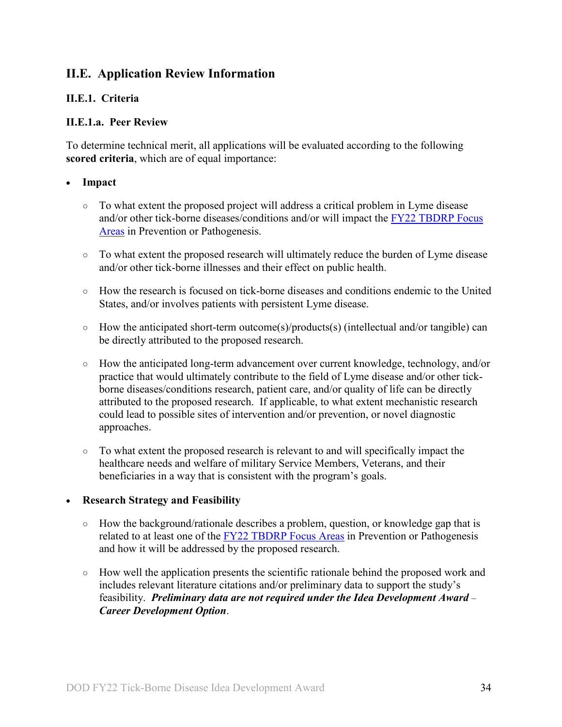## II.E. Application Review Information

### II.E.1. Criteria

#### II.E.1.a. Peer Review

To determine technical merit, all applications will be evaluated according to the following **scored criteria**, which are of equal importance:

- **Impact**
  - To what extent the proposed project will address a critical problem in Lyme disease and/or other tick-borne diseases/conditions and/or will impact the FY22 TBDRP Focus Areas in Prevention or Pathogenesis.
  - To what extent the proposed research will ultimately reduce the burden of Lyme disease and/or other tick-borne illnesses and their effect on public health.
  - How the research is focused on tick-borne diseases and conditions endemic to the United States, and/or involves patients with persistent Lyme disease.
  - How the anticipated short-term outcome(s)/products(s) (intellectual and/or tangible) can be directly attributed to the proposed research.
  - How the anticipated long-term advancement over current knowledge, technology, and/or practice that would ultimately contribute to the field of Lyme disease and/or other tick-borne diseases/conditions research, patient care, and/or quality of life can be directly attributed to the proposed research. If applicable, to what extent mechanistic research could lead to possible sites of intervention and/or prevention, or novel diagnostic approaches.
  - To what extent the proposed research is relevant to and will specifically impact the healthcare needs and welfare of military Service Members, Veterans, and their beneficiaries in a way that is consistent with the program's goals.

- **Research Strategy and Feasibility**
  - How the background/rationale describes a problem, question, or knowledge gap that is related to at least one of the FY22 TBDRP Focus Areas in Prevention or Pathogenesis and how it will be addressed by the proposed research.
  - How well the application presents the scientific rationale behind the proposed work and includes relevant literature citations and/or preliminary data to support the study's feasibility. ***Preliminary data are not required under the Idea Development Award*** – ***Career Development Option***.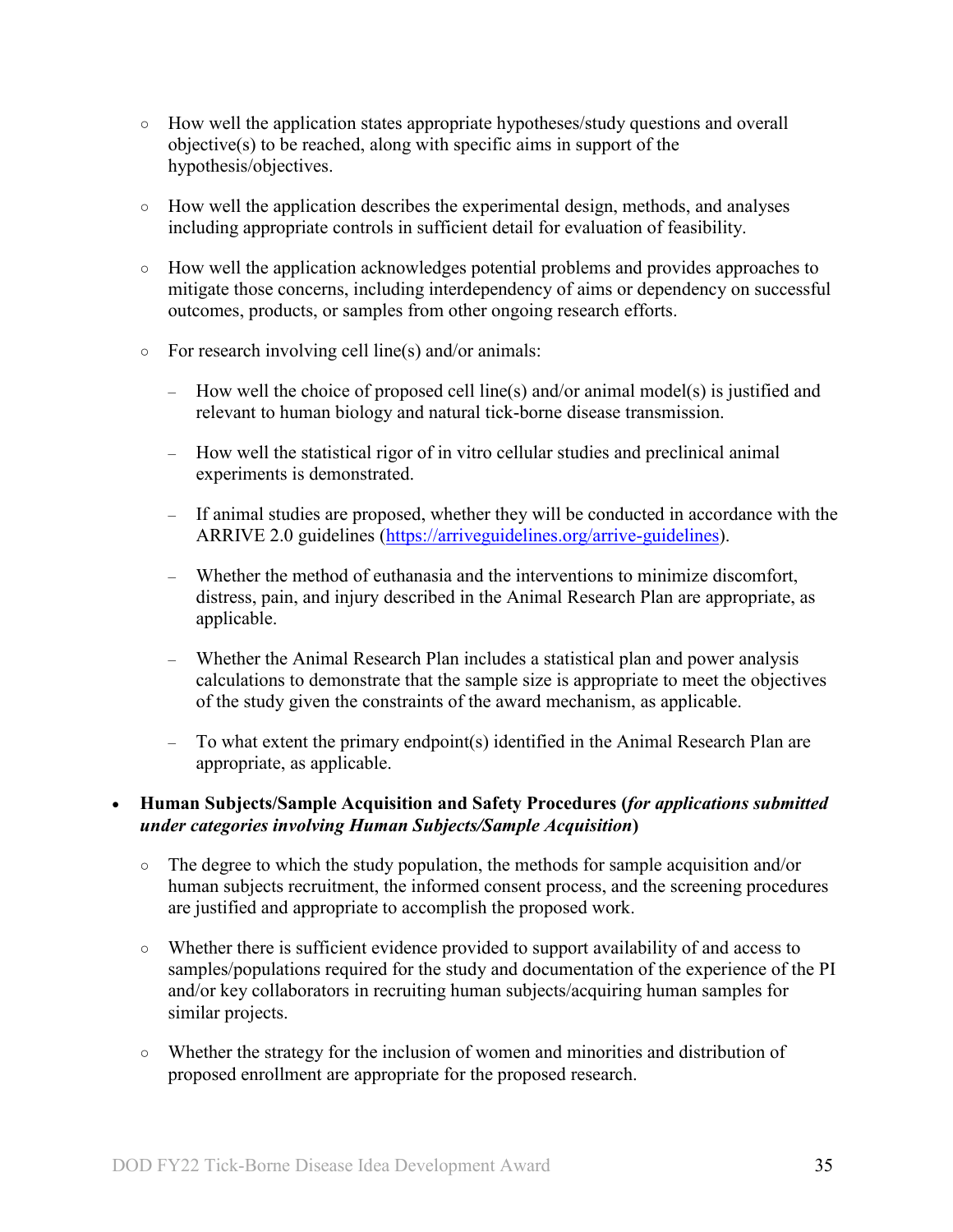- How well the application states appropriate hypotheses/study questions and overall objective(s) to be reached, along with specific aims in support of the hypothesis/objectives.

  - How well the application describes the experimental design, methods, and analyses including appropriate controls in sufficient detail for evaluation of feasibility.

  - How well the application acknowledges potential problems and provides approaches to mitigate those concerns, including interdependency of aims or dependency on successful outcomes, products, or samples from other ongoing research efforts.

  - For research involving cell line(s) and/or animals:

    - How well the choice of proposed cell line(s) and/or animal model(s) is justified and relevant to human biology and natural tick-borne disease transmission.

    - How well the statistical rigor of in vitro cellular studies and preclinical animal experiments is demonstrated.

    - If animal studies are proposed, whether they will be conducted in accordance with the ARRIVE 2.0 guidelines (https://arriveguidelines.org/arrive-guidelines).

    - Whether the method of euthanasia and the interventions to minimize discomfort, distress, pain, and injury described in the Animal Research Plan are appropriate, as applicable.

    - Whether the Animal Research Plan includes a statistical plan and power analysis calculations to demonstrate that the sample size is appropriate to meet the objectives of the study given the constraints of the award mechanism, as applicable.

    - To what extent the primary endpoint(s) identified in the Animal Research Plan are appropriate, as applicable.

- **Human Subjects/Sample Acquisition and Safety Procedures (*for applications submitted under categories involving Human Subjects/Sample Acquisition*)**

  - The degree to which the study population, the methods for sample acquisition and/or human subjects recruitment, the informed consent process, and the screening procedures are justified and appropriate to accomplish the proposed work.

  - Whether there is sufficient evidence provided to support availability of and access to samples/populations required for the study and documentation of the experience of the PI and/or key collaborators in recruiting human subjects/acquiring human samples for similar projects.

  - Whether the strategy for the inclusion of women and minorities and distribution of proposed enrollment are appropriate for the proposed research.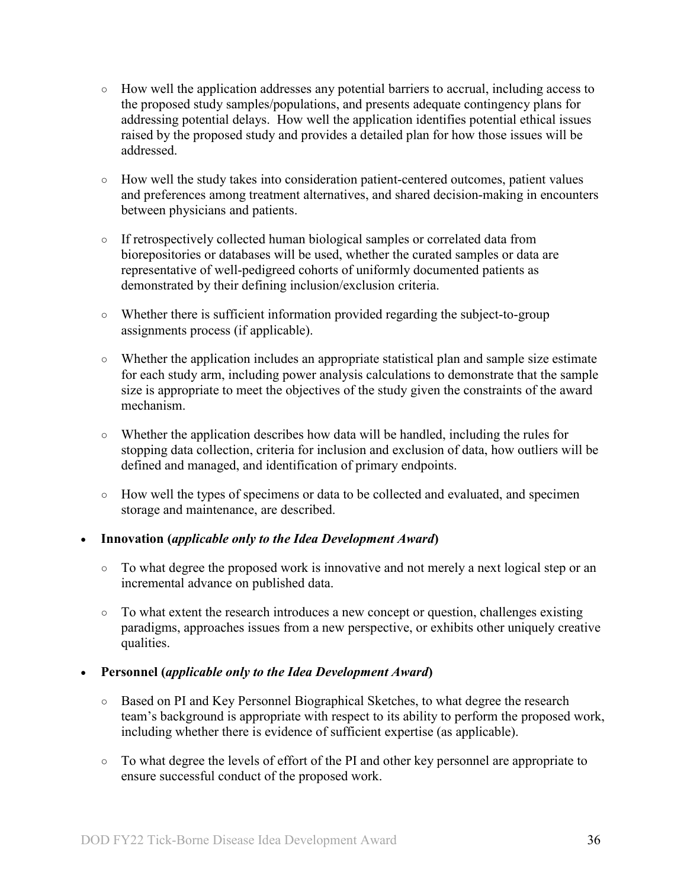- How well the application addresses any potential barriers to accrual, including access to the proposed study samples/populations, and presents adequate contingency plans for addressing potential delays. How well the application identifies potential ethical issues raised by the proposed study and provides a detailed plan for how those issues will be addressed.

    - How well the study takes into consideration patient-centered outcomes, patient values and preferences among treatment alternatives, and shared decision-making in encounters between physicians and patients.

    - If retrospectively collected human biological samples or correlated data from biorepositories or databases will be used, whether the curated samples or data are representative of well-pedigreed cohorts of uniformly documented patients as demonstrated by their defining inclusion/exclusion criteria.

    - Whether there is sufficient information provided regarding the subject-to-group assignments process (if applicable).

    - Whether the application includes an appropriate statistical plan and sample size estimate for each study arm, including power analysis calculations to demonstrate that the sample size is appropriate to meet the objectives of the study given the constraints of the award mechanism.

    - Whether the application describes how data will be handled, including the rules for stopping data collection, criteria for inclusion and exclusion of data, how outliers will be defined and managed, and identification of primary endpoints.

    - How well the types of specimens or data to be collected and evaluated, and specimen storage and maintenance, are described.

- **Innovation (*applicable only to the Idea Development Award*)**

    - To what degree the proposed work is innovative and not merely a next logical step or an incremental advance on published data.

    - To what extent the research introduces a new concept or question, challenges existing paradigms, approaches issues from a new perspective, or exhibits other uniquely creative qualities.

- **Personnel (*applicable only to the Idea Development Award*)**

    - Based on PI and Key Personnel Biographical Sketches, to what degree the research team's background is appropriate with respect to its ability to perform the proposed work, including whether there is evidence of sufficient expertise (as applicable).

    - To what degree the levels of effort of the PI and other key personnel are appropriate to ensure successful conduct of the proposed work.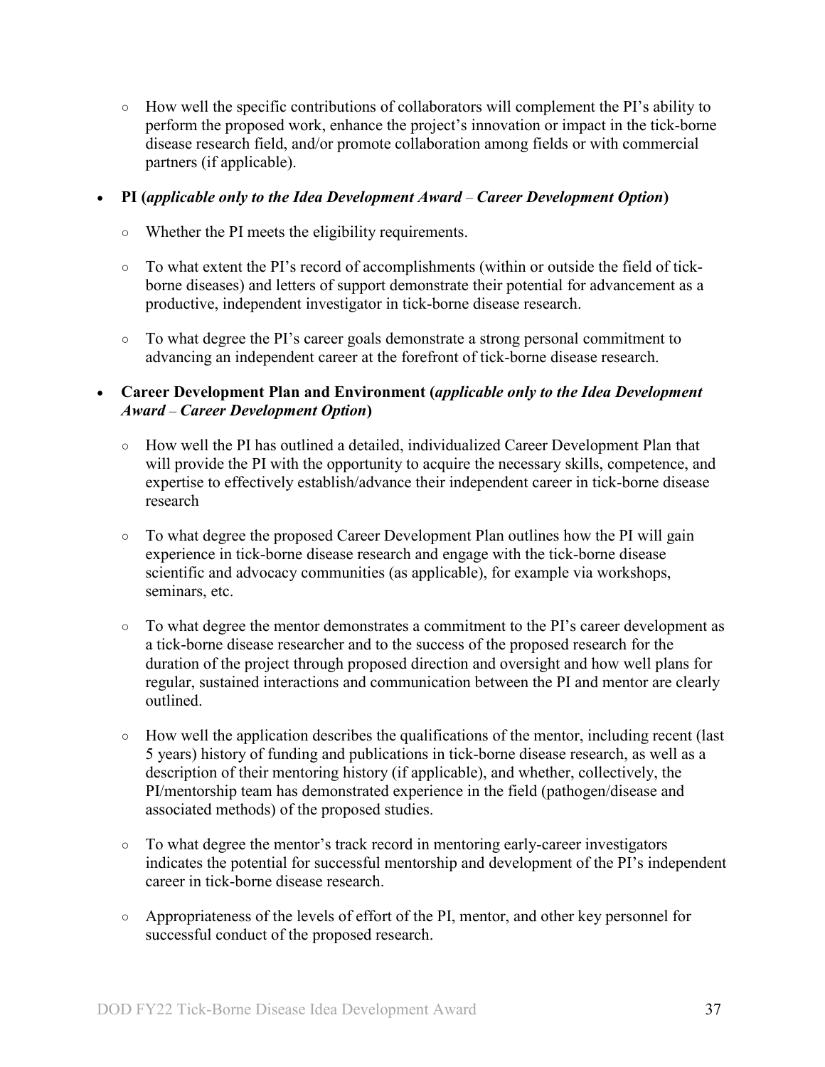- How well the specific contributions of collaborators will complement the PI's ability to perform the proposed work, enhance the project's innovation or impact in the tick-borne disease research field, and/or promote collaboration among fields or with commercial partners (if applicable).

- **PI (*applicable only to the Idea Development Award – Career Development Option*)**
    - Whether the PI meets the eligibility requirements.
    - To what extent the PI's record of accomplishments (within or outside the field of tick-borne diseases) and letters of support demonstrate their potential for advancement as a productive, independent investigator in tick-borne disease research.
    - To what degree the PI's career goals demonstrate a strong personal commitment to advancing an independent career at the forefront of tick-borne disease research.

- **Career Development Plan and Environment (*applicable only to the Idea Development Award – Career Development Option*)**
    - How well the PI has outlined a detailed, individualized Career Development Plan that will provide the PI with the opportunity to acquire the necessary skills, competence, and expertise to effectively establish/advance their independent career in tick-borne disease research
    - To what degree the proposed Career Development Plan outlines how the PI will gain experience in tick-borne disease research and engage with the tick-borne disease scientific and advocacy communities (as applicable), for example via workshops, seminars, etc.
    - To what degree the mentor demonstrates a commitment to the PI's career development as a tick-borne disease researcher and to the success of the proposed research for the duration of the project through proposed direction and oversight and how well plans for regular, sustained interactions and communication between the PI and mentor are clearly outlined.
    - How well the application describes the qualifications of the mentor, including recent (last 5 years) history of funding and publications in tick-borne disease research, as well as a description of their mentoring history (if applicable), and whether, collectively, the PI/mentorship team has demonstrated experience in the field (pathogen/disease and associated methods) of the proposed studies.
    - To what degree the mentor's track record in mentoring early-career investigators indicates the potential for successful mentorship and development of the PI's independent career in tick-borne disease research.
    - Appropriateness of the levels of effort of the PI, mentor, and other key personnel for successful conduct of the proposed research.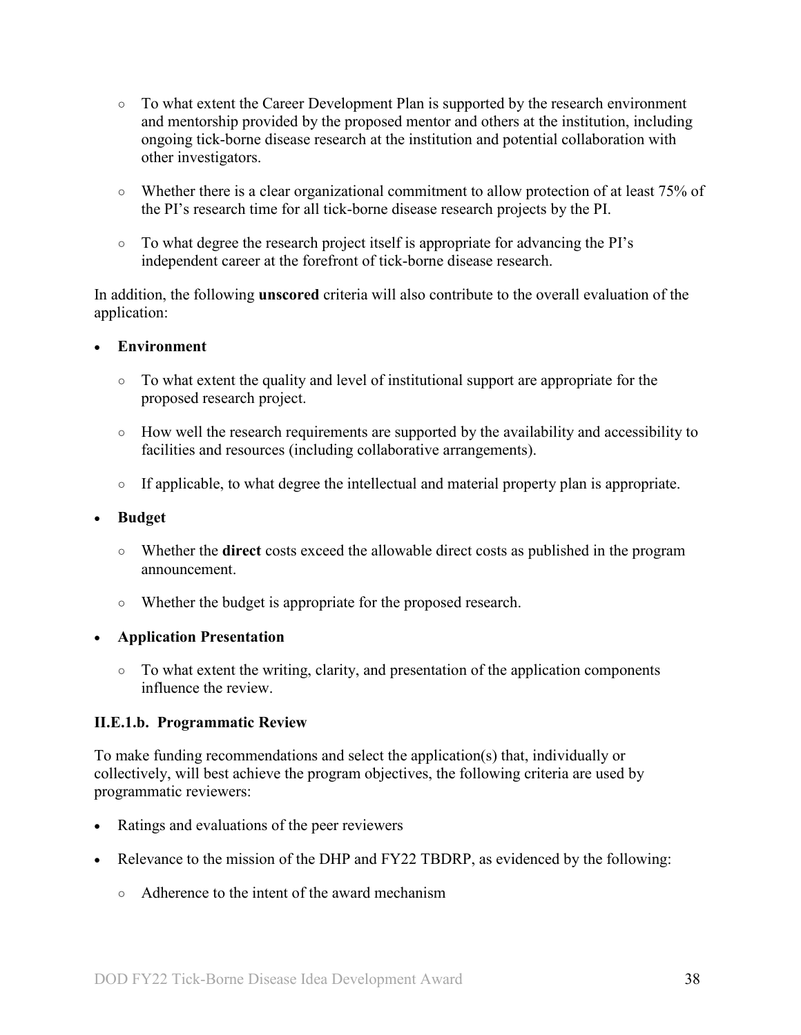- To what extent the Career Development Plan is supported by the research environment and mentorship provided by the proposed mentor and others at the institution, including ongoing tick-borne disease research at the institution and potential collaboration with other investigators.

   - Whether there is a clear organizational commitment to allow protection of at least 75% of the PI's research time for all tick-borne disease research projects by the PI.

   - To what degree the research project itself is appropriate for advancing the PI's independent career at the forefront of tick-borne disease research.

In addition, the following **unscored** criteria will also contribute to the overall evaluation of the application:

- **Environment**

   - To what extent the quality and level of institutional support are appropriate for the proposed research project.

   - How well the research requirements are supported by the availability and accessibility to facilities and resources (including collaborative arrangements).

   - If applicable, to what degree the intellectual and material property plan is appropriate.

- **Budget**

   - Whether the **direct** costs exceed the allowable direct costs as published in the program announcement.

   - Whether the budget is appropriate for the proposed research.

- **Application Presentation**

   - To what extent the writing, clarity, and presentation of the application components influence the review.

#### II.E.1.b. Programmatic Review

To make funding recommendations and select the application(s) that, individually or collectively, will best achieve the program objectives, the following criteria are used by programmatic reviewers:

- Ratings and evaluations of the peer reviewers

- Relevance to the mission of the DHP and FY22 TBDRP, as evidenced by the following:

   - Adherence to the intent of the award mechanism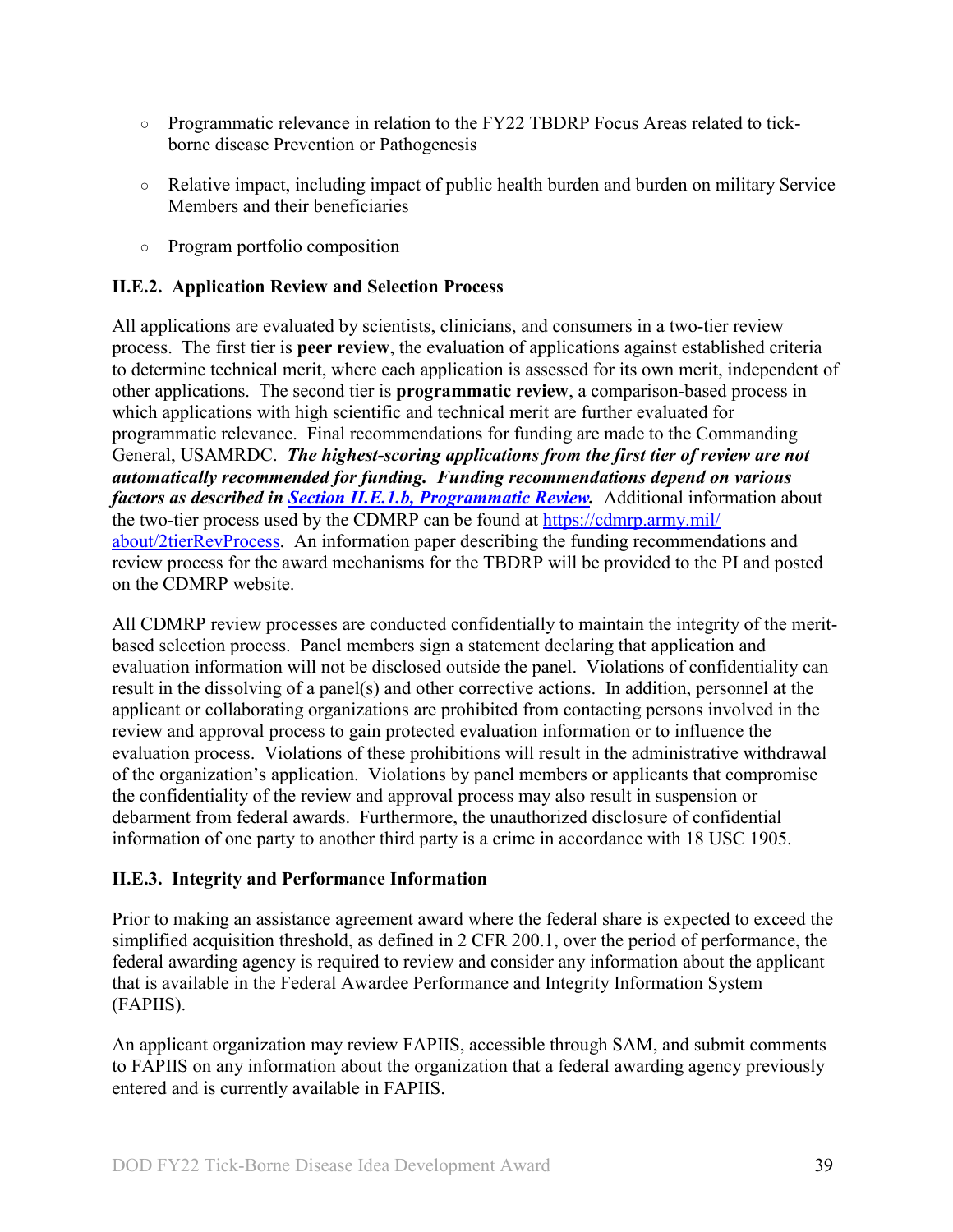- Programmatic relevance in relation to the FY22 TBDRP Focus Areas related to tick-borne disease Prevention or Pathogenesis
- Relative impact, including impact of public health burden and burden on military Service Members and their beneficiaries
- Program portfolio composition

### II.E.2. Application Review and Selection Process

All applications are evaluated by scientists, clinicians, and consumers in a two-tier review process. The first tier is **peer review**, the evaluation of applications against established criteria to determine technical merit, where each application is assessed for its own merit, independent of other applications. The second tier is **programmatic review**, a comparison-based process in which applications with high scientific and technical merit are further evaluated for programmatic relevance. Final recommendations for funding are made to the Commanding General, USAMRDC. ***The highest-scoring applications from the first tier of review are not automatically recommended for funding. Funding recommendations depend on various factors as described in Section II.E.1.b, Programmatic Review.*** Additional information about the two-tier process used by the CDMRP can be found at https://cdmrp.army.mil/about/2tierRevProcess. An information paper describing the funding recommendations and review process for the award mechanisms for the TBDRP will be provided to the PI and posted on the CDMRP website.

All CDMRP review processes are conducted confidentially to maintain the integrity of the merit-based selection process. Panel members sign a statement declaring that application and evaluation information will not be disclosed outside the panel. Violations of confidentiality can result in the dissolving of a panel(s) and other corrective actions. In addition, personnel at the applicant or collaborating organizations are prohibited from contacting persons involved in the review and approval process to gain protected evaluation information or to influence the evaluation process. Violations of these prohibitions will result in the administrative withdrawal of the organization's application. Violations by panel members or applicants that compromise the confidentiality of the review and approval process may also result in suspension or debarment from federal awards. Furthermore, the unauthorized disclosure of confidential information of one party to another third party is a crime in accordance with 18 USC 1905.

### II.E.3. Integrity and Performance Information

Prior to making an assistance agreement award where the federal share is expected to exceed the simplified acquisition threshold, as defined in 2 CFR 200.1, over the period of performance, the federal awarding agency is required to review and consider any information about the applicant that is available in the Federal Awardee Performance and Integrity Information System (FAPIIS).

An applicant organization may review FAPIIS, accessible through SAM, and submit comments to FAPIIS on any information about the organization that a federal awarding agency previously entered and is currently available in FAPIIS.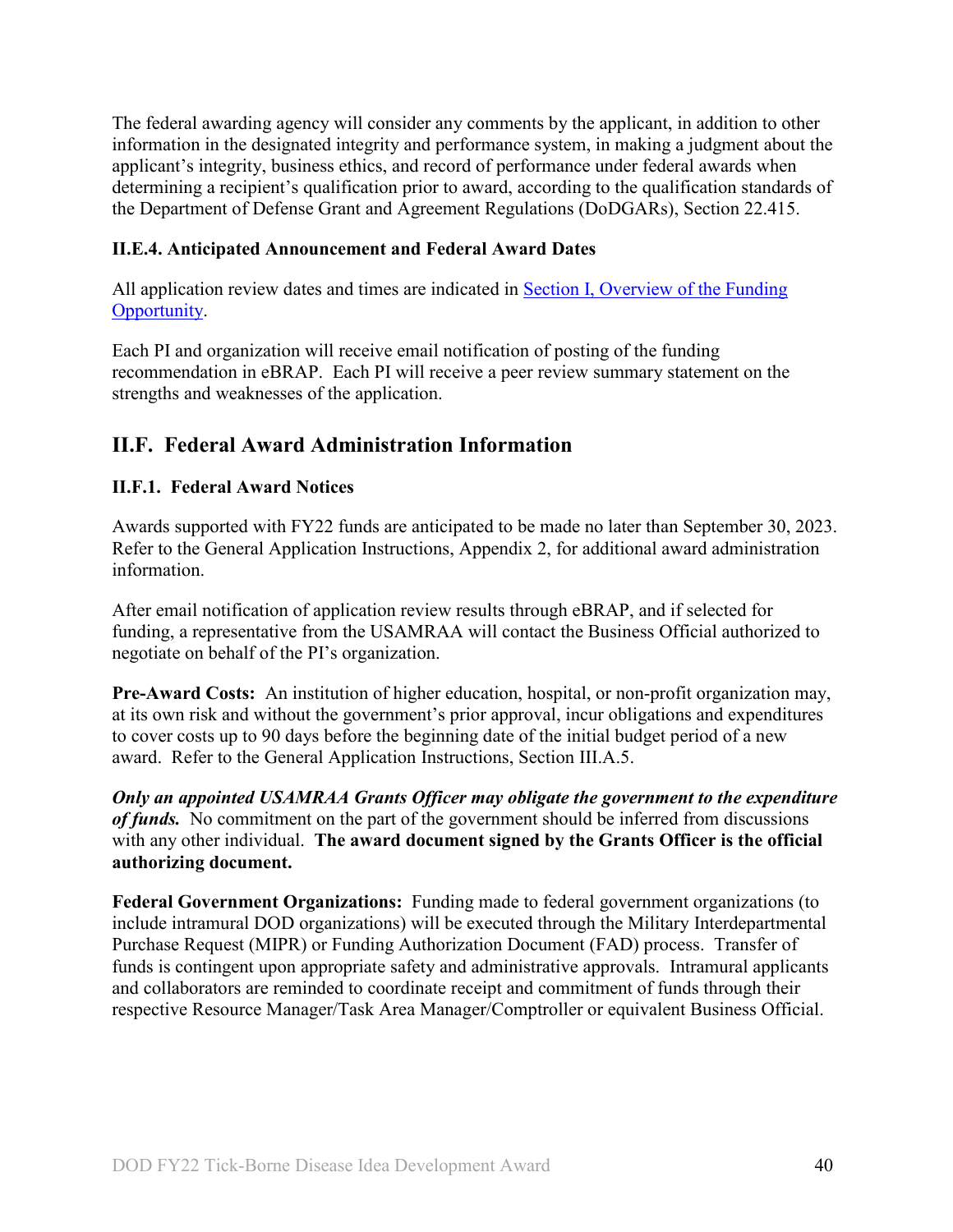The federal awarding agency will consider any comments by the applicant, in addition to other information in the designated integrity and performance system, in making a judgment about the applicant's integrity, business ethics, and record of performance under federal awards when determining a recipient's qualification prior to award, according to the qualification standards of the Department of Defense Grant and Agreement Regulations (DoDGARs), Section 22.415.

### II.E.4. Anticipated Announcement and Federal Award Dates

All application review dates and times are indicated in Section I, Overview of the Funding Opportunity.

Each PI and organization will receive email notification of posting of the funding recommendation in eBRAP. Each PI will receive a peer review summary statement on the strengths and weaknesses of the application.

## II.F. Federal Award Administration Information

### II.F.1. Federal Award Notices

Awards supported with FY22 funds are anticipated to be made no later than September 30, 2023. Refer to the General Application Instructions, Appendix 2, for additional award administration information.

After email notification of application review results through eBRAP, and if selected for funding, a representative from the USAMRAA will contact the Business Official authorized to negotiate on behalf of the PI's organization.

**Pre-Award Costs:** An institution of higher education, hospital, or non-profit organization may, at its own risk and without the government's prior approval, incur obligations and expenditures to cover costs up to 90 days before the beginning date of the initial budget period of a new award. Refer to the General Application Instructions, Section III.A.5.

***Only an appointed USAMRAA Grants Officer may obligate the government to the expenditure of funds.*** No commitment on the part of the government should be inferred from discussions with any other individual. **The award document signed by the Grants Officer is the official authorizing document.**

**Federal Government Organizations:** Funding made to federal government organizations (to include intramural DOD organizations) will be executed through the Military Interdepartmental Purchase Request (MIPR) or Funding Authorization Document (FAD) process. Transfer of funds is contingent upon appropriate safety and administrative approvals. Intramural applicants and collaborators are reminded to coordinate receipt and commitment of funds through their respective Resource Manager/Task Area Manager/Comptroller or equivalent Business Official.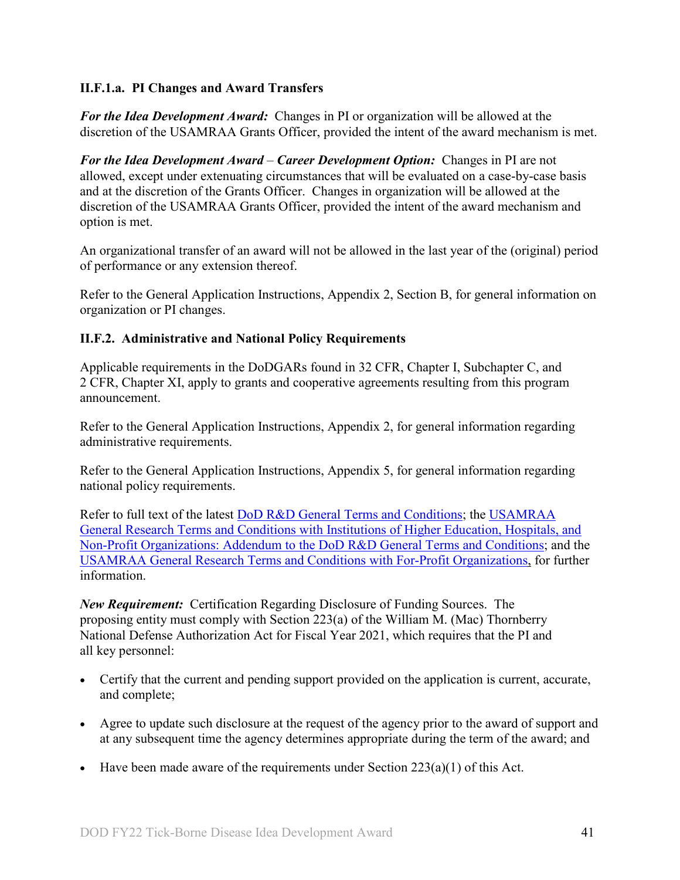### II.F.1.a. PI Changes and Award Transfers

***For the Idea Development Award:*** Changes in PI or organization will be allowed at the discretion of the USAMRAA Grants Officer, provided the intent of the award mechanism is met.

***For the Idea Development Award*** – ***Career Development Option:*** Changes in PI are not allowed, except under extenuating circumstances that will be evaluated on a case-by-case basis and at the discretion of the Grants Officer. Changes in organization will be allowed at the discretion of the USAMRAA Grants Officer, provided the intent of the award mechanism and option is met.

An organizational transfer of an award will not be allowed in the last year of the (original) period of performance or any extension thereof.

Refer to the General Application Instructions, Appendix 2, Section B, for general information on organization or PI changes.

### II.F.2. Administrative and National Policy Requirements

Applicable requirements in the DoDGARs found in 32 CFR, Chapter I, Subchapter C, and 2 CFR, Chapter XI, apply to grants and cooperative agreements resulting from this program announcement.

Refer to the General Application Instructions, Appendix 2, for general information regarding administrative requirements.

Refer to the General Application Instructions, Appendix 5, for general information regarding national policy requirements.

Refer to full text of the latest DoD R&D General Terms and Conditions; the USAMRAA General Research Terms and Conditions with Institutions of Higher Education, Hospitals, and Non-Profit Organizations: Addendum to the DoD R&D General Terms and Conditions; and the USAMRAA General Research Terms and Conditions with For-Profit Organizations, for further information.

***New Requirement:*** Certification Regarding Disclosure of Funding Sources. The proposing entity must comply with Section 223(a) of the William M. (Mac) Thornberry National Defense Authorization Act for Fiscal Year 2021, which requires that the PI and all key personnel:

- Certify that the current and pending support provided on the application is current, accurate, and complete;
- Agree to update such disclosure at the request of the agency prior to the award of support and at any subsequent time the agency determines appropriate during the term of the award; and
- Have been made aware of the requirements under Section 223(a)(1) of this Act.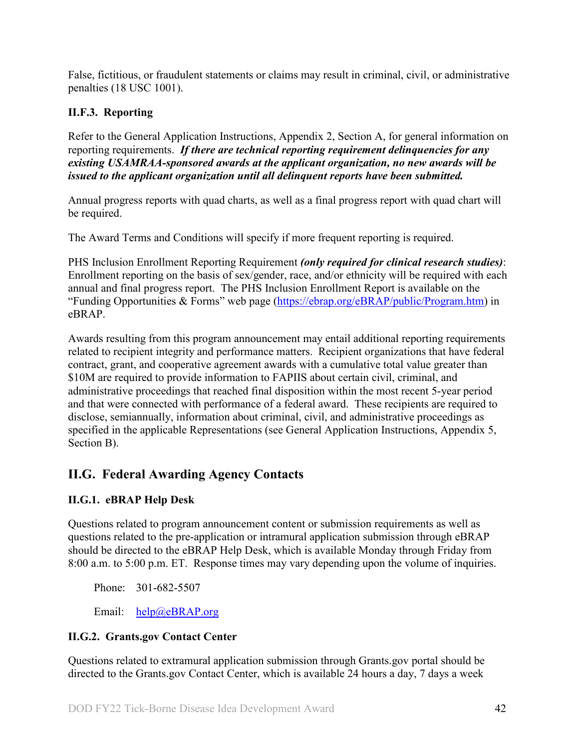False, fictitious, or fraudulent statements or claims may result in criminal, civil, or administrative penalties (18 USC 1001).

### II.F.3. Reporting

Refer to the General Application Instructions, Appendix 2, Section A, for general information on reporting requirements. ***If there are technical reporting requirement delinquencies for any existing USAMRAA-sponsored awards at the applicant organization, no new awards will be issued to the applicant organization until all delinquent reports have been submitted.***

Annual progress reports with quad charts, as well as a final progress report with quad chart will be required.

The Award Terms and Conditions will specify if more frequent reporting is required.

PHS Inclusion Enrollment Reporting Requirement ***(only required for clinical research studies)***: Enrollment reporting on the basis of sex/gender, race, and/or ethnicity will be required with each annual and final progress report. The PHS Inclusion Enrollment Report is available on the "Funding Opportunities & Forms" web page (https://ebrap.org/eBRAP/public/Program.htm) in eBRAP.

Awards resulting from this program announcement may entail additional reporting requirements related to recipient integrity and performance matters. Recipient organizations that have federal contract, grant, and cooperative agreement awards with a cumulative total value greater than $10M are required to provide information to FAPIIS about certain civil, criminal, and administrative proceedings that reached final disposition within the most recent 5-year period and that were connected with performance of a federal award. These recipients are required to disclose, semiannually, information about criminal, civil, and administrative proceedings as specified in the applicable Representations (see General Application Instructions, Appendix 5, Section B).

## II.G. Federal Awarding Agency Contacts

### II.G.1. eBRAP Help Desk

Questions related to program announcement content or submission requirements as well as questions related to the pre-application or intramural application submission through eBRAP should be directed to the eBRAP Help Desk, which is available Monday through Friday from 8:00 a.m. to 5:00 p.m. ET. Response times may vary depending upon the volume of inquiries.

Phone: 301-682-5507

Email: help@eBRAP.org

### II.G.2. Grants.gov Contact Center

Questions related to extramural application submission through Grants.gov portal should be directed to the Grants.gov Contact Center, which is available 24 hours a day, 7 days a week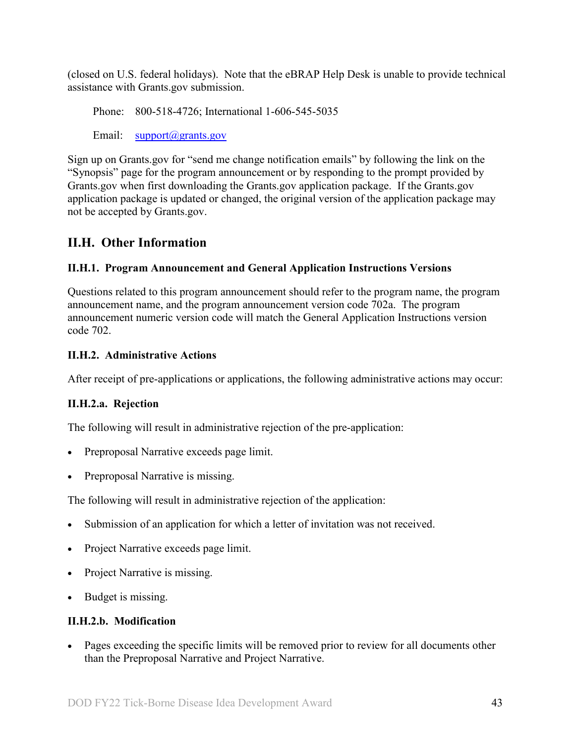(closed on U.S. federal holidays). Note that the eBRAP Help Desk is unable to provide technical assistance with Grants.gov submission.

Phone: 800-518-4726; International 1-606-545-5035

Email: support@grants.gov

Sign up on Grants.gov for "send me change notification emails" by following the link on the "Synopsis" page for the program announcement or by responding to the prompt provided by Grants.gov when first downloading the Grants.gov application package. If the Grants.gov application package is updated or changed, the original version of the application package may not be accepted by Grants.gov.

## II.H. Other Information

### II.H.1. Program Announcement and General Application Instructions Versions

Questions related to this program announcement should refer to the program name, the program announcement name, and the program announcement version code 702a. The program announcement numeric version code will match the General Application Instructions version code 702.

### II.H.2. Administrative Actions

After receipt of pre-applications or applications, the following administrative actions may occur:

#### II.H.2.a. Rejection

The following will result in administrative rejection of the pre-application:

- Preproposal Narrative exceeds page limit.
- Preproposal Narrative is missing.

The following will result in administrative rejection of the application:

- Submission of an application for which a letter of invitation was not received.
- Project Narrative exceeds page limit.
- Project Narrative is missing.
- Budget is missing.

#### II.H.2.b. Modification

- Pages exceeding the specific limits will be removed prior to review for all documents other than the Preproposal Narrative and Project Narrative.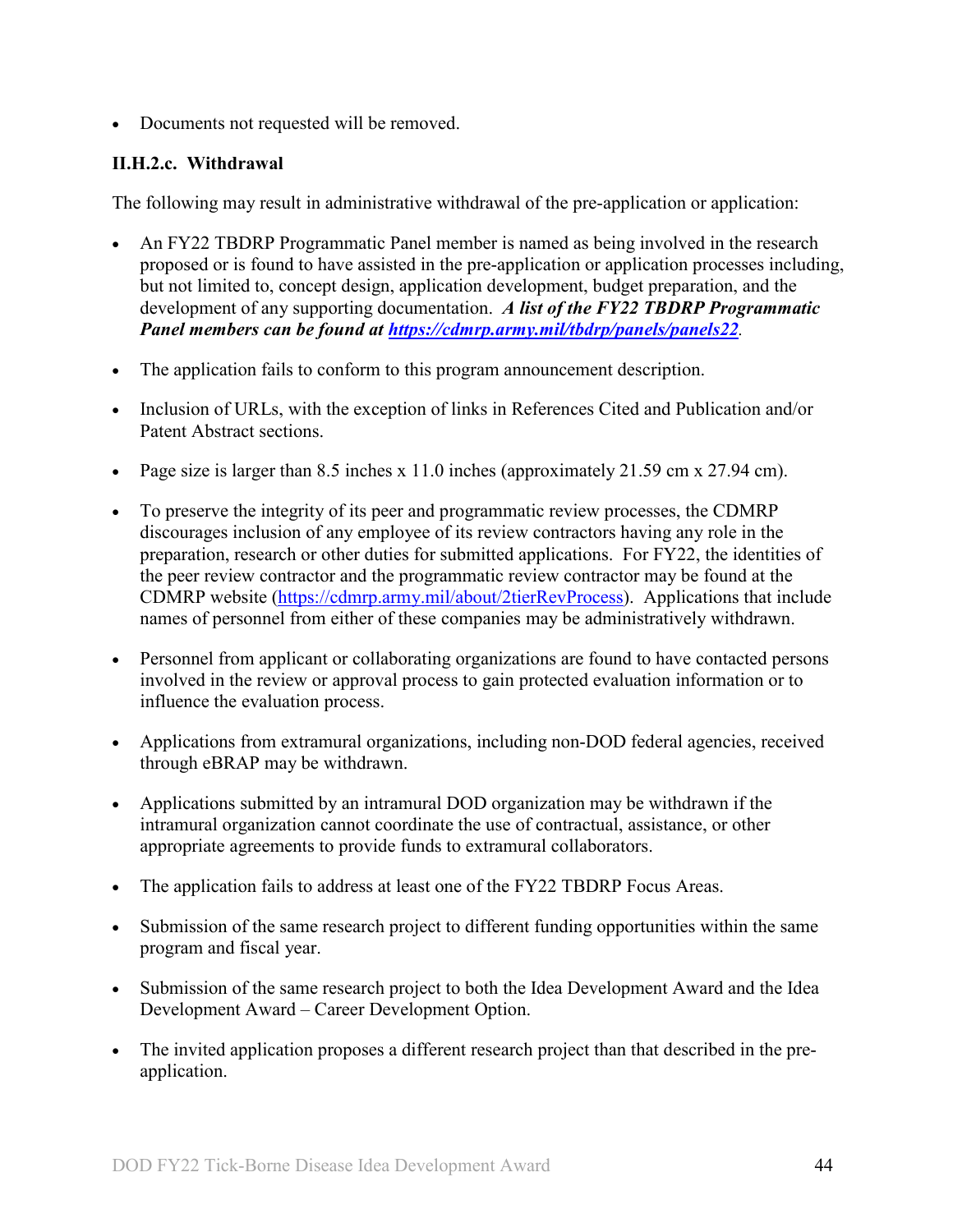- Documents not requested will be removed.

#### II.H.2.c. Withdrawal

The following may result in administrative withdrawal of the pre-application or application:

- An FY22 TBDRP Programmatic Panel member is named as being involved in the research proposed or is found to have assisted in the pre-application or application processes including, but not limited to, concept design, application development, budget preparation, and the development of any supporting documentation. ***A list of the FY22 TBDRP Programmatic Panel members can be found at [https://cdmrp.army.mil/tbdrp/panels/panels22](https://cdmrp.army.mil/tbdrp/panels/panels22).***

- The application fails to conform to this program announcement description.

- Inclusion of URLs, with the exception of links in References Cited and Publication and/or Patent Abstract sections.

- Page size is larger than 8.5 inches x 11.0 inches (approximately 21.59 cm x 27.94 cm).

- To preserve the integrity of its peer and programmatic review processes, the CDMRP discourages inclusion of any employee of its review contractors having any role in the preparation, research or other duties for submitted applications. For FY22, the identities of the peer review contractor and the programmatic review contractor may be found at the CDMRP website ([https://cdmrp.army.mil/about/2tierRevProcess](https://cdmrp.army.mil/about/2tierRevProcess)). Applications that include names of personnel from either of these companies may be administratively withdrawn.

- Personnel from applicant or collaborating organizations are found to have contacted persons involved in the review or approval process to gain protected evaluation information or to influence the evaluation process.

- Applications from extramural organizations, including non-DOD federal agencies, received through eBRAP may be withdrawn.

- Applications submitted by an intramural DOD organization may be withdrawn if the intramural organization cannot coordinate the use of contractual, assistance, or other appropriate agreements to provide funds to extramural collaborators.

- The application fails to address at least one of the FY22 TBDRP Focus Areas.

- Submission of the same research project to different funding opportunities within the same program and fiscal year.

- Submission of the same research project to both the Idea Development Award and the Idea Development Award – Career Development Option.

- The invited application proposes a different research project than that described in the pre-application.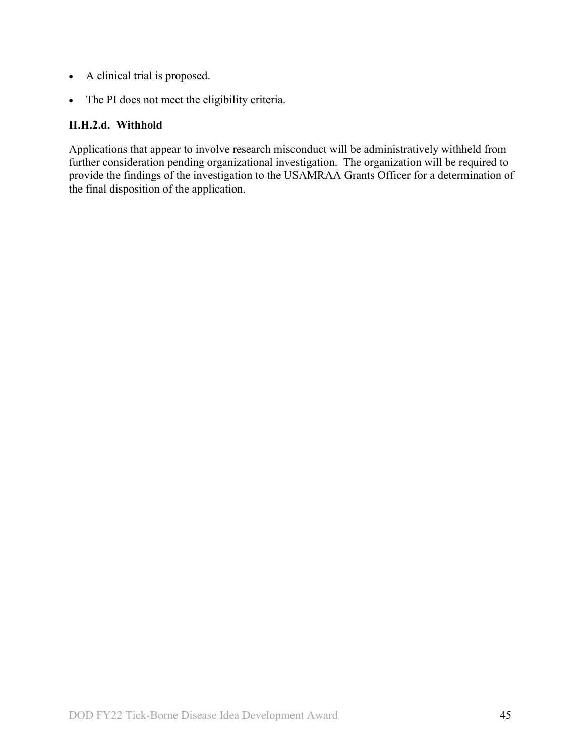- A clinical trial is proposed.
- The PI does not meet the eligibility criteria.

#### II.H.2.d. Withhold

Applications that appear to involve research misconduct will be administratively withheld from further consideration pending organizational investigation. The organization will be required to provide the findings of the investigation to the USAMRAA Grants Officer for a determination of the final disposition of the application.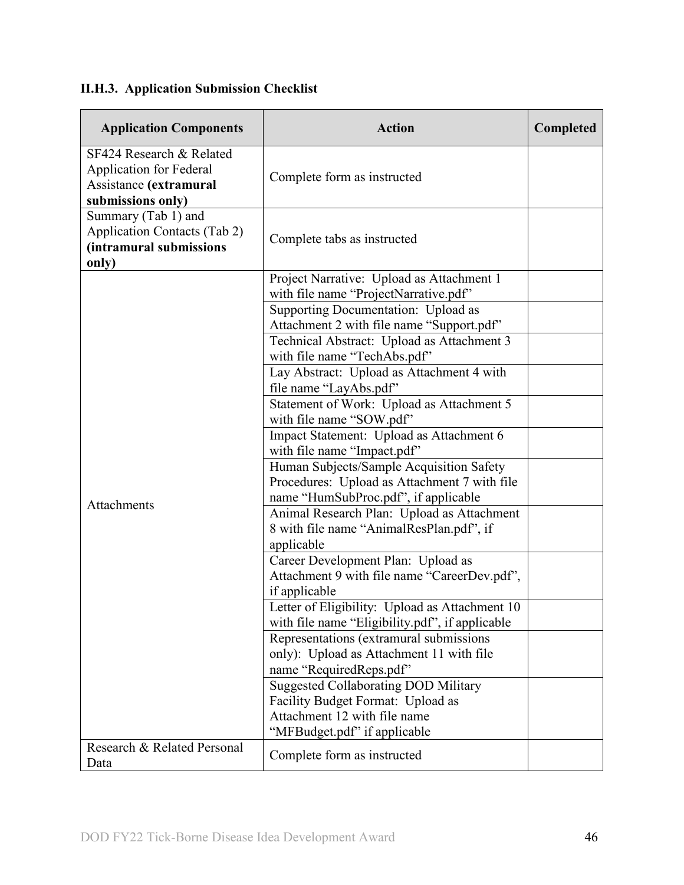### II.H.3. Application Submission Checklist

| Application Components | Action | Completed |
|---|---|---|
| SF424 Research & Related Application for Federal Assistance **(extramural submissions only)** | Complete form as instructed | |
| Summary (Tab 1) and Application Contacts (Tab 2) **(intramural submissions only)** | Complete tabs as instructed | |
| Attachments | Project Narrative: Upload as Attachment 1 with file name "ProjectNarrative.pdf" | |
| | Supporting Documentation: Upload as Attachment 2 with file name "Support.pdf" | |
| | Technical Abstract: Upload as Attachment 3 with file name "TechAbs.pdf" | |
| | Lay Abstract: Upload as Attachment 4 with file name "LayAbs.pdf" | |
| | Statement of Work: Upload as Attachment 5 with file name "SOW.pdf" | |
| | Impact Statement: Upload as Attachment 6 with file name "Impact.pdf" | |
| | Human Subjects/Sample Acquisition Safety Procedures: Upload as Attachment 7 with file name "HumSubProc.pdf", if applicable | |
| | Animal Research Plan: Upload as Attachment 8 with file name "AnimalResPlan.pdf", if applicable | |
| | Career Development Plan: Upload as Attachment 9 with file name "CareerDev.pdf", if applicable | |
| | Letter of Eligibility: Upload as Attachment 10 with file name "Eligibility.pdf", if applicable | |
| | Representations (extramural submissions only): Upload as Attachment 11 with file name "RequiredReps.pdf" | |
| | Suggested Collaborating DOD Military Facility Budget Format: Upload as Attachment 12 with file name "MFBudget.pdf" if applicable | |
| Research & Related Personal Data | Complete form as instructed | |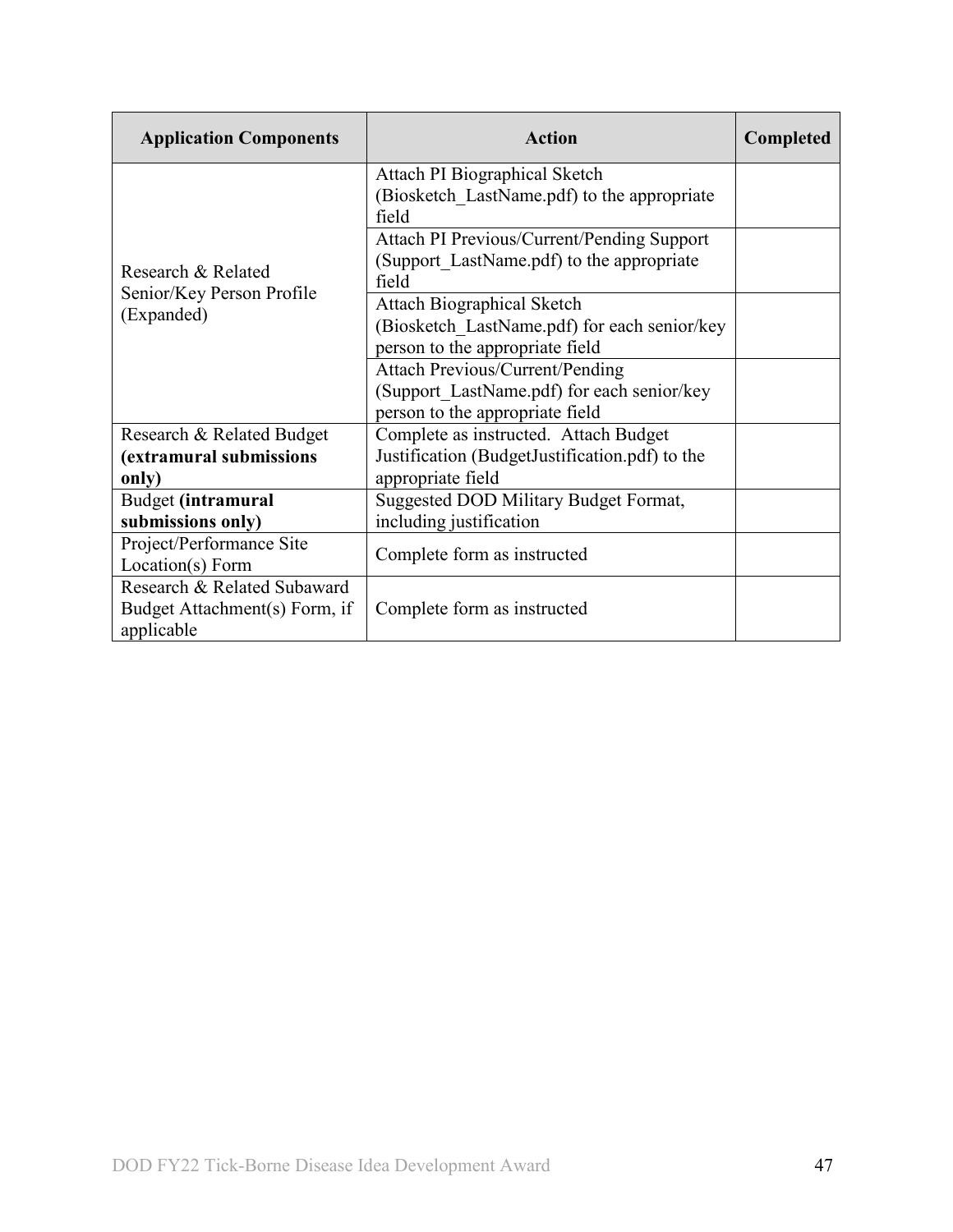| Application Components | Action | Completed |
|---|---|---|
| Research & Related Senior/Key Person Profile (Expanded) | Attach PI Biographical Sketch (Biosketch_LastName.pdf) to the appropriate field | |
| | Attach PI Previous/Current/Pending Support (Support_LastName.pdf) to the appropriate field | |
| | Attach Biographical Sketch (Biosketch_LastName.pdf) for each senior/key person to the appropriate field | |
| | Attach Previous/Current/Pending (Support_LastName.pdf) for each senior/key person to the appropriate field | |
| Research & Related Budget **(extramural submissions only)** | Complete as instructed. Attach Budget Justification (BudgetJustification.pdf) to the appropriate field | |
| Budget **(intramural submissions only)** | Suggested DOD Military Budget Format, including justification | |
| Project/Performance Site Location(s) Form | Complete form as instructed | |
| Research & Related Subaward Budget Attachment(s) Form, if applicable | Complete form as instructed | |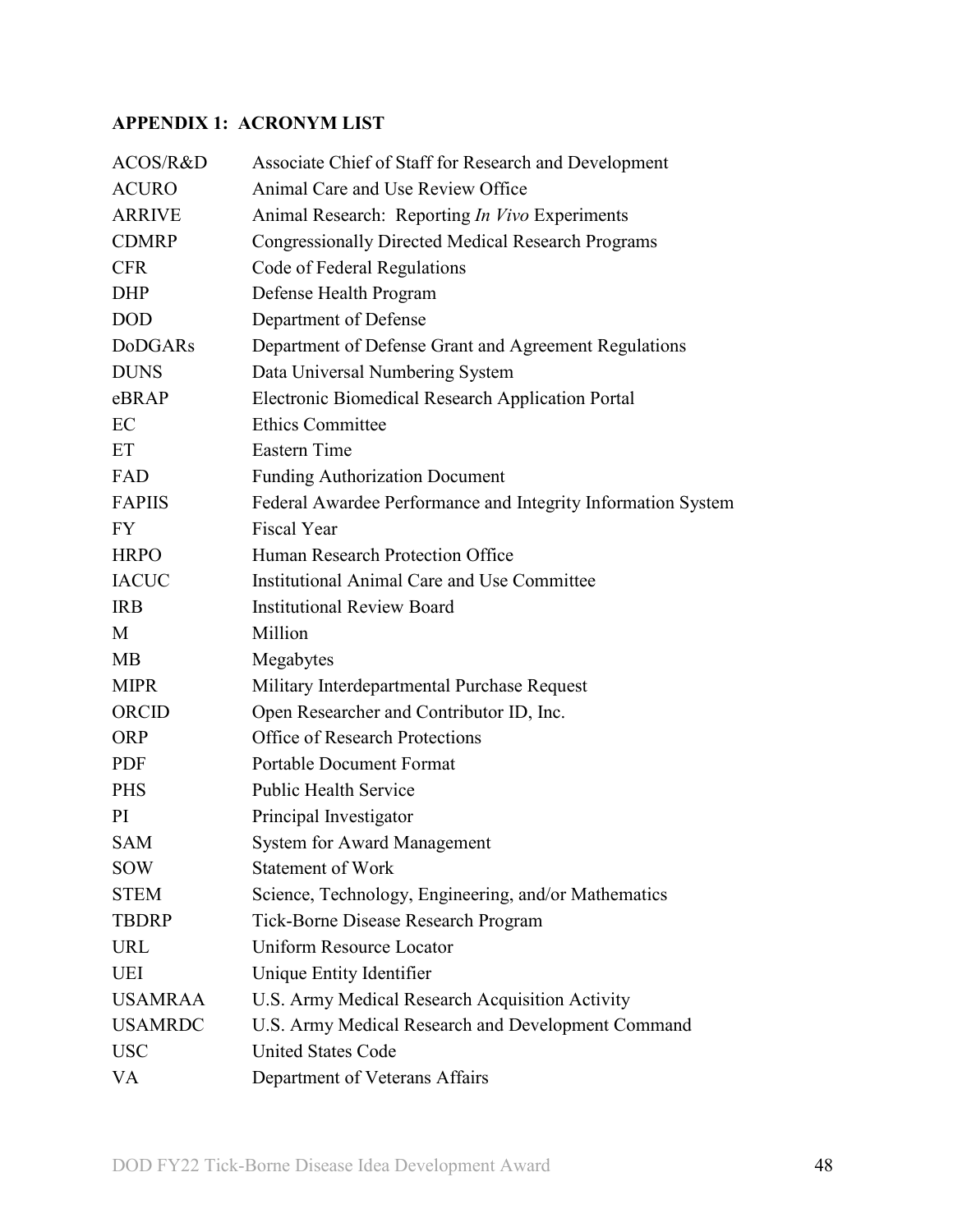## APPENDIX 1: ACRONYM LIST

| | |
|---|---|
| ACOS/R&D | Associate Chief of Staff for Research and Development |
| ACURO | Animal Care and Use Review Office |
| ARRIVE | Animal Research: Reporting *In Vivo* Experiments |
| CDMRP | Congressionally Directed Medical Research Programs |
| CFR | Code of Federal Regulations |
| DHP | Defense Health Program |
| DOD | Department of Defense |
| DoDGARs | Department of Defense Grant and Agreement Regulations |
| DUNS | Data Universal Numbering System |
| eBRAP | Electronic Biomedical Research Application Portal |
| EC | Ethics Committee |
| ET | Eastern Time |
| FAD | Funding Authorization Document |
| FAPIIS | Federal Awardee Performance and Integrity Information System |
| FY | Fiscal Year |
| HRPO | Human Research Protection Office |
| IACUC | Institutional Animal Care and Use Committee |
| IRB | Institutional Review Board |
| M | Million |
| MB | Megabytes |
| MIPR | Military Interdepartmental Purchase Request |
| ORCID | Open Researcher and Contributor ID, Inc. |
| ORP | Office of Research Protections |
| PDF | Portable Document Format |
| PHS | Public Health Service |
| PI | Principal Investigator |
| SAM | System for Award Management |
| SOW | Statement of Work |
| STEM | Science, Technology, Engineering, and/or Mathematics |
| TBDRP | Tick-Borne Disease Research Program |
| URL | Uniform Resource Locator |
| UEI | Unique Entity Identifier |
| USAMRAA | U.S. Army Medical Research Acquisition Activity |
| USAMRDC | U.S. Army Medical Research and Development Command |
| USC | United States Code |
| VA | Department of Veterans Affairs |